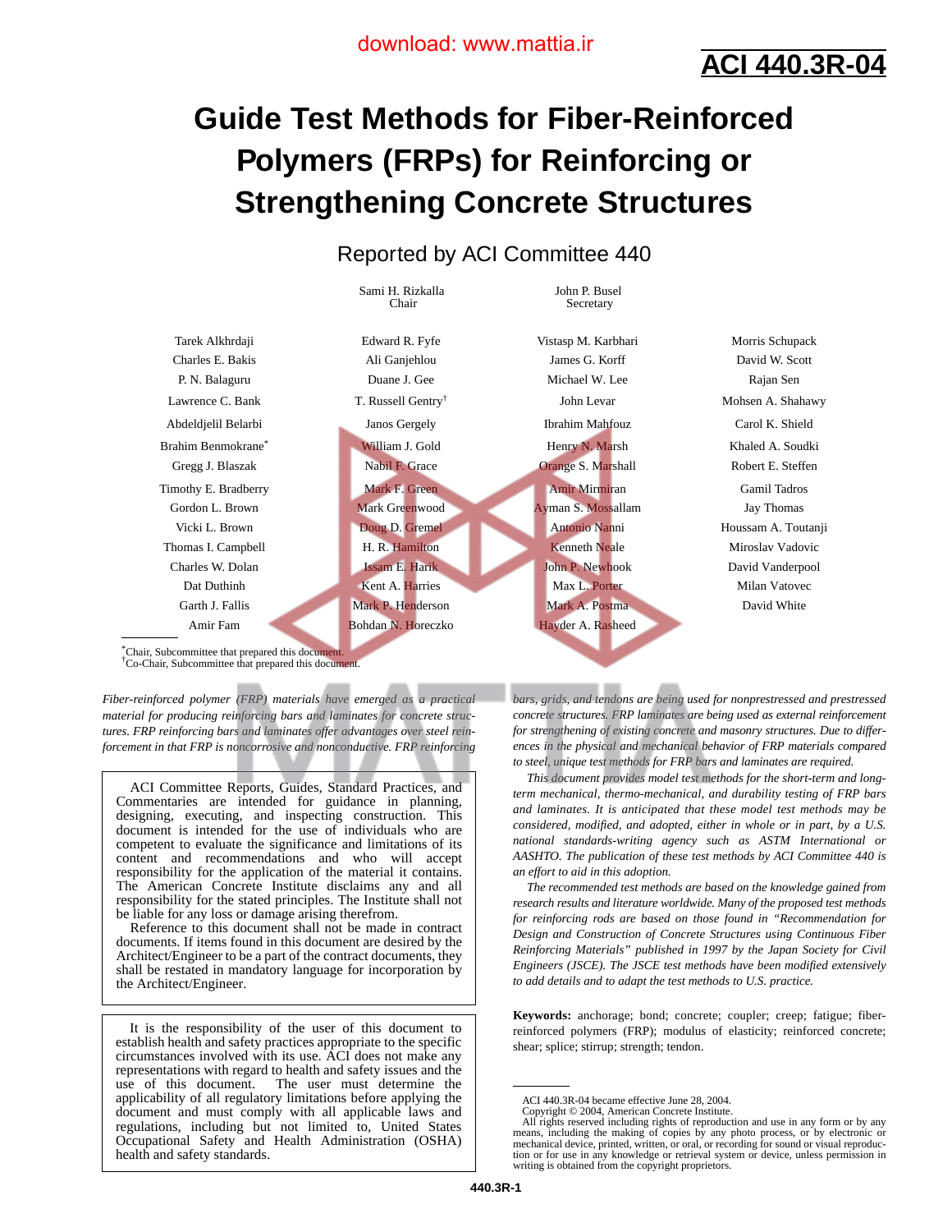download: www.mattia.ir

ACI 440.3R-04

# Guide Test Methods for Fiber-Reinforced Polymers (FRPs) for Reinforcing or Strengthening Concrete Structures

## Reported by ACI Committee 440

Sami H. Rizkalla, Chair

John P. Busel, Secretary

| | | | |
|---|---|---|---|
| Tarek Alkhrdaji | Edward R. Fyfe | Vistasp M. Karbhari | Morris Schupack |
| Charles E. Bakis | Ali Ganjehlou | James G. Korff | David W. Scott |
| P. N. Balaguru | Duane J. Gee | Michael W. Lee | Rajan Sen |
| Lawrence C. Bank | T. Russell Gentry[†] | John Levar | Mohsen A. Shahawy |
| Abdeldjelil Belarbi | Janos Gergely | Ibrahim Mahfouz | Carol K. Shield |
| Brahim Benmokrane[*] | William J. Gold | Henry N. Marsh | Khaled A. Soudki |
| Gregg J. Blaszak | Nabil F. Grace | Orange S. Marshall | Robert E. Steffen |
| Timothy E. Bradberry | Mark F. Green | Amir Mirmiran | Gamil Tadros |
| Gordon L. Brown | Mark Greenwood | Ayman S. Mossallam | Jay Thomas |
| Vicki L. Brown | Doug D. Gremel | Antonio Nanni | Houssam A. Toutanji |
| Thomas I. Campbell | H. R. Hamilton | Kenneth Neale | Miroslav Vadovic |
| Charles W. Dolan | Issam E. Harik | John P. Newhook | David Vanderpool |
| Dat Duthinh | Kent A. Harries | Max L. Porter | Milan Vatovec |
| Garth J. Fallis | Mark P. Henderson | Mark A. Postma | David White |
| Amir Fam | Bohdan N. Horeczko | Hayder A. Rasheed | |

[*]Chair, Subcommittee that prepared this document.
[†]Co-Chair, Subcommittee that prepared this document.

*Fiber-reinforced polymer (FRP) materials have emerged as a practical material for producing reinforcing bars and laminates for concrete structures. FRP reinforcing bars and laminates offer advantages over steel reinforcement in that FRP is noncorrosive and nonconductive. FRP reinforcing bars, grids, and tendons are being used for nonprestressed and prestressed concrete structures. FRP laminates are being used as external reinforcement for strengthening of existing concrete and masonry structures. Due to differences in the physical and mechanical behavior of FRP materials compared to steel, unique test methods for FRP bars and laminates are required.*

*This document provides model test methods for the short-term and long-term mechanical, thermo-mechanical, and durability testing of FRP bars and laminates. It is anticipated that these model test methods may be considered, modified, and adopted, either in whole or in part, by a U.S. national standards-writing agency such as ASTM International or AASHTO. The publication of these test methods by ACI Committee 440 is an effort to aid in this adoption.*

*The recommended test methods are based on the knowledge gained from research results and literature worldwide. Many of the proposed test methods for reinforcing rods are based on those found in "Recommendation for Design and Construction of Concrete Structures using Continuous Fiber Reinforcing Materials" published in 1997 by the Japan Society for Civil Engineers (JSCE). The JSCE test methods have been modified extensively to add details and to adapt the test methods to U.S. practice.*

**Keywords:** anchorage; bond; concrete; coupler; creep; fatigue; fiber-reinforced polymers (FRP); modulus of elasticity; prestressed concrete; reinforced concrete; shear; splice; stirrup; strength; tendon.

ACI Committee Reports, Guides, Standard Practices, and Commentaries are intended for guidance in planning, designing, executing, and inspecting construction. This document is intended for the use of individuals who are competent to evaluate the significance and limitations of its content and recommendations and who will accept responsibility for the application of the material it contains. The American Concrete Institute disclaims any and all responsibility for the stated principles. The Institute shall not be liable for any loss or damage arising therefrom.

Reference to this document shall not be made in contract documents. If items found in this document are desired by the Architect/Engineer to be a part of the contract documents, they shall be restated in mandatory language for incorporation by the Architect/Engineer.

It is the responsibility of the user of this document to establish health and safety practices appropriate to the specific circumstances involved with its use. ACI does not make any representations with regard to health and safety issues and the use of this document. The user must determine the applicability of all regulatory limitations before applying the document and must comply with all applicable laws and regulations, including but not limited to, United States Occupational Safety and Health Administration (OSHA) health and safety standards.

ACI 440.3R-04 became effective June 28, 2004.
Copyright © 2004, American Concrete Institute.
All rights reserved including rights of reproduction and use in any form or by any means, including the making of copies by any photo process, or by electronic or mechanical device, printed, written, or oral, or recording for sound or visual reproduction or for use in any knowledge or retrieval system or device, unless permission in writing is obtained from the copyright proprietors.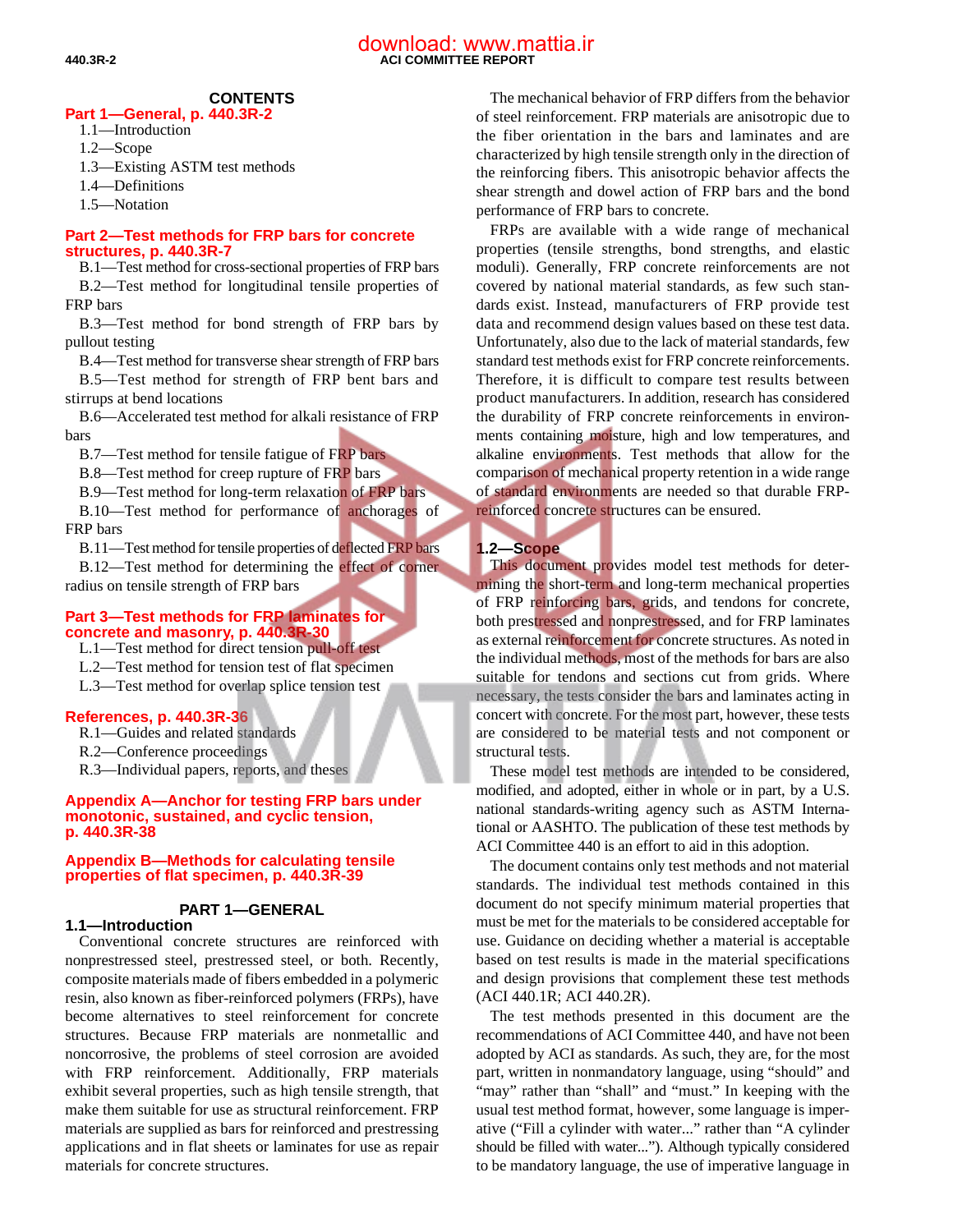## CONTENTS

**Part 1—General, p. 440.3R-2**
- 1.1—Introduction
- 1.2—Scope
- 1.3—Existing ASTM test methods
- 1.4—Definitions
- 1.5—Notation

**Part 2—Test methods for FRP bars for concrete structures, p. 440.3R-7**
- B.1—Test method for cross-sectional properties of FRP bars
- B.2—Test method for longitudinal tensile properties of FRP bars
- B.3—Test method for bond strength of FRP bars by pullout testing
- B.4—Test method for transverse shear strength of FRP bars
- B.5—Test method for strength of FRP bent bars and stirrups at bend locations
- B.6—Accelerated test method for alkali resistance of FRP bars
- B.7—Test method for tensile fatigue of FRP bars
- B.8—Test method for creep rupture of FRP bars
- B.9—Test method for long-term relaxation of FRP bars
- B.10—Test method for performance of anchorages of FRP bars
- B.11—Test method for tensile properties of deflected FRP bars
- B.12—Test method for determining the effect of corner radius on tensile strength of FRP bars

**Part 3—Test methods for FRP laminates for concrete and masonry, p. 440.3R-30**
- L.1—Test method for direct tension pull-off test
- L.2—Test method for tension test of flat specimen
- L.3—Test method for overlap splice tension test

**References, p. 440.3R-36**
- R.1—Guides and related standards
- R.2—Conference proceedings
- R.3—Individual papers, reports, and theses

**Appendix A—Anchor for testing FRP bars under monotonic, sustained, and cyclic tension, p. 440.3R-38**

**Appendix B—Methods for calculating tensile properties of flat specimen, p. 440.3R-39**

# PART 1—GENERAL

## 1.1—Introduction

Conventional concrete structures are reinforced with nonprestressed steel, prestressed steel, or both. Recently, composite materials made of fibers embedded in a polymeric resin, also known as fiber-reinforced polymers (FRPs), have become alternatives to steel reinforcement for concrete structures. Because FRP materials are nonmetallic and noncorrosive, the problems of steel corrosion are avoided with FRP reinforcement. Additionally, FRP materials exhibit several properties, such as high tensile strength, that make them suitable for use as structural reinforcement. FRP materials are supplied as bars for reinforced and prestressing applications and in flat sheets or laminates for use as repair materials for concrete structures.

The mechanical behavior of FRP differs from the behavior of steel reinforcement. FRP materials are anisotropic due to the fiber orientation in the bars and laminates and are characterized by high tensile strength only in the direction of the reinforcing fibers. This anisotropic behavior affects the shear strength and dowel action of FRP bars and the bond performance of FRP bars to concrete.

FRPs are available with a wide range of mechanical properties (tensile strengths, bond strengths, and elastic moduli). Generally, FRP concrete reinforcements are not covered by national material standards, as few such standards exist. Instead, manufacturers of FRP provide test data and recommend design values based on these test data. Unfortunately, also due to the lack of material standards, few standard test methods exist for FRP concrete reinforcements. Therefore, it is difficult to compare test results between product manufacturers. In addition, research has considered the durability of FRP concrete reinforcements in environments containing moisture, high and low temperatures, and alkaline environments. Test methods that allow for the comparison of mechanical property retention in a wide range of standard environments are needed so that durable FRP-reinforced concrete structures can be ensured.

## 1.2—Scope

This document provides model test methods for determining the short-term and long-term mechanical properties of FRP reinforcing bars, grids, and tendons for concrete, both prestressed and nonprestressed, and for FRP laminates as external reinforcement for concrete structures. As noted in the individual methods, most of the methods for bars are also suitable for tendons and sections cut from grids. Where necessary, the tests consider the bars and laminates acting in concert with concrete. For the most part, however, these tests are considered to be material tests and not component or structural tests.

These model test methods are intended to be considered, modified, and adopted, either in whole or in part, by a U.S. national standards-writing agency such as ASTM International or AASHTO. The publication of these test methods by ACI Committee 440 is an effort to aid in this adoption.

The document contains only test methods and not material standards. The individual test methods contained in this document do not specify minimum material properties that must be met for the materials to be considered acceptable for use. Guidance on deciding whether a material is acceptable based on test results is made in the material specifications and design provisions that complement these test methods (ACI 440.1R; ACI 440.2R).

The test methods presented in this document are the recommendations of ACI Committee 440, and have not been adopted by ACI as standards. As such, they are, for the most part, written in nonmandatory language, using "should" and "may" rather than "shall" and "must." In keeping with the usual test method format, however, some language is imperative ("Fill a cylinder with water..." rather than "A cylinder should be filled with water..."). Although typically considered to be mandatory language, the use of imperative language in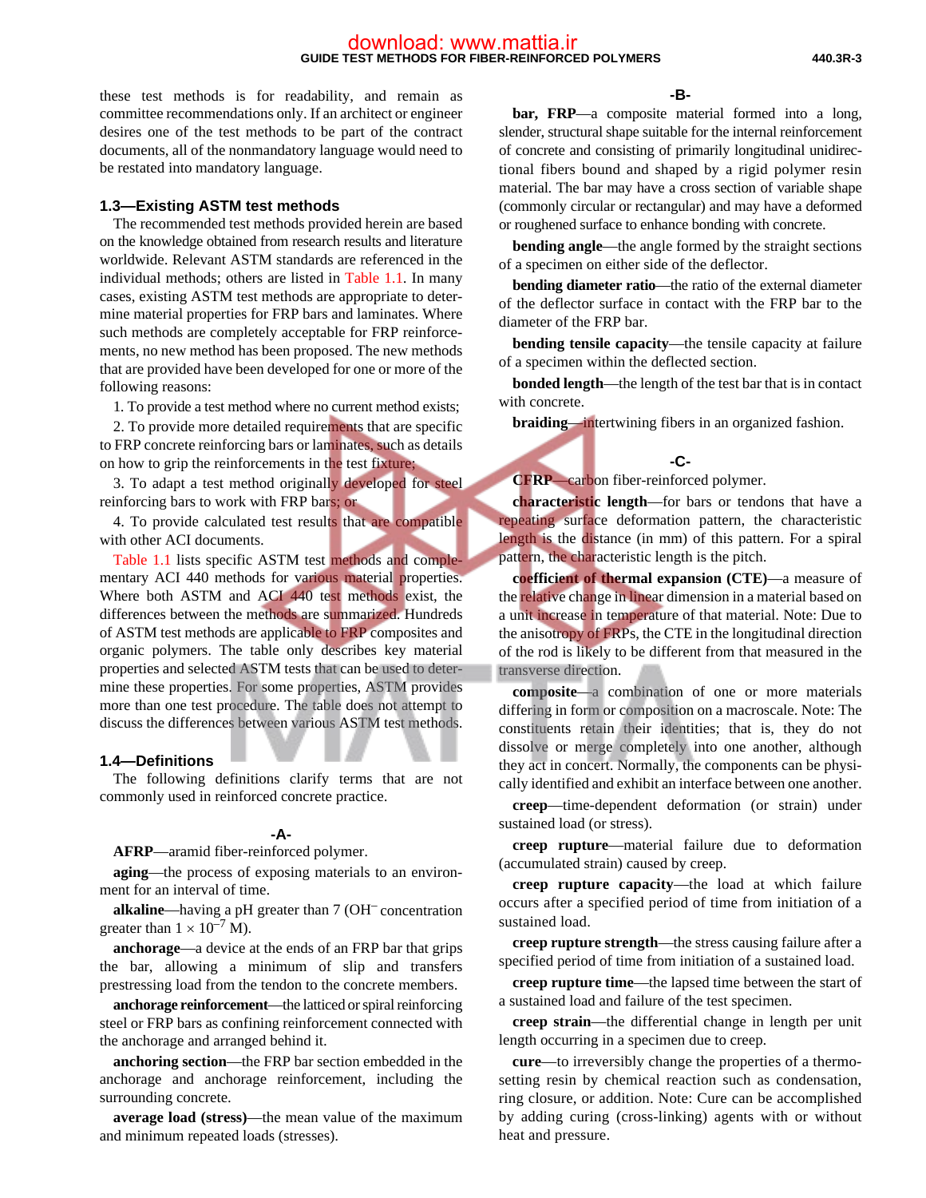these test methods is for readability, and remain as committee recommendations only. If an architect or engineer desires one of the test methods to be part of the contract documents, all of the nonmandatory language would need to be restated into mandatory language.

## 1.3—Existing ASTM test methods

The recommended test methods provided herein are based on the knowledge obtained from research results and literature worldwide. Relevant ASTM standards are referenced in the individual methods; others are listed in Table 1.1. In many cases, existing ASTM test methods are appropriate to determine material properties for FRP bars and laminates. Where such methods are completely acceptable for FRP reinforcements, no new method has been proposed. The new methods that are provided have been developed for one or more of the following reasons:

1. To provide a test method where no current method exists;
2. To provide more detailed requirements that are specific to FRP concrete reinforcing bars or laminates, such as details on how to grip the reinforcements in the test fixture;
3. To adapt a test method originally developed for steel reinforcing bars to work with FRP bars; or
4. To provide calculated test results that are compatible with other ACI documents.

Table 1.1 lists specific ASTM test methods and complementary ACI 440 methods for various material properties. Where both ASTM and ACI 440 test methods exist, the differences between the methods are summarized. Hundreds of ASTM test methods are applicable to FRP composites and organic polymers. The table only describes key material properties and selected ASTM tests that can be used to determine these properties. For some properties, ASTM provides more than one test procedure. The table does not attempt to discuss the differences between various ASTM test methods.

## 1.4—Definitions

The following definitions clarify terms that are not commonly used in reinforced concrete practice.

### -A-

**AFRP**—aramid fiber-reinforced polymer.

**aging**—the process of exposing materials to an environment for an interval of time.

**alkaline**—having a pH greater than 7 ($OH^-$ concentration greater than $1 \times 10^{-7}$ M).

**anchorage**—a device at the ends of an FRP bar that grips the bar, allowing a minimum of slip and transfers prestressing load from the tendon to the concrete members.

**anchorage reinforcement**—the latticed or spiral reinforcing steel or FRP bars as confining reinforcement connected with the anchorage and arranged behind it.

**anchoring section**—the FRP bar section embedded in the anchorage and anchorage reinforcement, including the surrounding concrete.

**average load (stress)**—the mean value of the maximum and minimum repeated loads (stresses).

### -B-

**bar, FRP**—a composite material formed into a long, slender, structural shape suitable for the internal reinforcement of concrete and consisting of primarily longitudinal unidirectional fibers bound and shaped by a rigid polymer resin material. The bar may have a cross section of variable shape (commonly circular or rectangular) and may have a deformed or roughened surface to enhance bonding with concrete.

**bending angle**—the angle formed by the straight sections of a specimen on either side of the deflector.

**bending diameter ratio**—the ratio of the external diameter of the deflector surface in contact with the FRP bar to the diameter of the FRP bar.

**bending tensile capacity**—the tensile capacity at failure of a specimen within the deflected section.

**bonded length**—the length of the test bar that is in contact with concrete.

**braiding**—intertwining fibers in an organized fashion.

### -C-

**CFRP**—carbon fiber-reinforced polymer.

**characteristic length**—for bars or tendons that have a repeating surface deformation pattern, the characteristic length is the distance (in mm) of this pattern. For a spiral pattern, the characteristic length is the pitch.

**coefficient of thermal expansion (CTE)**—a measure of the relative change in linear dimension in a material based on a unit increase in temperature of that material. Note: Due to the anisotropy of FRPs, the CTE in the longitudinal direction of the rod is likely to be different from that measured in the transverse direction.

**composite**—a combination of one or more materials differing in form or composition on a macroscale. Note: The constituents retain their identities; that is, they do not dissolve or merge completely into one another, although they act in concert. Normally, the components can be physically identified and exhibit an interface between one another.

**creep**—time-dependent deformation (or strain) under sustained load (or stress).

**creep rupture**—material failure due to deformation (accumulated strain) caused by creep.

**creep rupture capacity**—the load at which failure occurs after a specified period of time from initiation of a sustained load.

**creep rupture strength**—the stress causing failure after a specified period of time from initiation of a sustained load.

**creep rupture time**—the lapsed time between the start of a sustained load and failure of the test specimen.

**creep strain**—the differential change in length per unit length occurring in a specimen due to creep.

**cure**—to irreversibly change the properties of a thermosetting resin by chemical reaction such as condensation, ring closure, or addition. Note: Cure can be accomplished by adding curing (cross-linking) agents with or without heat and pressure.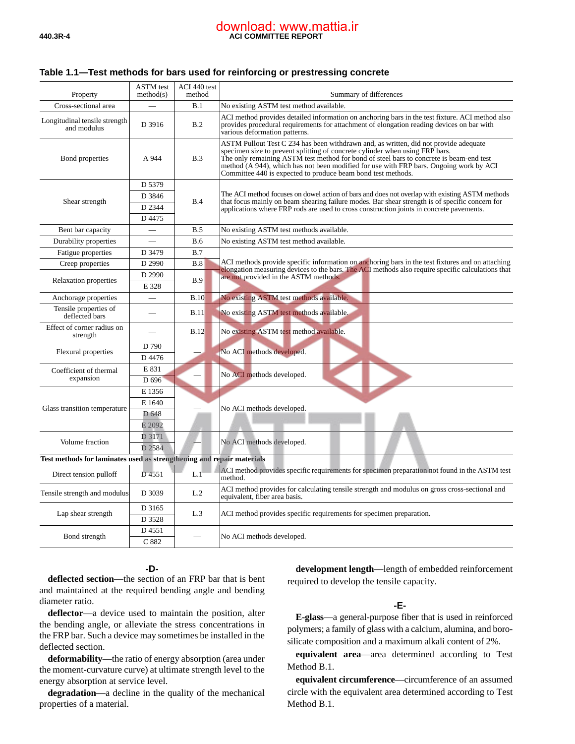**Table 1.1—Test methods for bars used for reinforcing or prestressing concrete**

| Property | ASTM test method(s) | ACI 440 test method | Summary of differences |
|---|---|---|---|
| Cross-sectional area | — | B.1 | No existing ASTM test method available. |
| Longitudinal tensile strength and modulus | D 3916 | B.2 | ACI method provides detailed information on anchoring bars in the test fixture. ACI method also provides procedural requirements for attachment of elongation reading devices on bar with various deformation patterns. |
| Bond properties | A 944 | B.3 | ASTM Pullout Test C 234 has been withdrawn and, as written, did not provide adequate specimen size to prevent splitting of concrete cylinder when using FRP bars. The only remaining ASTM test method for bond of steel bars to concrete is beam-end test method (A 944), which has not been modified for use with FRP bars. Ongoing work by ACI Committee 440 is expected to produce beam bond test methods. |
| Shear strength | D 5379<br>D 3846<br>D 2344<br>D 4475 | B.4 | The ACI method focuses on dowel action of bars and does not overlap with existing ASTM methods that focus mainly on beam shearing failure modes. Bar shear strength is of specific concern for applications where FRP rods are used to cross construction joints in concrete pavements. |
| Bent bar capacity | — | B.5 | No existing ASTM test methods available. |
| Durability properties | — | B.6 | No existing ASTM test method available. |
| Fatigue properties | D 3479 | B.7 | ACI methods provide specific information on anchoring bars in the test fixtures and on attaching elongation measuring devices to the bars. The ACI methods also require specific calculations that are not provided in the ASTM methods. |
| Creep properties | D 2990 | B.8 | |
| Relaxation properties | D 2990<br>E 328 | B.9 | |
| Anchorage properties | — | B.10 | No existing ASTM test methods available. |
| Tensile properties of deflected bars | — | B.11 | No existing ASTM test methods available. |
| Effect of corner radius on strength | — | B.12 | No existing ASTM test method available. |
| Flexural properties | D 790<br>D 4476 | — | No ACI methods developed. |
| Coefficient of thermal expansion | E 831<br>D 696 | — | No ACI methods developed. |
| Glass transition temperature | E 1356<br>E 1640<br>D 648<br>E 2092 | — | No ACI methods developed. |
| Volume fraction | D 3171<br>D 2584 | — | No ACI methods developed. |
| **Test methods for laminates used as strengthening and repair materials** | | | |
| Direct tension pulloff | D 4551 | L.1 | ACI method provides specific requirements for specimen preparation not found in the ASTM test method. |
| Tensile strength and modulus | D 3039 | L.2 | ACI method provides for calculating tensile strength and modulus on gross cross-sectional and equivalent, fiber area basis. |
| Lap shear strength | D 3165<br>D 3528 | L.3 | ACI method provides specific requirements for specimen preparation. |
| Bond strength | D 4551<br>C 882 | — | No ACI methods developed. |

### -D-

**deflected section**—the section of an FRP bar that is bent and maintained at the required bending angle and bending diameter ratio.

**deflector**—a device used to maintain the position, alter the bending angle, or alleviate the stress concentrations in the FRP bar. Such a device may sometimes be installed in the deflected section.

**deformability**—the ratio of energy absorption (area under the moment-curvature curve) at ultimate strength level to the energy absorption at service level.

**degradation**—a decline in the quality of the mechanical properties of a material.

**development length**—length of embedded reinforcement required to develop the tensile capacity.

### -E-

**E-glass**—a general-purpose fiber that is used in reinforced polymers; a family of glass with a calcium, alumina, and borosilicate composition and a maximum alkali content of 2%.

**equivalent area**—area determined according to Test Method B.1.

**equivalent circumference**—circumference of an assumed circle with the equivalent area determined according to Test Method B.1.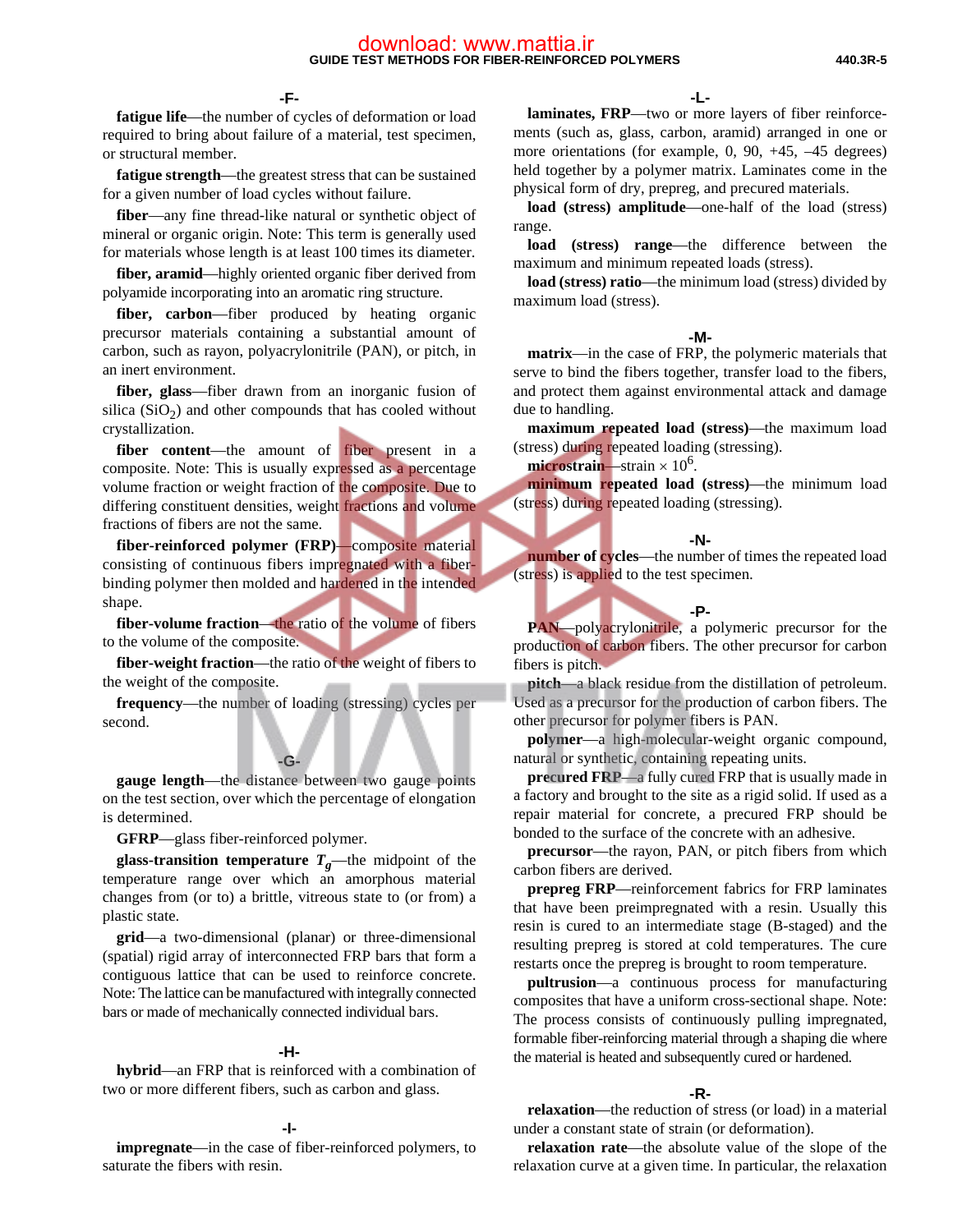**-F-**

**fatigue life**—the number of cycles of deformation or load required to bring about failure of a material, test specimen, or structural member.

**fatigue strength**—the greatest stress that can be sustained for a given number of load cycles without failure.

**fiber**—any fine thread-like natural or synthetic object of mineral or organic origin. Note: This term is generally used for materials whose length is at least 100 times its diameter.

**fiber, aramid**—highly oriented organic fiber derived from polyamide incorporating into an aromatic ring structure.

**fiber, carbon**—fiber produced by heating organic precursor materials containing a substantial amount of carbon, such as rayon, polyacrylonitrile (PAN), or pitch, in an inert environment.

**fiber, glass**—fiber drawn from an inorganic fusion of silica ($SiO_2$) and other compounds that has cooled without crystallization.

**fiber content**—the amount of fiber present in a composite. Note: This is usually expressed as a percentage volume fraction or weight fraction of the composite. Due to differing constituent densities, weight fractions and volume fractions of fibers are not the same.

**fiber-reinforced polymer (FRP)**—composite material consisting of continuous fibers impregnated with a fiber-binding polymer then molded and hardened in the intended shape.

**fiber-volume fraction**—the ratio of the volume of fibers to the volume of the composite.

**fiber-weight fraction**—the ratio of the weight of fibers to the weight of the composite.

**frequency**—the number of loading (stressing) cycles per second.

**-G-**

**gauge length**—the distance between two gauge points on the test section, over which the percentage of elongation is determined.

**GFRP**—glass fiber-reinforced polymer.

**glass-transition temperature $T_g$**—the midpoint of the temperature range over which an amorphous material changes from (or to) a brittle, vitreous state to (or from) a plastic state.

**grid**—a two-dimensional (planar) or three-dimensional (spatial) rigid array of interconnected FRP bars that form a contiguous lattice that can be used to reinforce concrete. Note: The lattice can be manufactured with integrally connected bars or made of mechanically connected individual bars.

**-H-**

**hybrid**—an FRP that is reinforced with a combination of two or more different fibers, such as carbon and glass.

**-I-**

**impregnate**—in the case of fiber-reinforced polymers, to saturate the fibers with resin.

**-L-**

**laminates, FRP**—two or more layers of fiber reinforcements (such as, glass, carbon, aramid) arranged in one or more orientations (for example, 0, 90, +45, –45 degrees) held together by a polymer matrix. Laminates come in the physical form of dry, prepreg, and precured materials.

**load (stress) amplitude**—one-half of the load (stress) range.

**load (stress) range**—the difference between the maximum and minimum repeated loads (stress).

**load (stress) ratio**—the minimum load (stress) divided by maximum load (stress).

**-M-**

**matrix**—in the case of FRP, the polymeric materials that serve to bind the fibers together, transfer load to the fibers, and protect them against environmental attack and damage due to handling.

**maximum repeated load (stress)**—the maximum load (stress) during repeated loading (stressing).

**microstrain**—strain $\times 10^6$.

**minimum repeated load (stress)**—the minimum load (stress) during repeated loading (stressing).

**-N-**

**number of cycles**—the number of times the repeated load (stress) is applied to the test specimen.

**-P-**

**PAN**—polyacrylonitrile, a polymeric precursor for the production of carbon fibers. The other precursor for carbon fibers is pitch.

**pitch**—a black residue from the distillation of petroleum. Used as a precursor for the production of carbon fibers. The other precursor for polymer fibers is PAN.

**polymer**—a high-molecular-weight organic compound, natural or synthetic, containing repeating units.

**precured FRP**—a fully cured FRP that is usually made in a factory and brought to the site as a rigid solid. If used as a repair material for concrete, a precured FRP should be bonded to the surface of the concrete with an adhesive.

**precursor**—the rayon, PAN, or pitch fibers from which carbon fibers are derived.

**prepreg FRP**—reinforcement fabrics for FRP laminates that have been preimpregnated with a resin. Usually this resin is cured to an intermediate stage (B-staged) and the resulting prepreg is stored at cold temperatures. The cure restarts once the prepreg is brought to room temperature.

**pultrusion**—a continuous process for manufacturing composites that have a uniform cross-sectional shape. Note: The process consists of continuously pulling impregnated, formable fiber-reinforcing material through a shaping die where the material is heated and subsequently cured or hardened.

**-R-**

**relaxation**—the reduction of stress (or load) in a material under a constant state of strain (or deformation).

**relaxation rate**—the absolute value of the slope of the relaxation curve at a given time. In particular, the relaxation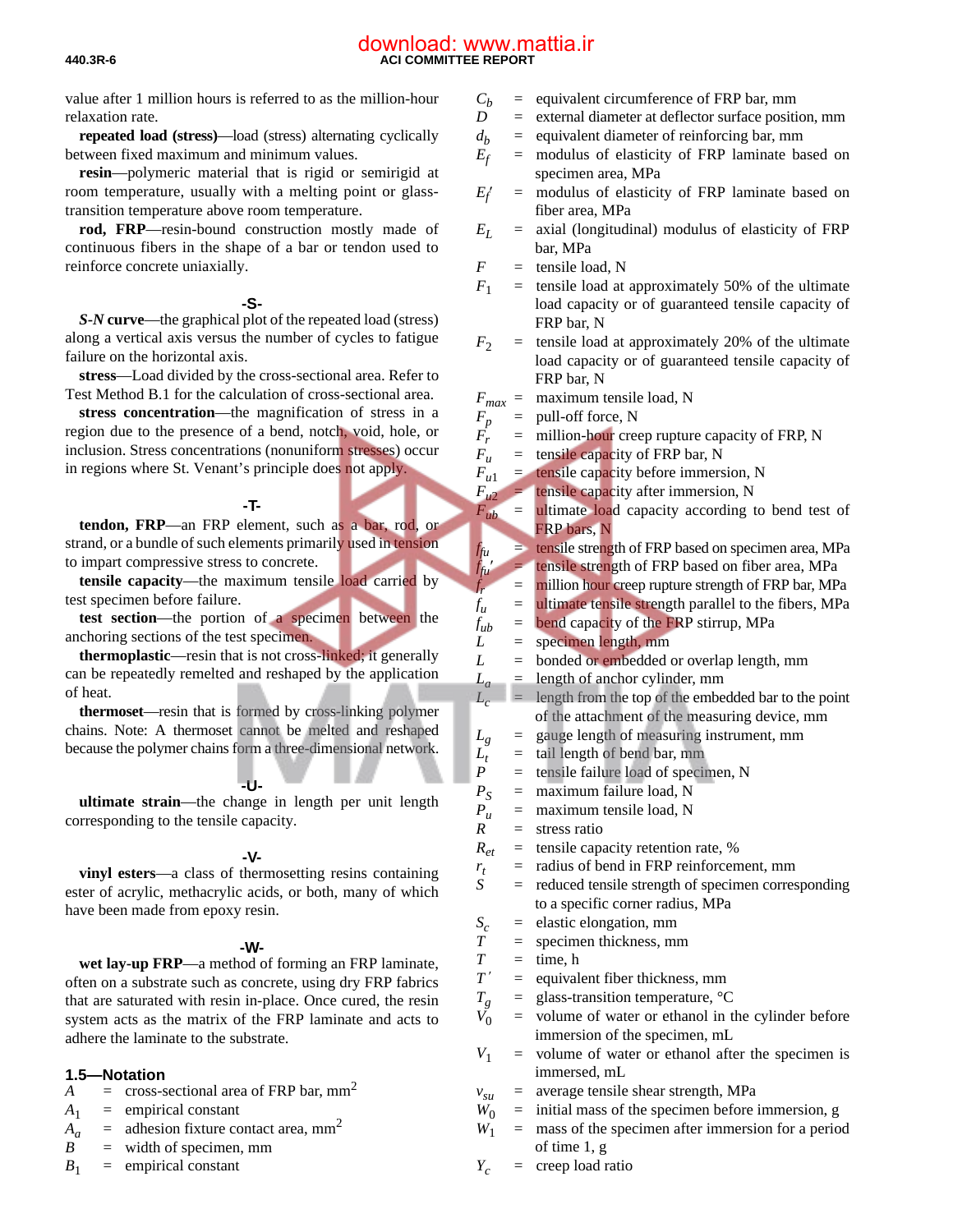value after 1 million hours is referred to as the million-hour relaxation rate.

**repeated load (stress)**—load (stress) alternating cyclically between fixed maximum and minimum values.

**resin**—polymeric material that is rigid or semirigid at room temperature, usually with a melting point or glass-transition temperature above room temperature.

**rod, FRP**—resin-bound construction mostly made of continuous fibers in the shape of a bar or tendon used to reinforce concrete uniaxially.

### -S-

***S-N* curve**—the graphical plot of the repeated load (stress) along a vertical axis versus the number of cycles to fatigue failure on the horizontal axis.

**stress**—Load divided by the cross-sectional area. Refer to Test Method B.1 for the calculation of cross-sectional area.

**stress concentration**—the magnification of stress in a region due to the presence of a bend, notch, void, hole, or inclusion. Stress concentrations (nonuniform stresses) occur in regions where St. Venant's principle does not apply.

### -T-

**tendon, FRP**—an FRP element, such as a bar, rod, or strand, or a bundle of such elements primarily used in tension to impart compressive stress to concrete.

**tensile capacity**—the maximum tensile load carried by test specimen before failure.

**test section**—the portion of a specimen between the anchoring sections of the test specimen.

**thermoplastic**—resin that is not cross-linked; it generally can be repeatedly remelted and reshaped by the application of heat.

**thermoset**—resin that is formed by cross-linking polymer chains. Note: A thermoset cannot be melted and reshaped because the polymer chains form a three-dimensional network.

### -U-

**ultimate strain**—the change in length per unit length corresponding to the tensile capacity.

### -V-

**vinyl esters**—a class of thermosetting resins containing ester of acrylic, methacrylic acids, or both, many of which have been made from epoxy resin.

### -W-

**wet lay-up FRP**—a method of forming an FRP laminate, often on a substrate such as concrete, using dry FRP fabrics that are saturated with resin in-place. Once cured, the resin system acts as the matrix of the FRP laminate and acts to adhere the laminate to the substrate.

## 1.5—Notation

$A$ = cross-sectional area of FRP bar, mm$^2$
$A_1$ = empirical constant
$A_a$ = adhesion fixture contact area, mm$^2$
$B$ = width of specimen, mm
$B_1$ = empirical constant
$C_b$ = equivalent circumference of FRP bar, mm
$D$ = external diameter at deflector surface position, mm
$d_b$ = equivalent diameter of reinforcing bar, mm
$E_f$ = modulus of elasticity of FRP laminate based on specimen area, MPa
$E_f'$ = modulus of elasticity of FRP laminate based on fiber area, MPa
$E_L$ = axial (longitudinal) modulus of elasticity of FRP bar, MPa
$F$ = tensile load, N
$F_1$ = tensile load at approximately 50% of the ultimate load capacity or of guaranteed tensile capacity of FRP bar, N
$F_2$ = tensile load at approximately 20% of the ultimate load capacity or of guaranteed tensile capacity of FRP bar, N
$F_{max}$ = maximum tensile load, N
$F_p$ = pull-off force, N
$F_r$ = million-hour creep rupture capacity of FRP, N
$F_u$ = tensile capacity of FRP bar, N
$F_{u1}$ = tensile capacity before immersion, N
$F_{u2}$ = tensile capacity after immersion, N
$F_{ub}$ = ultimate load capacity according to bend test of FRP bars, N
$f_{fu}$ = tensile strength of FRP based on specimen area, MPa
$f_{fu}'$ = tensile strength of FRP based on fiber area, MPa
$f_r$ = million hour creep rupture strength of FRP bar, MPa
$f_u$ = ultimate tensile strength parallel to the fibers, MPa
$f_{ub}$ = bend capacity of the FRP stirrup, MPa
$L$ = specimen length, mm
$L$ = bonded or embedded or overlap length, mm
$L_a$ = length of anchor cylinder, mm
$L_c$ = length from the top of the embedded bar to the point of the attachment of the measuring device, mm
$L_g$ = gauge length of measuring instrument, mm
$L_t$ = tail length of bend bar, mm
$P$ = tensile failure load of specimen, N
$P_S$ = maximum failure load, N
$P_u$ = maximum tensile load, N
$R$ = stress ratio
$R_{et}$ = tensile capacity retention rate, %
$r_t$ = radius of bend in FRP reinforcement, mm
$S$ = reduced tensile strength of specimen corresponding to a specific corner radius, MPa
$S_c$ = elastic elongation, mm
$T$ = specimen thickness, mm
$T$ = time, h
$T'$ = equivalent fiber thickness, mm
$T_g$ = glass-transition temperature, °C
$V_0$ = volume of water or ethanol in the cylinder before immersion of the specimen, mL
$V_1$ = volume of water or ethanol after the specimen is immersed, mL
$v_{su}$ = average tensile shear strength, MPa
$W_0$ = initial mass of the specimen before immersion, g
$W_1$ = mass of the specimen after immersion for a period of time 1, g
$Y_c$ = creep load ratio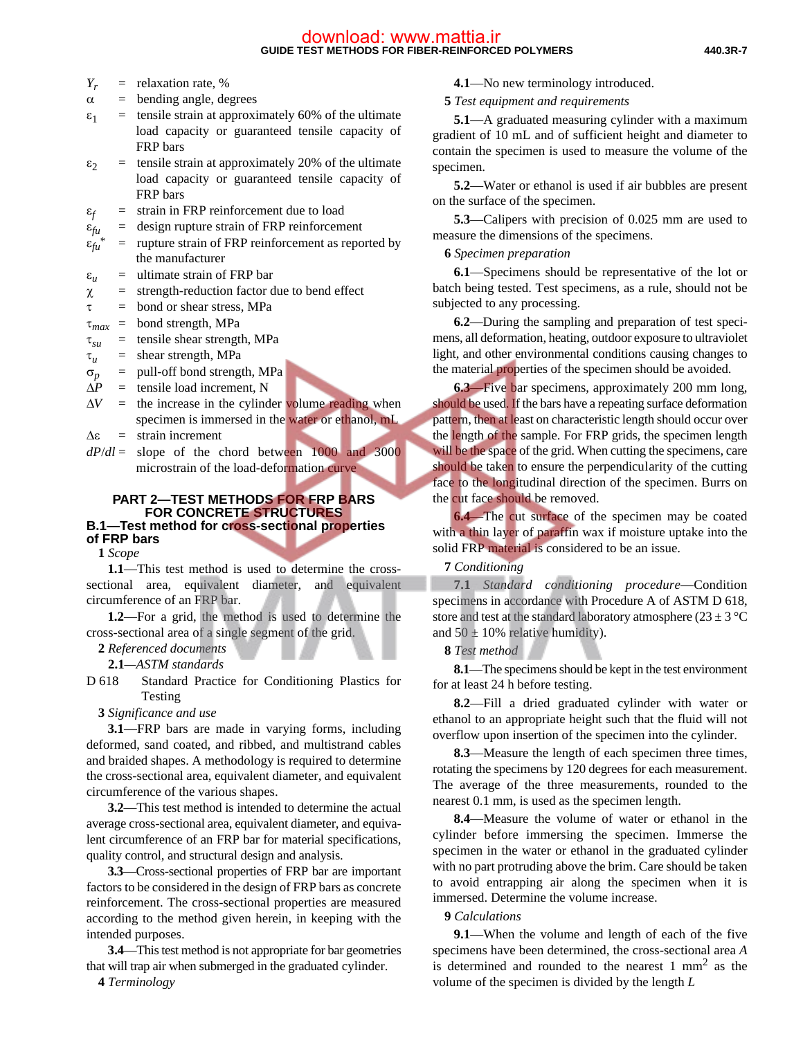$Y_r$ = relaxation rate, %

$\alpha$ = bending angle, degrees

$\varepsilon_1$ = tensile strain at approximately 60% of the ultimate load capacity or guaranteed tensile capacity of FRP bars

$\varepsilon_2$ = tensile strain at approximately 20% of the ultimate load capacity or guaranteed tensile capacity of FRP bars

$\varepsilon_f$ = strain in FRP reinforcement due to load

$\varepsilon_{fu}$ = design rupture strain of FRP reinforcement

$\varepsilon_{fu}^*$ = rupture strain of FRP reinforcement as reported by the manufacturer

$\varepsilon_u$ = ultimate strain of FRP bar

$\chi$ = strength-reduction factor due to bend effect

$\tau$ = bond or shear stress, MPa

$\tau_{max}$ = bond strength, MPa

$\tau_{su}$ = tensile shear strength, MPa

$\tau_u$ = shear strength, MPa

$\sigma_p$ = pull-off bond strength, MPa

$\Delta P$ = tensile load increment, N

$\Delta V$ = the increase in the cylinder volume reading when specimen is immersed in the water or ethanol, mL

$\Delta\varepsilon$ = strain increment

$dP/dl$ = slope of the chord between 1000 and 3000 microstrain of the load-deformation curve

# PART 2—TEST METHODS FOR FRP BARS FOR CONCRETE STRUCTURES

## B.1—Test method for cross-sectional properties of FRP bars

**1** *Scope*

**1.1**—This test method is used to determine the cross-sectional area, equivalent diameter, and equivalent circumference of an FRP bar.

**1.2**—For a grid, the method is used to determine the cross-sectional area of a single segment of the grid.

**2** *Referenced documents*

**2.1**—*ASTM standards*

D 618 Standard Practice for Conditioning Plastics for Testing

**3** *Significance and use*

**3.1**—FRP bars are made in varying forms, including deformed, sand coated, and ribbed, and multistrand cables and braided shapes. A methodology is required to determine the cross-sectional area, equivalent diameter, and equivalent circumference of the various shapes.

**3.2**—This test method is intended to determine the actual average cross-sectional area, equivalent diameter, and equivalent circumference of an FRP bar for material specifications, quality control, and structural design and analysis.

**3.3**—Cross-sectional properties of FRP bar are important factors to be considered in the design of FRP bars as concrete reinforcement. The cross-sectional properties are measured according to the method given herein, in keeping with the intended purposes.

**3.4**—This test method is not appropriate for bar geometries that will trap air when submerged in the graduated cylinder.

**4** *Terminology*

**4.1**—No new terminology introduced.

**5** *Test equipment and requirements*

**5.1**—A graduated measuring cylinder with a maximum gradient of 10 mL and of sufficient height and diameter to contain the specimen is used to measure the volume of the specimen.

**5.2**—Water or ethanol is used if air bubbles are present on the surface of the specimen.

**5.3**—Calipers with precision of 0.025 mm are used to measure the dimensions of the specimens.

**6** *Specimen preparation*

**6.1**—Specimens should be representative of the lot or batch being tested. Test specimens, as a rule, should not be subjected to any processing.

**6.2**—During the sampling and preparation of test specimens, all deformation, heating, outdoor exposure to ultraviolet light, and other environmental conditions causing changes to the material properties of the specimen should be avoided.

**6.3**—Five bar specimens, approximately 200 mm long, should be used. If the bars have a repeating surface deformation pattern, then at least on characteristic length should occur over the length of the sample. For FRP grids, the specimen length will be the space of the grid. When cutting the specimens, care should be taken to ensure the perpendicularity of the cutting face to the longitudinal direction of the specimen. Burrs on the cut face should be removed.

**6.4**—The cut surface of the specimen may be coated with a thin layer of paraffin wax if moisture uptake into the solid FRP material is considered to be an issue.

**7** *Conditioning*

**7.1** *Standard conditioning procedure*—Condition specimens in accordance with Procedure A of ASTM D 618, store and test at the standard laboratory atmosphere (23 ± 3 °C and 50 ± 10% relative humidity).

**8** *Test method*

**8.1**—The specimens should be kept in the test environment for at least 24 h before testing.

**8.2**—Fill a dried graduated cylinder with water or ethanol to an appropriate height such that the fluid will not overflow upon insertion of the specimen into the cylinder.

**8.3**—Measure the length of each specimen three times, rotating the specimens by 120 degrees for each measurement. The average of the three measurements, rounded to the nearest 0.1 mm, is used as the specimen length.

**8.4**—Measure the volume of water or ethanol in the cylinder before immersing the specimen. Immerse the specimen in the water or ethanol in the graduated cylinder with no part protruding above the brim. Care should be taken to avoid entrapping air along the specimen when it is immersed. Determine the volume increase.

**9** *Calculations*

**9.1**—When the volume and length of each of the five specimens have been determined, the cross-sectional area $A$ is determined and rounded to the nearest 1 mm$^2$ as the volume of the specimen is divided by the length $L$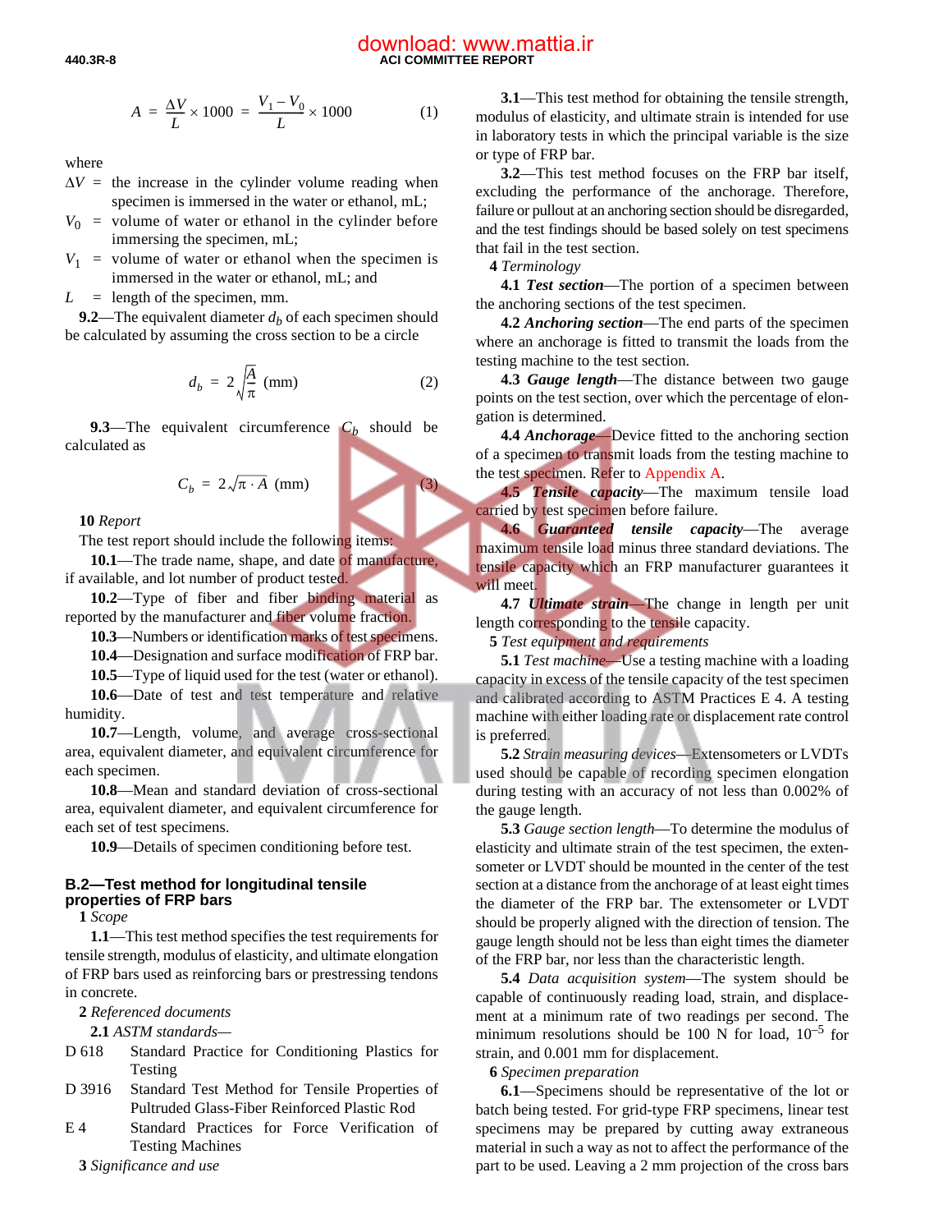$$A = \frac{\Delta V}{L} \times 1000 = \frac{V_1 - V_0}{L} \times 1000 \qquad (1)$$

where

- $\Delta V$ = the increase in the cylinder volume reading when specimen is immersed in the water or ethanol, mL;
- $V_0$ = volume of water or ethanol in the cylinder before immersing the specimen, mL;
- $V_1$ = volume of water or ethanol when the specimen is immersed in the water or ethanol, mL; and
- $L$ = length of the specimen, mm.

**9.2**—The equivalent diameter $d_b$ of each specimen should be calculated by assuming the cross section to be a circle

$$d_b = 2\sqrt{\frac{A}{\pi}} \text{ (mm)} \qquad (2)$$

**9.3**—The equivalent circumference $C_b$ should be calculated as

$$C_b = 2\sqrt{\pi \cdot A} \text{ (mm)} \qquad (3)$$

**10** *Report*

The test report should include the following items:

**10.1**—The trade name, shape, and date of manufacture, if available, and lot number of product tested.

**10.2**—Type of fiber and fiber binding material as reported by the manufacturer and fiber volume fraction.

**10.3**—Numbers or identification marks of test specimens.

**10.4**—Designation and surface modification of FRP bar.

**10.5**—Type of liquid used for the test (water or ethanol).

**10.6**—Date of test and test temperature and relative humidity.

**10.7**—Length, volume, and average cross-sectional area, equivalent diameter, and equivalent circumference for each specimen.

**10.8**—Mean and standard deviation of cross-sectional area, equivalent diameter, and equivalent circumference for each set of test specimens.

**10.9**—Details of specimen conditioning before test.

## B.2—Test method for longitudinal tensile properties of FRP bars

**1** *Scope*

**1.1**—This test method specifies the test requirements for tensile strength, modulus of elasticity, and ultimate elongation of FRP bars used as reinforcing bars or prestressing tendons in concrete.

**2** *Referenced documents*

**2.1** *ASTM standards*—

- D 618 Standard Practice for Conditioning Plastics for Testing
- D 3916 Standard Test Method for Tensile Properties of Pultruded Glass-Fiber Reinforced Plastic Rod
- E 4 Standard Practices for Force Verification of Testing Machines

**3** *Significance and use*

**3.1**—This test method for obtaining the tensile strength, modulus of elasticity, and ultimate strain is intended for use in laboratory tests in which the principal variable is the size or type of FRP bar.

**3.2**—This test method focuses on the FRP bar itself, excluding the performance of the anchorage. Therefore, failure or pullout at an anchoring section should be disregarded, and the test findings should be based solely on test specimens that fail in the test section.

**4** *Terminology*

**4.1** ***Test section***—The portion of a specimen between the anchoring sections of the test specimen.

**4.2** ***Anchoring section***—The end parts of the specimen where an anchorage is fitted to transmit the loads from the testing machine to the test section.

**4.3** ***Gauge length***—The distance between two gauge points on the test section, over which the percentage of elongation is determined.

**4.4** ***Anchorage***—Device fitted to the anchoring section of a specimen to transmit loads from the testing machine to the test specimen. Refer to Appendix A.

**4.5** ***Tensile capacity***—The maximum tensile load carried by test specimen before failure.

**4.6** ***Guaranteed tensile capacity***—The average maximum tensile load minus three standard deviations. The tensile capacity which an FRP manufacturer guarantees it will meet.

**4.7** ***Ultimate strain***—The change in length per unit length corresponding to the tensile capacity.

**5** *Test equipment and requirements*

**5.1** *Test machine*—Use a testing machine with a loading capacity in excess of the tensile capacity of the test specimen and calibrated according to ASTM Practices E 4. A testing machine with either loading rate or displacement rate control is preferred.

**5.2** *Strain measuring devices*—Extensometers or LVDTs used should be capable of recording specimen elongation during testing with an accuracy of not less than 0.002% of the gauge length.

**5.3** *Gauge section length*—To determine the modulus of elasticity and ultimate strain of the test specimen, the extensometer or LVDT should be mounted in the center of the test section at a distance from the anchorage of at least eight times the diameter of the FRP bar. The extensometer or LVDT should be properly aligned with the direction of tension. The gauge length should not be less than eight times the diameter of the FRP bar, nor less than the characteristic length.

**5.4** *Data acquisition system*—The system should be capable of continuously reading load, strain, and displacement at a minimum rate of two readings per second. The minimum resolutions should be 100 N for load, $10^{-5}$ for strain, and 0.001 mm for displacement.

**6** *Specimen preparation*

**6.1**—Specimens should be representative of the lot or batch being tested. For grid-type FRP specimens, linear test specimens may be prepared by cutting away extraneous material in such a way as not to affect the performance of the part to be used. Leaving a 2 mm projection of the cross bars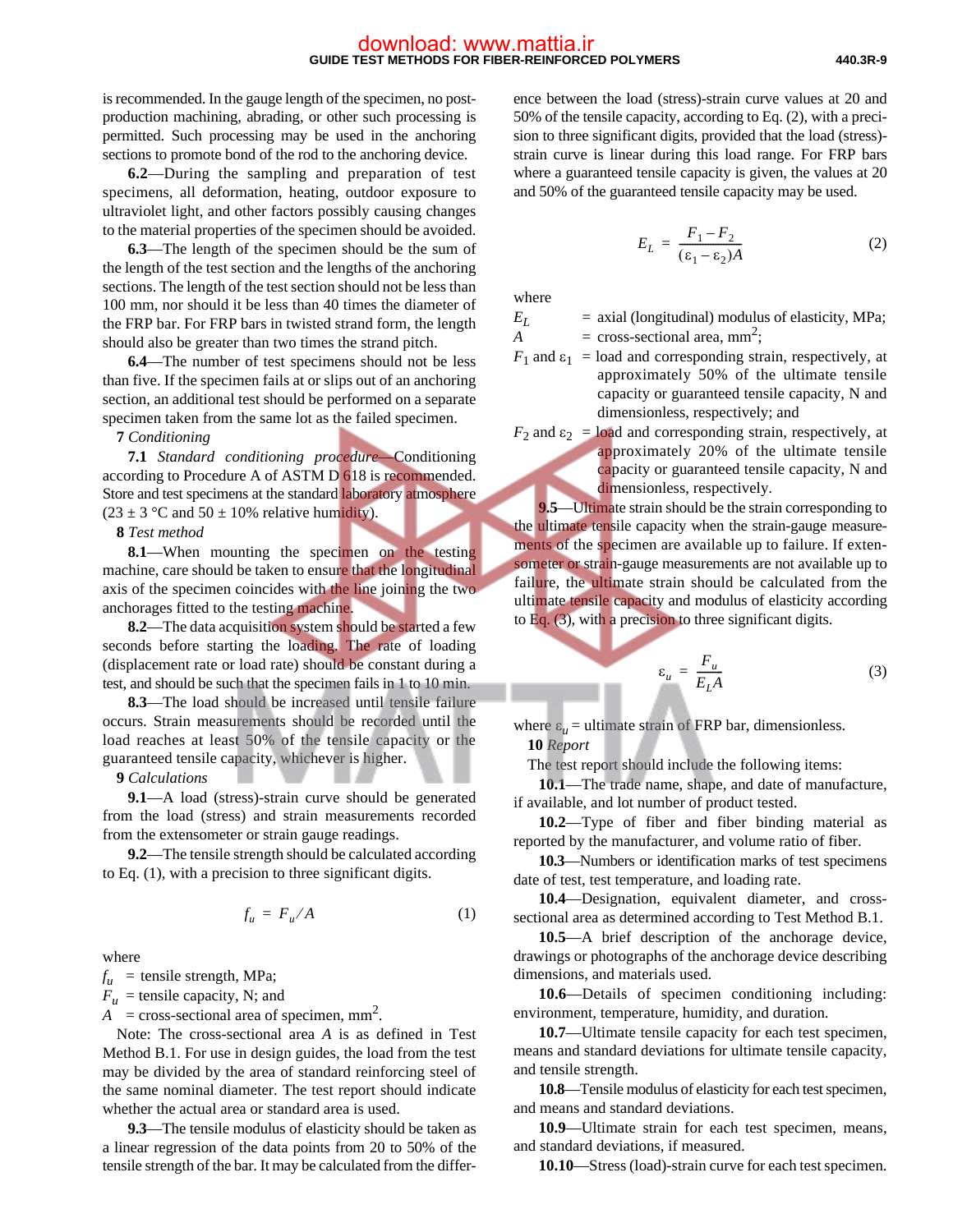is recommended. In the gauge length of the specimen, no post-production machining, abrading, or other such processing is permitted. Such processing may be used in the anchoring sections to promote bond of the rod to the anchoring device.

**6.2**—During the sampling and preparation of test specimens, all deformation, heating, outdoor exposure to ultraviolet light, and other factors possibly causing changes to the material properties of the specimen should be avoided.

**6.3**—The length of the specimen should be the sum of the length of the test section and the lengths of the anchoring sections. The length of the test section should not be less than 100 mm, nor should it be less than 40 times the diameter of the FRP bar. For FRP bars in twisted strand form, the length should also be greater than two times the strand pitch.

**6.4**—The number of test specimens should not be less than five. If the specimen fails at or slips out of an anchoring section, an additional test should be performed on a separate specimen taken from the same lot as the failed specimen.

**7** *Conditioning*

**7.1** *Standard conditioning procedure*—Conditioning according to Procedure A of ASTM D 618 is recommended. Store and test specimens at the standard laboratory atmosphere (23 ± 3 °C and 50 ± 10% relative humidity).

**8** *Test method*

**8.1**—When mounting the specimen on the testing machine, care should be taken to ensure that the longitudinal axis of the specimen coincides with the line joining the two anchorages fitted to the testing machine.

**8.2**—The data acquisition system should be started a few seconds before starting the loading. The rate of loading (displacement rate or load rate) should be constant during a test, and should be such that the specimen fails in 1 to 10 min.

**8.3**—The load should be increased until tensile failure occurs. Strain measurements should be recorded until the load reaches at least 50% of the tensile capacity or the guaranteed tensile capacity, whichever is higher.

**9** *Calculations*

**9.1**—A load (stress)-strain curve should be generated from the load (stress) and strain measurements recorded from the extensometer or strain gauge readings.

**9.2**—The tensile strength should be calculated according to Eq. (1), with a precision to three significant digits.

$$f_u = F_u / A \tag{1}$$

where

$f_u$ = tensile strength, MPa;
$F_u$ = tensile capacity, N; and
$A$ = cross-sectional area of specimen, mm$^2$.

Note: The cross-sectional area $A$ is as defined in Test Method B.1. For use in design guides, the load from the test may be divided by the area of standard reinforcing steel of the same nominal diameter. The test report should indicate whether the actual area or standard area is used.

**9.3**—The tensile modulus of elasticity should be taken as a linear regression of the data points from 20 to 50% of the tensile strength of the bar. It may be calculated from the difference between the load (stress)-strain curve values at 20 and 50% of the tensile capacity, according to Eq. (2), with a precision to three significant digits, provided that the load (stress)-strain curve is linear during this load range. For FRP bars where a guaranteed tensile capacity is given, the values at 20 and 50% of the guaranteed tensile capacity may be used.

$$E_L = \frac{F_1 - F_2}{(\varepsilon_1 - \varepsilon_2)A} \tag{2}$$

where

$E_L$ = axial (longitudinal) modulus of elasticity, MPa;
$A$ = cross-sectional area, mm$^2$;
$F_1$ and $\varepsilon_1$ = load and corresponding strain, respectively, at approximately 50% of the ultimate tensile capacity or guaranteed tensile capacity, N and dimensionless, respectively; and
$F_2$ and $\varepsilon_2$ = load and corresponding strain, respectively, at approximately 20% of the ultimate tensile capacity or guaranteed tensile capacity, N and dimensionless, respectively.

**9.5**—Ultimate strain should be the strain corresponding to the ultimate tensile capacity when the strain-gauge measurements of the specimen are available up to failure. If extensometer or strain-gauge measurements are not available up to failure, the ultimate strain should be calculated from the ultimate tensile capacity and modulus of elasticity according to Eq. (3), with a precision to three significant digits.

$$\varepsilon_u = \frac{F_u}{E_L A} \tag{3}$$

where $\varepsilon_u$ = ultimate strain of FRP bar, dimensionless.

**10** *Report*

The test report should include the following items:

**10.1**—The trade name, shape, and date of manufacture, if available, and lot number of product tested.

**10.2**—Type of fiber and fiber binding material as reported by the manufacturer, and volume ratio of fiber.

**10.3**—Numbers or identification marks of test specimens date of test, test temperature, and loading rate.

**10.4**—Designation, equivalent diameter, and cross-sectional area as determined according to Test Method B.1.

**10.5**—A brief description of the anchorage device, drawings or photographs of the anchorage device describing dimensions, and materials used.

**10.6**—Details of specimen conditioning including: environment, temperature, humidity, and duration.

**10.7**—Ultimate tensile capacity for each test specimen, means and standard deviations for ultimate tensile capacity, and tensile strength.

**10.8**—Tensile modulus of elasticity for each test specimen, and means and standard deviations.

**10.9**—Ultimate strain for each test specimen, means, and standard deviations, if measured.

**10.10**—Stress (load)-strain curve for each test specimen.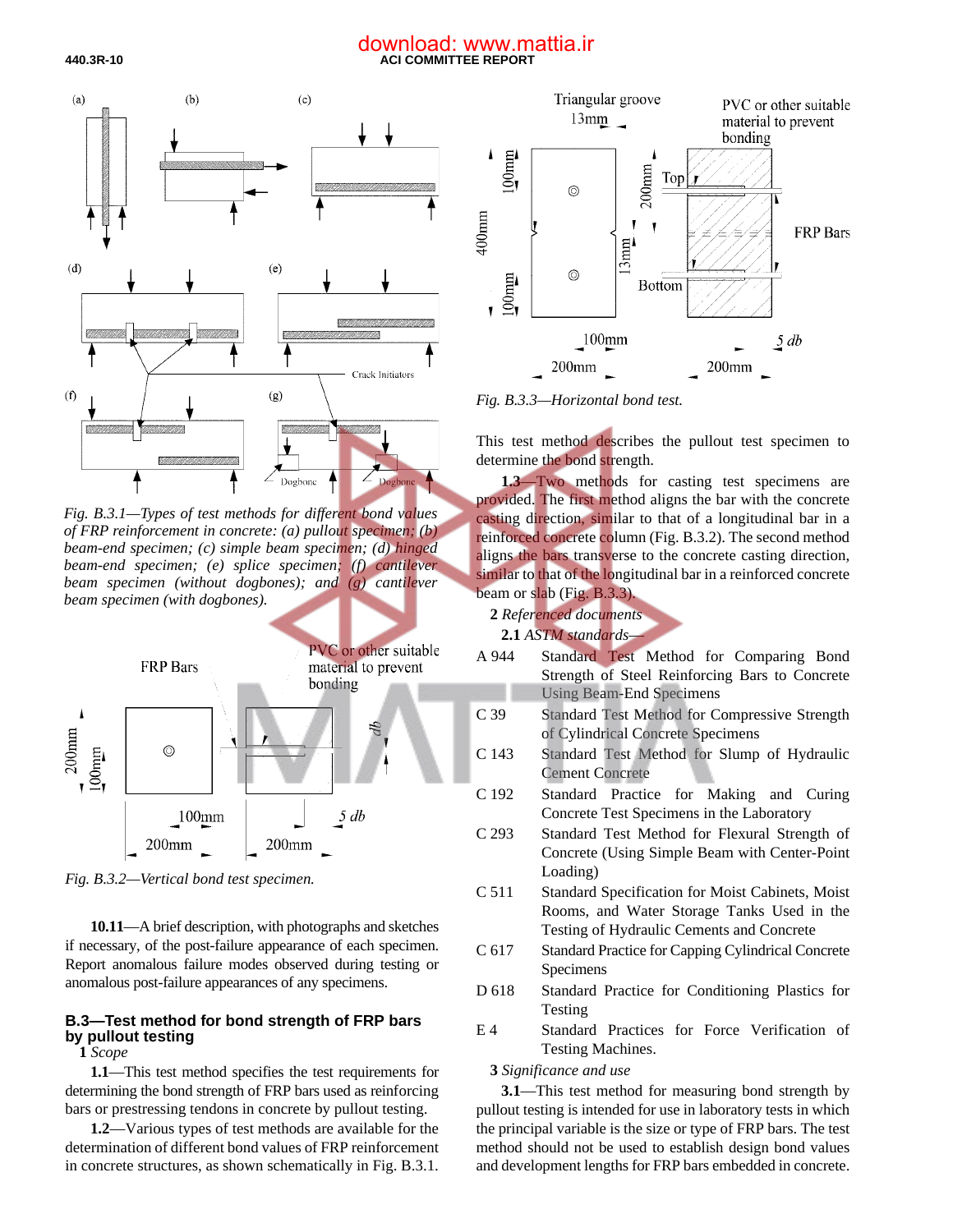Fig. B.3.1—Types of test methods for different bond values of FRP reinforcement in concrete: (a) pullout specimen; (b) beam-end specimen; (c) simple beam specimen; (d) hinged beam-end specimen; (e) splice specimen; (f) cantilever beam specimen (without dogbones); and (g) cantilever beam specimen (with dogbones).

Fig. B.3.2—Vertical bond test specimen.

**10.11**—A brief description, with photographs and sketches if necessary, of the post-failure appearance of each specimen. Report anomalous failure modes observed during testing or anomalous post-failure appearances of any specimens.

## B.3—Test method for bond strength of FRP bars by pullout testing

**1** *Scope*

**1.1**—This test method specifies the test requirements for determining the bond strength of FRP bars used as reinforcing bars or prestressing tendons in concrete by pullout testing.

**1.2**—Various types of test methods are available for the determination of different bond values of FRP reinforcement in concrete structures, as shown schematically in Fig. B.3.1.

Fig. B.3.3—Horizontal bond test.

This test method describes the pullout test specimen to determine the bond strength.

**1.3**—Two methods for casting test specimens are provided. The first method aligns the bar with the concrete casting direction, similar to that of a longitudinal bar in a reinforced concrete column (Fig. B.3.2). The second method aligns the bars transverse to the concrete casting direction, similar to that of the longitudinal bar in a reinforced concrete beam or slab (Fig. B.3.3).

**2** *Referenced documents*

**2.1** *ASTM standards*—

- A 944 Standard Test Method for Comparing Bond Strength of Steel Reinforcing Bars to Concrete Using Beam-End Specimens
- C 39 Standard Test Method for Compressive Strength of Cylindrical Concrete Specimens
- C 143 Standard Test Method for Slump of Hydraulic Cement Concrete
- C 192 Standard Practice for Making and Curing Concrete Test Specimens in the Laboratory
- C 293 Standard Test Method for Flexural Strength of Concrete (Using Simple Beam with Center-Point Loading)
- C 511 Standard Specification for Moist Cabinets, Moist Rooms, and Water Storage Tanks Used in the Testing of Hydraulic Cements and Concrete
- C 617 Standard Practice for Capping Cylindrical Concrete Specimens
- D 618 Standard Practice for Conditioning Plastics for Testing
- E 4 Standard Practices for Force Verification of Testing Machines.

**3** *Significance and use*

**3.1**—This test method for measuring bond strength by pullout testing is intended for use in laboratory tests in which the principal variable is the size or type of FRP bars. The test method should not be used to establish design bond values and development lengths for FRP bars embedded in concrete.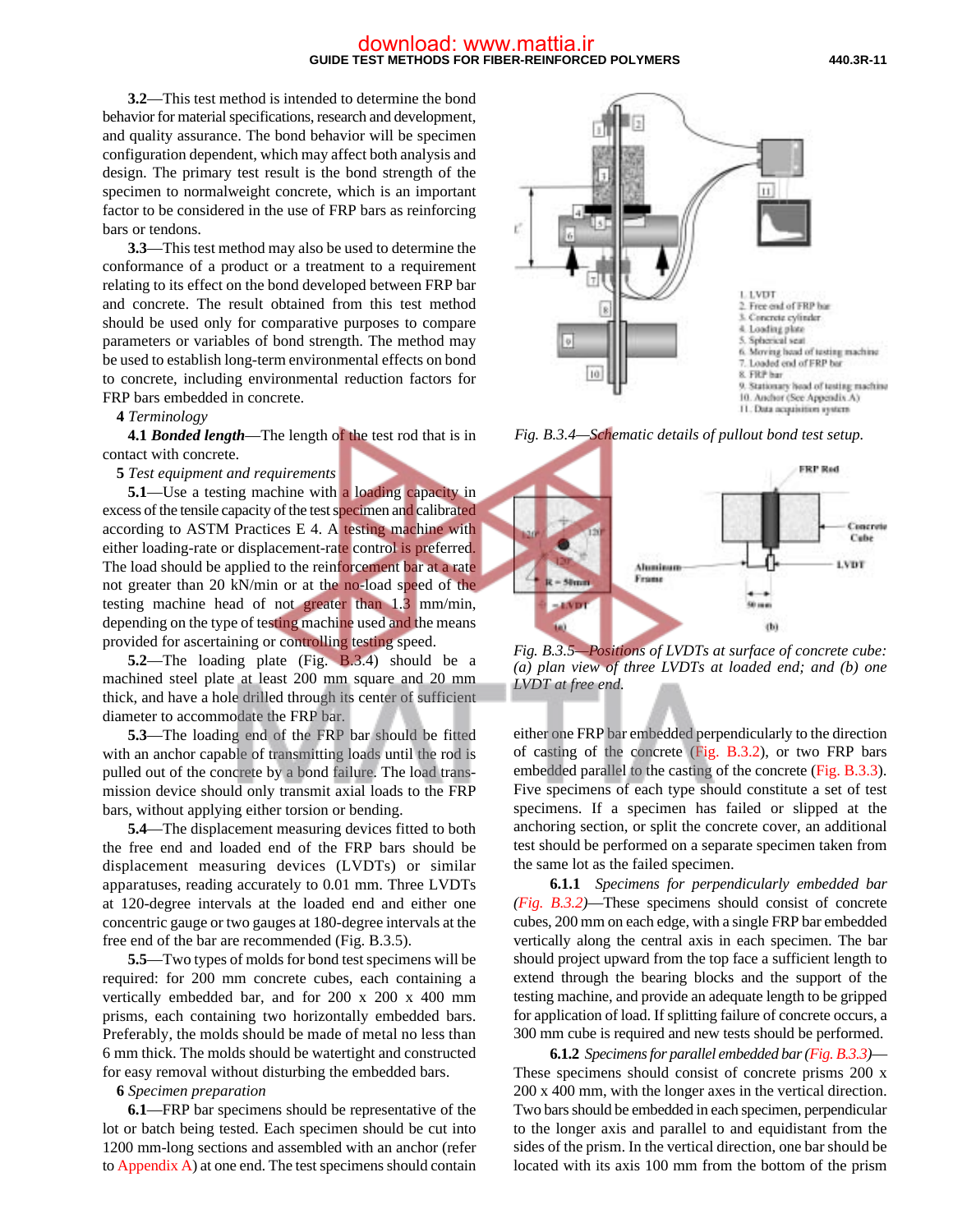**3.2**—This test method is intended to determine the bond behavior for material specifications, research and development, and quality assurance. The bond behavior will be specimen configuration dependent, which may affect both analysis and design. The primary test result is the bond strength of the specimen to normalweight concrete, which is an important factor to be considered in the use of FRP bars as reinforcing bars or tendons.

**3.3**—This test method may also be used to determine the conformance of a product or a treatment to a requirement relating to its effect on the bond developed between FRP bar and concrete. The result obtained from this test method should be used only for comparative purposes to compare parameters or variables of bond strength. The method may be used to establish long-term environmental effects on bond to concrete, including environmental reduction factors for FRP bars embedded in concrete.

**4** *Terminology*

**4.1** ***Bonded length***—The length of the test rod that is in contact with concrete.

**5** *Test equipment and requirements*

**5.1**—Use a testing machine with a loading capacity in excess of the tensile capacity of the test specimen and calibrated according to ASTM Practices E 4. A testing machine with either loading-rate or displacement-rate control is preferred. The load should be applied to the reinforcement bar at a rate not greater than 20 kN/min or at the no-load speed of the testing machine head of not greater than 1.3 mm/min, depending on the type of testing machine used and the means provided for ascertaining or controlling testing speed.

**5.2**—The loading plate (Fig. B.3.4) should be a machined steel plate at least 200 mm square and 20 mm thick, and have a hole drilled through its center of sufficient diameter to accommodate the FRP bar.

**5.3**—The loading end of the FRP bar should be fitted with an anchor capable of transmitting loads until the rod is pulled out of the concrete by a bond failure. The load transmission device should only transmit axial loads to the FRP bars, without applying either torsion or bending.

**5.4**—The displacement measuring devices fitted to both the free end and loaded end of the FRP bars should be displacement measuring devices (LVDTs) or similar apparatuses, reading accurately to 0.01 mm. Three LVDTs at 120-degree intervals at the loaded end and either one concentric gauge or two gauges at 180-degree intervals at the free end of the bar are recommended (Fig. B.3.5).

**5.5**—Two types of molds for bond test specimens will be required: for 200 mm concrete cubes, each containing a vertically embedded bar, and for 200 x 200 x 400 mm prisms, each containing two horizontally embedded bars. Preferably, the molds should be made of metal no less than 6 mm thick. The molds should be watertight and constructed for easy removal without disturbing the embedded bars.

**6** *Specimen preparation*

**6.1**—FRP bar specimens should be representative of the lot or batch being tested. Each specimen should be cut into 1200 mm-long sections and assembled with an anchor (refer to Appendix A) at one end. The test specimens should contain either one FRP bar embedded perpendicularly to the direction of casting of the concrete (Fig. B.3.2), or two FRP bars embedded parallel to the casting of the concrete (Fig. B.3.3). Five specimens of each type should constitute a set of test specimens. If a specimen has failed or slipped at the anchoring section, or split the concrete cover, an additional test should be performed on a separate specimen taken from the same lot as the failed specimen.

*Fig. B.3.4—Schematic details of pullout bond test setup.*

*Fig. B.3.5—Positions of LVDTs at surface of concrete cube: (a) plan view of three LVDTs at loaded end; and (b) one LVDT at free end.*

**6.1.1** *Specimens for perpendicularly embedded bar (Fig. B.3.2)*—These specimens should consist of concrete cubes, 200 mm on each edge, with a single FRP bar embedded vertically along the central axis in each specimen. The bar should project upward from the top face a sufficient length to extend through the bearing blocks and the support of the testing machine, and provide an adequate length to be gripped for application of load. If splitting failure of concrete occurs, a 300 mm cube is required and new tests should be performed.

**6.1.2** *Specimens for parallel embedded bar (Fig. B.3.3)*—These specimens should consist of concrete prisms 200 x 200 x 400 mm, with the longer axes in the vertical direction. Two bars should be embedded in each specimen, perpendicular to the longer axis and parallel to and equidistant from the sides of the prism. In the vertical direction, one bar should be located with its axis 100 mm from the bottom of the prism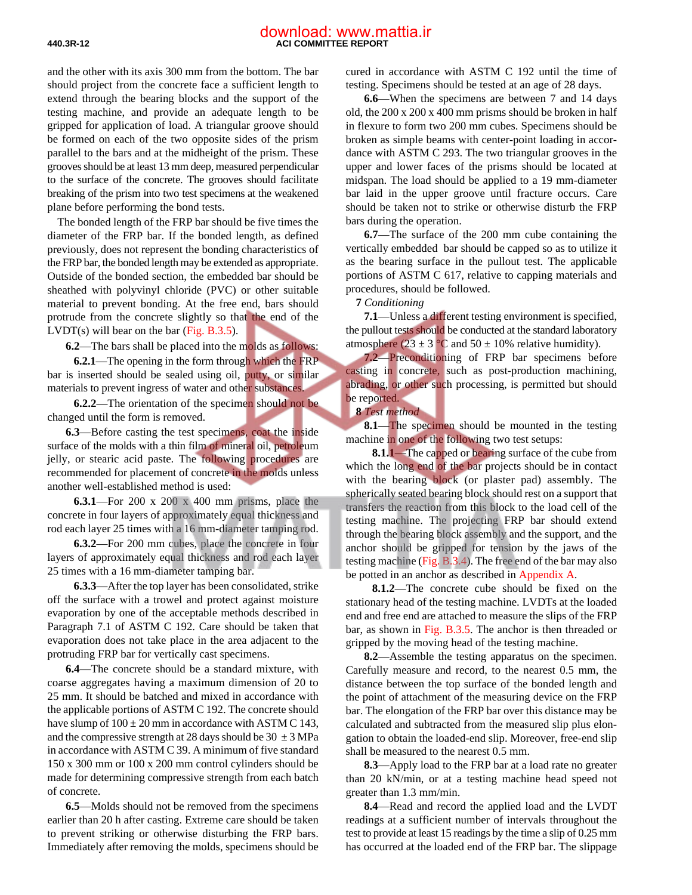and the other with its axis 300 mm from the bottom. The bar should project from the concrete face a sufficient length to extend through the bearing blocks and the support of the testing machine, and provide an adequate length to be gripped for application of load. A triangular groove should be formed on each of the two opposite sides of the prism parallel to the bars and at the midheight of the prism. These grooves should be at least 13 mm deep, measured perpendicular to the surface of the concrete. The grooves should facilitate breaking of the prism into two test specimens at the weakened plane before performing the bond tests.

The bonded length of the FRP bar should be five times the diameter of the FRP bar. If the bonded length, as defined previously, does not represent the bonding characteristics of the FRP bar, the bonded length may be extended as appropriate. Outside of the bonded section, the embedded bar should be sheathed with polyvinyl chloride (PVC) or other suitable material to prevent bonding. At the free end, bars should protrude from the concrete slightly so that the end of the LVDT(s) will bear on the bar (Fig. B.3.5).

**6.2**—The bars shall be placed into the molds as follows:

**6.2.1**—The opening in the form through which the FRP bar is inserted should be sealed using oil, putty, or similar materials to prevent ingress of water and other substances.

**6.2.2**—The orientation of the specimen should not be changed until the form is removed.

**6.3**—Before casting the test specimens, coat the inside surface of the molds with a thin film of mineral oil, petroleum jelly, or stearic acid paste. The following procedures are recommended for placement of concrete in the molds unless another well-established method is used:

**6.3.1**—For 200 x 200 x 400 mm prisms, place the concrete in four layers of approximately equal thickness and rod each layer 25 times with a 16 mm-diameter tamping rod.

**6.3.2**—For 200 mm cubes, place the concrete in four layers of approximately equal thickness and rod each layer 25 times with a 16 mm-diameter tamping bar.

**6.3.3**—After the top layer has been consolidated, strike off the surface with a trowel and protect against moisture evaporation by one of the acceptable methods described in Paragraph 7.1 of ASTM C 192. Care should be taken that evaporation does not take place in the area adjacent to the protruding FRP bar for vertically cast specimens.

**6.4**—The concrete should be a standard mixture, with coarse aggregates having a maximum dimension of 20 to 25 mm. It should be batched and mixed in accordance with the applicable portions of ASTM C 192. The concrete should have slump of 100 ± 20 mm in accordance with ASTM C 143, and the compressive strength at 28 days should be 30 ± 3 MPa in accordance with ASTM C 39. A minimum of five standard 150 x 300 mm or 100 x 200 mm control cylinders should be made for determining compressive strength from each batch of concrete.

**6.5**—Molds should not be removed from the specimens earlier than 20 h after casting. Extreme care should be taken to prevent striking or otherwise disturbing the FRP bars. Immediately after removing the molds, specimens should be cured in accordance with ASTM C 192 until the time of testing. Specimens should be tested at an age of 28 days.

**6.6**—When the specimens are between 7 and 14 days old, the 200 x 200 x 400 mm prisms should be broken in half in flexure to form two 200 mm cubes. Specimens should be broken as simple beams with center-point loading in accordance with ASTM C 293. The two triangular grooves in the upper and lower faces of the prisms should be located at midspan. The load should be applied to a 19 mm-diameter bar laid in the upper groove until fracture occurs. Care should be taken not to strike or otherwise disturb the FRP bars during the operation.

**6.7**—The surface of the 200 mm cube containing the vertically embedded bar should be capped so as to utilize it as the bearing surface in the pullout test. The applicable portions of ASTM C 617, relative to capping materials and procedures, should be followed.

**7** *Conditioning*

**7.1**—Unless a different testing environment is specified, the pullout tests should be conducted at the standard laboratory atmosphere (23 ± 3 °C and 50 ± 10% relative humidity).

**7.2**—Preconditioning of FRP bar specimens before casting in concrete, such as post-production machining, abrading, or other such processing, is permitted but should be reported.

**8** *Test method*

**8.1**—The specimen should be mounted in the testing machine in one of the following two test setups:

**8.1.1**—The capped or bearing surface of the cube from which the long end of the bar projects should be in contact with the bearing block (or plaster pad) assembly. The spherically seated bearing block should rest on a support that transfers the reaction from this block to the load cell of the testing machine. The projecting FRP bar should extend through the bearing block assembly and the support, and the anchor should be gripped for tension by the jaws of the testing machine (Fig. B.3.4). The free end of the bar may also be potted in an anchor as described in Appendix A.

**8.1.2**—The concrete cube should be fixed on the stationary head of the testing machine. LVDTs at the loaded end and free end are attached to measure the slips of the FRP bar, as shown in Fig. B.3.5. The anchor is then threaded or gripped by the moving head of the testing machine.

**8.2**—Assemble the testing apparatus on the specimen. Carefully measure and record, to the nearest 0.5 mm, the distance between the top surface of the bonded length and the point of attachment of the measuring device on the FRP bar. The elongation of the FRP bar over this distance may be calculated and subtracted from the measured slip plus elongation to obtain the loaded-end slip. Moreover, free-end slip shall be measured to the nearest 0.5 mm.

**8.3**—Apply load to the FRP bar at a load rate no greater than 20 kN/min, or at a testing machine head speed not greater than 1.3 mm/min.

**8.4**—Read and record the applied load and the LVDT readings at a sufficient number of intervals throughout the test to provide at least 15 readings by the time a slip of 0.25 mm has occurred at the loaded end of the FRP bar. The slippage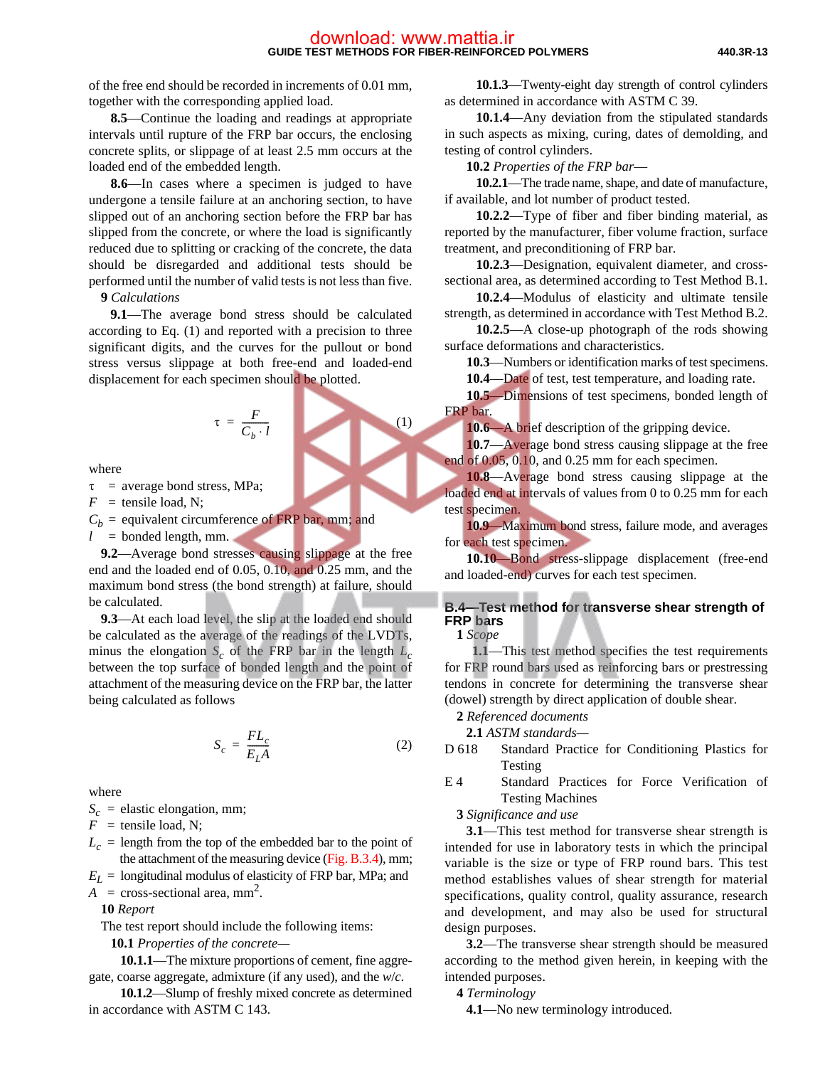of the free end should be recorded in increments of 0.01 mm, together with the corresponding applied load.

**8.5**—Continue the loading and readings at appropriate intervals until rupture of the FRP bar occurs, the enclosing concrete splits, or slippage of at least 2.5 mm occurs at the loaded end of the embedded length.

**8.6**—In cases where a specimen is judged to have undergone a tensile failure at an anchoring section, to have slipped out of an anchoring section before the FRP bar has slipped from the concrete, or where the load is significantly reduced due to splitting or cracking of the concrete, the data should be disregarded and additional tests should be performed until the number of valid tests is not less than five.

**9** *Calculations*

**9.1**—The average bond stress should be calculated according to Eq. (1) and reported with a precision to three significant digits, and the curves for the pullout or bond stress versus slippage at both free-end and loaded-end displacement for each specimen should be plotted.

$$\tau = \frac{F}{C_b \cdot l} \tag{1}$$

where

$\tau$ = average bond stress, MPa;
$F$ = tensile load, N;
$C_b$ = equivalent circumference of FRP bar, mm; and
$l$ = bonded length, mm.

**9.2**—Average bond stresses causing slippage at the free end and the loaded end of 0.05, 0.10, and 0.25 mm, and the maximum bond stress (the bond strength) at failure, should be calculated.

**9.3**—At each load level, the slip at the loaded end should be calculated as the average of the readings of the LVDTs, minus the elongation $S_c$ of the FRP bar in the length $L_c$ between the top surface of bonded length and the point of attachment of the measuring device on the FRP bar, the latter being calculated as follows

$$S_c = \frac{FL_c}{E_L A} \tag{2}$$

where

$S_c$ = elastic elongation, mm;
$F$ = tensile load, N;
$L_c$ = length from the top of the embedded bar to the point of the attachment of the measuring device (Fig. B.3.4), mm;
$E_L$ = longitudinal modulus of elasticity of FRP bar, MPa; and
$A$ = cross-sectional area, mm$^2$.

**10** *Report*

The test report should include the following items:

**10.1** *Properties of the concrete*—

**10.1.1**—The mixture proportions of cement, fine aggregate, coarse aggregate, admixture (if any used), and the *w/c*.

**10.1.2**—Slump of freshly mixed concrete as determined in accordance with ASTM C 143.

**10.1.3**—Twenty-eight day strength of control cylinders as determined in accordance with ASTM C 39.

**10.1.4**—Any deviation from the stipulated standards in such aspects as mixing, curing, dates of demolding, and testing of control cylinders.

**10.2** *Properties of the FRP bar*—

**10.2.1**—The trade name, shape, and date of manufacture, if available, and lot number of product tested.

**10.2.2**—Type of fiber and fiber binding material, as reported by the manufacturer, fiber volume fraction, surface treatment, and preconditioning of FRP bar.

**10.2.3**—Designation, equivalent diameter, and cross-sectional area, as determined according to Test Method B.1.

**10.2.4**—Modulus of elasticity and ultimate tensile strength, as determined in accordance with Test Method B.2.

**10.2.5**—A close-up photograph of the rods showing surface deformations and characteristics.

**10.3**—Numbers or identification marks of test specimens.

**10.4**—Date of test, test temperature, and loading rate.

**10.5**—Dimensions of test specimens, bonded length of FRP bar.

**10.6**—A brief description of the gripping device.

**10.7**—Average bond stress causing slippage at the free end of 0.05, 0.10, and 0.25 mm for each specimen.

**10.8**—Average bond stress causing slippage at the loaded end at intervals of values from 0 to 0.25 mm for each test specimen.

**10.9**—Maximum bond stress, failure mode, and averages for each test specimen.

**10.10**—Bond stress-slippage displacement (free-end and loaded-end) curves for each test specimen.

## B.4—Test method for transverse shear strength of FRP bars

**1** *Scope*

**1.1**—This test method specifies the test requirements for FRP round bars used as reinforcing bars or prestressing tendons in concrete for determining the transverse shear (dowel) strength by direct application of double shear.

**2** *Referenced documents*

**2.1** *ASTM standards*—

D 618 Standard Practice for Conditioning Plastics for Testing

E 4 Standard Practices for Force Verification of Testing Machines

**3** *Significance and use*

**3.1**—This test method for transverse shear strength is intended for use in laboratory tests in which the principal variable is the size or type of FRP round bars. This test method establishes values of shear strength for material specifications, quality control, quality assurance, research and development, and may also be used for structural design purposes.

**3.2**—The transverse shear strength should be measured according to the method given herein, in keeping with the intended purposes.

**4** *Terminology*

**4.1**—No new terminology introduced.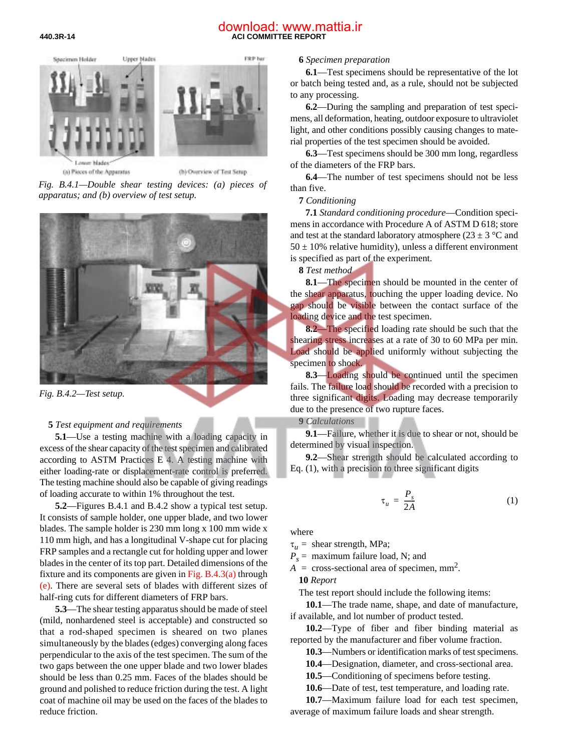Fig. B.4.1—Double shear testing devices: (a) pieces of apparatus; and (b) overview of test setup.

Fig. B.4.2—Test setup.

**5** *Test equipment and requirements*

**5.1**—Use a testing machine with a loading capacity in excess of the shear capacity of the test specimen and calibrated according to ASTM Practices E 4. A testing machine with either loading-rate or displacement-rate control is preferred. The testing machine should also be capable of giving readings of loading accurate to within 1% throughout the test.

**5.2**—Figures B.4.1 and B.4.2 show a typical test setup. It consists of sample holder, one upper blade, and two lower blades. The sample holder is 230 mm long x 100 mm wide x 110 mm high, and has a longitudinal V-shape cut for placing FRP samples and a rectangle cut for holding upper and lower blades in the center of its top part. Detailed dimensions of the fixture and its components are given in Fig. B.4.3(a) through (e). There are several sets of blades with different sizes of half-ring cuts for different diameters of FRP bars.

**5.3**—The shear testing apparatus should be made of steel (mild, nonhardened steel is acceptable) and constructed so that a rod-shaped specimen is sheared on two planes simultaneously by the blades (edges) converging along faces perpendicular to the axis of the test specimen. The sum of the two gaps between the one upper blade and two lower blades should be less than 0.25 mm. Faces of the blades should be ground and polished to reduce friction during the test. A light coat of machine oil may be used on the faces of the blades to reduce friction.

**6** *Specimen preparation*

**6.1**—Test specimens should be representative of the lot or batch being tested and, as a rule, should not be subjected to any processing.

**6.2**—During the sampling and preparation of test specimens, all deformation, heating, outdoor exposure to ultraviolet light, and other conditions possibly causing changes to material properties of the test specimen should be avoided.

**6.3**—Test specimens should be 300 mm long, regardless of the diameters of the FRP bars.

**6.4**—The number of test specimens should not be less than five.

**7** *Conditioning*

**7.1** *Standard conditioning procedure*—Condition specimens in accordance with Procedure A of ASTM D 618; store and test at the standard laboratory atmosphere (23 ± 3 °C and 50 ± 10% relative humidity), unless a different environment is specified as part of the experiment.

**8** *Test method*

**8.1**—The specimen should be mounted in the center of the shear apparatus, touching the upper loading device. No gap should be visible between the contact surface of the loading device and the test specimen.

**8.2**—The specified loading rate should be such that the shearing stress increases at a rate of 30 to 60 MPa per min. Load should be applied uniformly without subjecting the specimen to shock.

**8.3**—Loading should be continued until the specimen fails. The failure load should be recorded with a precision to three significant digits. Loading may decrease temporarily due to the presence of two rupture faces.

**9** *Calculations*

**9.1**—Failure, whether it is due to shear or not, should be determined by visual inspection.

**9.2**—Shear strength should be calculated according to Eq. (1), with a precision to three significant digits

$$\tau_u = \frac{P_s}{2A} \tag{1}$$

where

$\tau_u$ = shear strength, MPa;
$P_s$ = maximum failure load, N; and
$A$ = cross-sectional area of specimen, mm$^2$.

**10** *Report*

The test report should include the following items:

**10.1**—The trade name, shape, and date of manufacture, if available, and lot number of product tested.

**10.2**—Type of fiber and fiber binding material as reported by the manufacturer and fiber volume fraction.

**10.3**—Numbers or identification marks of test specimens.

**10.4**—Designation, diameter, and cross-sectional area.

**10.5**—Conditioning of specimens before testing.

**10.6**—Date of test, test temperature, and loading rate.

**10.7**—Maximum failure load for each test specimen, average of maximum failure loads and shear strength.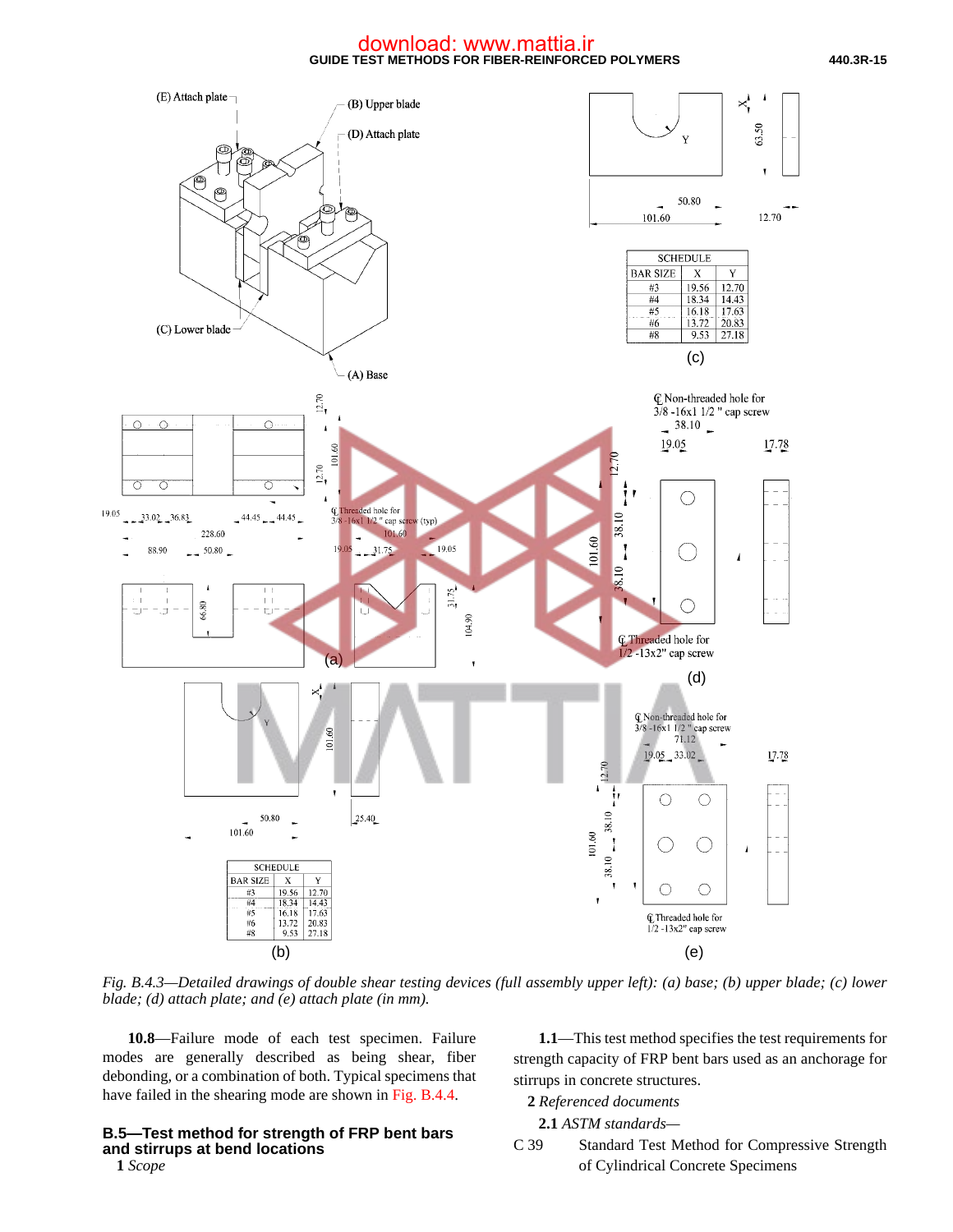Fig. B.4.3—Detailed drawings of double shear testing devices (full assembly upper left): (a) base; (b) upper blade; (c) lower blade; (d) attach plate; and (e) attach plate (in mm).

**10.8**—Failure mode of each test specimen. Failure modes are generally described as being shear, fiber debonding, or a combination of both. Typical specimens that have failed in the shearing mode are shown in Fig. B.4.4.

## B.5—Test method for strength of FRP bent bars and stirrups at bend locations

**1** *Scope*

**1.1**—This test method specifies the test requirements for strength capacity of FRP bent bars used as an anchorage for stirrups in concrete structures.

**2** *Referenced documents*

**2.1** *ASTM standards—*

C 39 Standard Test Method for Compressive Strength of Cylindrical Concrete Specimens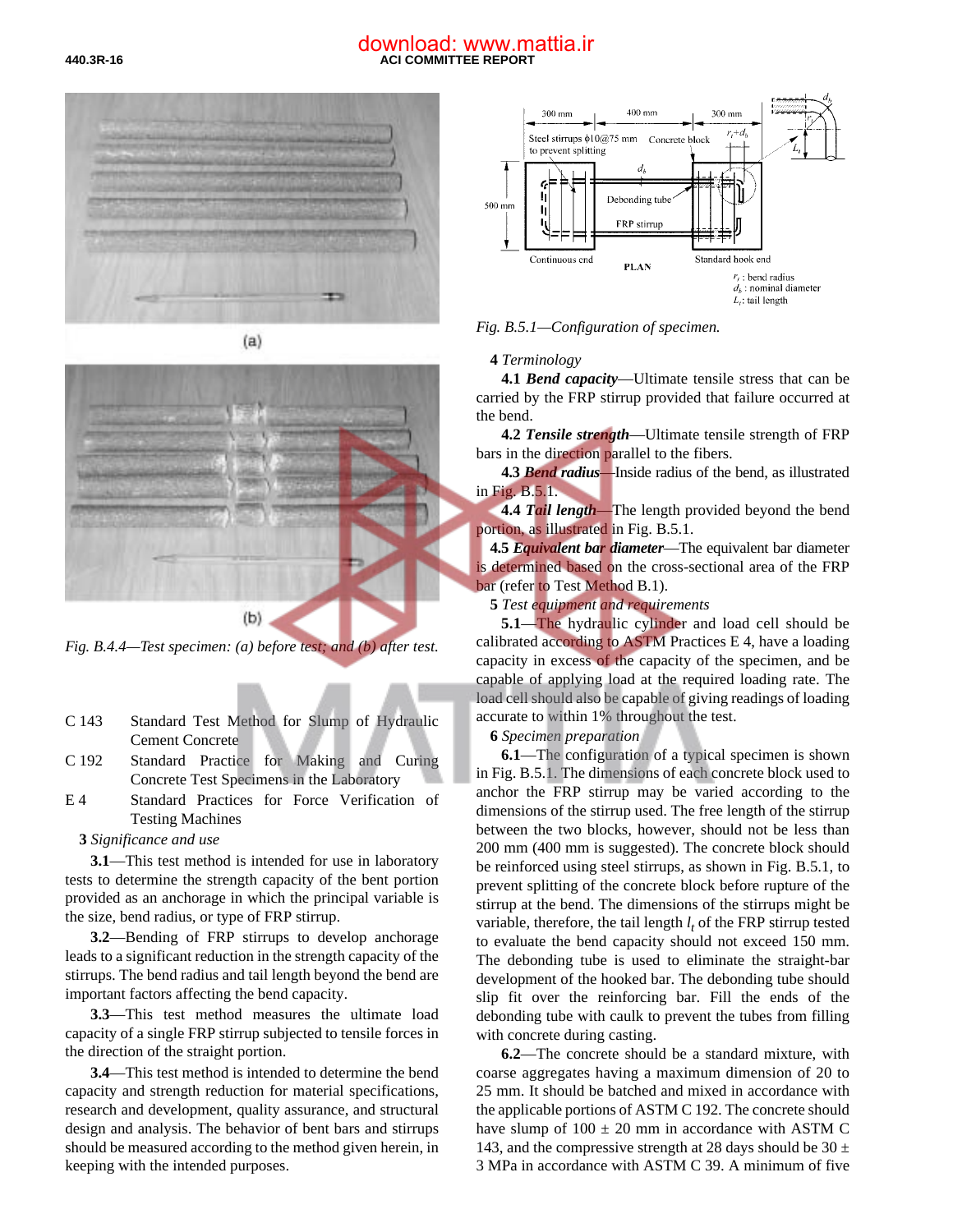(a)

(b)

*Fig. B.4.4—Test specimen: (a) before test; and (b) after test.*

C 143 Standard Test Method for Slump of Hydraulic Cement Concrete

C 192 Standard Practice for Making and Curing Concrete Test Specimens in the Laboratory

E 4 Standard Practices for Force Verification of Testing Machines

**3** *Significance and use*

**3.1**—This test method is intended for use in laboratory tests to determine the strength capacity of the bent portion provided as an anchorage in which the principal variable is the size, bend radius, or type of FRP stirrup.

**3.2**—Bending of FRP stirrups to develop anchorage leads to a significant reduction in the strength capacity of the stirrups. The bend radius and tail length beyond the bend are important factors affecting the bend capacity.

**3.3**—This test method measures the ultimate load capacity of a single FRP stirrup subjected to tensile forces in the direction of the straight portion.

**3.4**—This test method is intended to determine the bend capacity and strength reduction for material specifications, research and development, quality assurance, and structural design and analysis. The behavior of bent bars and stirrups should be measured according to the method given herein, in keeping with the intended purposes.

*Fig. B.5.1—Configuration of specimen.*

**4** *Terminology*

**4.1** ***Bend capacity***—Ultimate tensile stress that can be carried by the FRP stirrup provided that failure occurred at the bend.

**4.2** ***Tensile strength***—Ultimate tensile strength of FRP bars in the direction parallel to the fibers.

**4.3** ***Bend radius***—Inside radius of the bend, as illustrated in Fig. B.5.1.

**4.4** ***Tail length***—The length provided beyond the bend portion, as illustrated in Fig. B.5.1.

**4.5** ***Equivalent bar diameter***—The equivalent bar diameter is determined based on the cross-sectional area of the FRP bar (refer to Test Method B.1).

**5** *Test equipment and requirements*

**5.1**—The hydraulic cylinder and load cell should be calibrated according to ASTM Practices E 4, have a loading capacity in excess of the capacity of the specimen, and be capable of applying load at the required loading rate. The load cell should also be capable of giving readings of loading accurate to within 1% throughout the test.

**6** *Specimen preparation*

**6.1**—The configuration of a typical specimen is shown in Fig. B.5.1. The dimensions of each concrete block used to anchor the FRP stirrup may be varied according to the dimensions of the stirrup used. The free length of the stirrup between the two blocks, however, should not be less than 200 mm (400 mm is suggested). The concrete block should be reinforced using steel stirrups, as shown in Fig. B.5.1, to prevent splitting of the concrete block before rupture of the stirrup at the bend. The dimensions of the stirrups might be variable, therefore, the tail length $l_t$ of the FRP stirrup tested to evaluate the bend capacity should not exceed 150 mm. The debonding tube is used to eliminate the straight-bar development of the hooked bar. The debonding tube should slip fit over the reinforcing bar. Fill the ends of the debonding tube with caulk to prevent the tubes from filling with concrete during casting.

**6.2**—The concrete should be a standard mixture, with coarse aggregates having a maximum dimension of 20 to 25 mm. It should be batched and mixed in accordance with the applicable portions of ASTM C 192. The concrete should have slump of 100 ± 20 mm in accordance with ASTM C 143, and the compressive strength at 28 days should be 30 ± 3 MPa in accordance with ASTM C 39. A minimum of five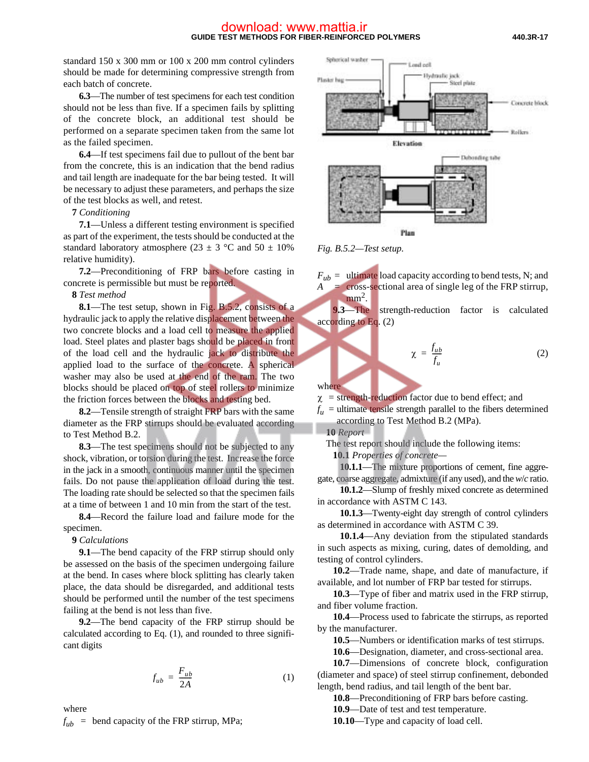standard 150 x 300 mm or 100 x 200 mm control cylinders should be made for determining compressive strength from each batch of concrete.

**6.3**—The number of test specimens for each test condition should not be less than five. If a specimen fails by splitting of the concrete block, an additional test should be performed on a separate specimen taken from the same lot as the failed specimen.

**6.4**—If test specimens fail due to pullout of the bent bar from the concrete, this is an indication that the bend radius and tail length are inadequate for the bar being tested. It will be necessary to adjust these parameters, and perhaps the size of the test blocks as well, and retest.

**7** *Conditioning*

**7.1**—Unless a different testing environment is specified as part of the experiment, the tests should be conducted at the standard laboratory atmosphere (23 ± 3 °C and 50 ± 10% relative humidity).

**7.2**—Preconditioning of FRP bars before casting in concrete is permissible but must be reported.

**8** *Test method*

**8.1**—The test setup, shown in Fig. B.5.2, consists of a hydraulic jack to apply the relative displacement between the two concrete blocks and a load cell to measure the applied load. Steel plates and plaster bags should be placed in front of the load cell and the hydraulic jack to distribute the applied load to the surface of the concrete. A spherical washer may also be used at the end of the ram. The two blocks should be placed on top of steel rollers to minimize the friction forces between the blocks and testing bed.

**8.2**—Tensile strength of straight FRP bars with the same diameter as the FRP stirrups should be evaluated according to Test Method B.2.

**8.3**—The test specimens should not be subjected to any shock, vibration, or torsion during the test. Increase the force in the jack in a smooth, continuous manner until the specimen fails. Do not pause the application of load during the test. The loading rate should be selected so that the specimen fails at a time of between 1 and 10 min from the start of the test.

**8.4**—Record the failure load and failure mode for the specimen.

**9** *Calculations*

**9.1**—The bend capacity of the FRP stirrup should only be assessed on the basis of the specimen undergoing failure at the bend. In cases where block splitting has clearly taken place, the data should be disregarded, and additional tests should be performed until the number of the test specimens failing at the bend is not less than five.

**9.2**—The bend capacity of the FRP stirrup should be calculated according to Eq. (1), and rounded to three significant digits

$$f_{ub} = \frac{F_{ub}}{2A} \tag{1}$$

where

$f_{ub}$ = bend capacity of the FRP stirrup, MPa;

Spherical washer, Load cell, Hydraulic jack, Steel plate, Plaster bag, Concrete block, Rollers, Elevation, Debonding tube, Plan

*Fig. B.5.2—Test setup.*

$F_{ub}$ = ultimate load capacity according to bend tests, N; and

$A$ = cross-sectional area of single leg of the FRP stirrup, mm$^2$.

**9.3**—The strength-reduction factor is calculated according to Eq. (2)

$$\chi = \frac{f_{ub}}{f_u} \tag{2}$$

where

$\chi$ = strength-reduction factor due to bend effect; and

$f_u$ = ultimate tensile strength parallel to the fibers determined according to Test Method B.2 (MPa).

**10** *Report*

The test report should include the following items:

**10.1** *Properties of concrete—*

**10.1.1**—The mixture proportions of cement, fine aggregate, coarse aggregate, admixture (if any used), and the *w/c* ratio.

**10.1.2**—Slump of freshly mixed concrete as determined in accordance with ASTM C 143.

**10.1.3**—Twenty-eight day strength of control cylinders as determined in accordance with ASTM C 39.

**10.1.4**—Any deviation from the stipulated standards in such aspects as mixing, curing, dates of demolding, and testing of control cylinders.

**10.2**—Trade name, shape, and date of manufacture, if available, and lot number of FRP bar tested for stirrups.

**10.3**—Type of fiber and matrix used in the FRP stirrup, and fiber volume fraction.

**10.4**—Process used to fabricate the stirrups, as reported by the manufacturer.

**10.5**—Numbers or identification marks of test stirrups.

**10.6**—Designation, diameter, and cross-sectional area.

**10.7**—Dimensions of concrete block, configuration (diameter and space) of steel stirrup confinement, debonded length, bend radius, and tail length of the bent bar.

**10.8**—Preconditioning of FRP bars before casting.

**10.9**—Date of test and test temperature.

**10.10**—Type and capacity of load cell.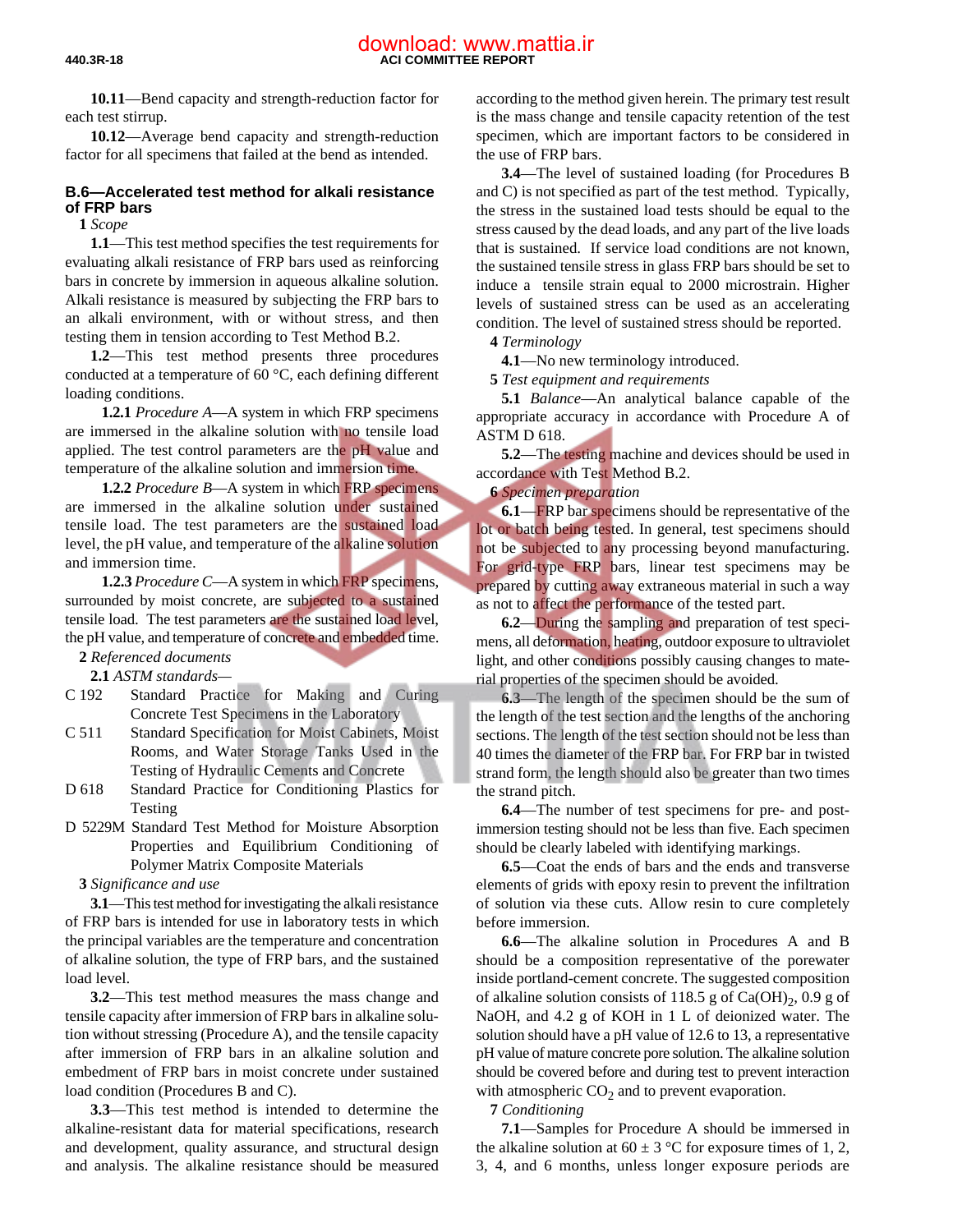**10.11**—Bend capacity and strength-reduction factor for each test stirrup.

**10.12**—Average bend capacity and strength-reduction factor for all specimens that failed at the bend as intended.

## B.6—Accelerated test method for alkali resistance of FRP bars

**1** *Scope*

**1.1**—This test method specifies the test requirements for evaluating alkali resistance of FRP bars used as reinforcing bars in concrete by immersion in aqueous alkaline solution. Alkali resistance is measured by subjecting the FRP bars to an alkali environment, with or without stress, and then testing them in tension according to Test Method B.2.

**1.2**—This test method presents three procedures conducted at a temperature of 60 °C, each defining different loading conditions.

**1.2.1** *Procedure A*—A system in which FRP specimens are immersed in the alkaline solution with no tensile load applied. The test control parameters are the pH value and temperature of the alkaline solution and immersion time.

**1.2.2** *Procedure B*—A system in which FRP specimens are immersed in the alkaline solution under sustained tensile load. The test parameters are the sustained load level, the pH value, and temperature of the alkaline solution and immersion time.

**1.2.3** *Procedure C*—A system in which FRP specimens, surrounded by moist concrete, are subjected to a sustained tensile load. The test parameters are the sustained load level, the pH value, and temperature of concrete and embedded time.

**2** *Referenced documents*

**2.1** *ASTM standards*—

C 192 Standard Practice for Making and Curing Concrete Test Specimens in the Laboratory

C 511 Standard Specification for Moist Cabinets, Moist Rooms, and Water Storage Tanks Used in the Testing of Hydraulic Cements and Concrete

D 618 Standard Practice for Conditioning Plastics for Testing

D 5229M Standard Test Method for Moisture Absorption Properties and Equilibrium Conditioning of Polymer Matrix Composite Materials

**3** *Significance and use*

**3.1**—This test method for investigating the alkali resistance of FRP bars is intended for use in laboratory tests in which the principal variables are the temperature and concentration of alkaline solution, the type of FRP bars, and the sustained load level.

**3.2**—This test method measures the mass change and tensile capacity after immersion of FRP bars in alkaline solution without stressing (Procedure A), and the tensile capacity after immersion of FRP bars in an alkaline solution and embedment of FRP bars in moist concrete under sustained load condition (Procedures B and C).

**3.3**—This test method is intended to determine the alkaline-resistant data for material specifications, research and development, quality assurance, and structural design and analysis. The alkaline resistance should be measured according to the method given herein. The primary test result is the mass change and tensile capacity retention of the test specimen, which are important factors to be considered in the use of FRP bars.

**3.4**—The level of sustained loading (for Procedures B and C) is not specified as part of the test method. Typically, the stress in the sustained load tests should be equal to the stress caused by the dead loads, and any part of the live loads that is sustained. If service load conditions are not known, the sustained tensile stress in glass FRP bars should be set to induce a tensile strain equal to 2000 microstrain. Higher levels of sustained stress can be used as an accelerating condition. The level of sustained stress should be reported.

**4** *Terminology*

**4.1**—No new terminology introduced.

**5** *Test equipment and requirements*

**5.1** *Balance*—An analytical balance capable of the appropriate accuracy in accordance with Procedure A of ASTM D 618.

**5.2**—The testing machine and devices should be used in accordance with Test Method B.2.

**6** *Specimen preparation*

**6.1**—FRP bar specimens should be representative of the lot or batch being tested. In general, test specimens should not be subjected to any processing beyond manufacturing. For grid-type FRP bars, linear test specimens may be prepared by cutting away extraneous material in such a way as not to affect the performance of the tested part.

**6.2**—During the sampling and preparation of test specimens, all deformation, heating, outdoor exposure to ultraviolet light, and other conditions possibly causing changes to material properties of the specimen should be avoided.

**6.3**—The length of the specimen should be the sum of the length of the test section and the lengths of the anchoring sections. The length of the test section should not be less than 40 times the diameter of the FRP bar. For FRP bar in twisted strand form, the length should also be greater than two times the strand pitch.

**6.4**—The number of test specimens for pre- and post-immersion testing should not be less than five. Each specimen should be clearly labeled with identifying markings.

**6.5**—Coat the ends of bars and the ends and transverse elements of grids with epoxy resin to prevent the infiltration of solution via these cuts. Allow resin to cure completely before immersion.

**6.6**—The alkaline solution in Procedures A and B should be a composition representative of the porewater inside portland-cement concrete. The suggested composition of alkaline solution consists of 118.5 g of $Ca(OH)_2$, 0.9 g of NaOH, and 4.2 g of KOH in 1 L of deionized water. The solution should have a pH value of 12.6 to 13, a representative pH value of mature concrete pore solution. The alkaline solution should be covered before and during test to prevent interaction with atmospheric $CO_2$ and to prevent evaporation.

**7** *Conditioning*

**7.1**—Samples for Procedure A should be immersed in the alkaline solution at 60 ± 3 °C for exposure times of 1, 2, 3, 4, and 6 months, unless longer exposure periods are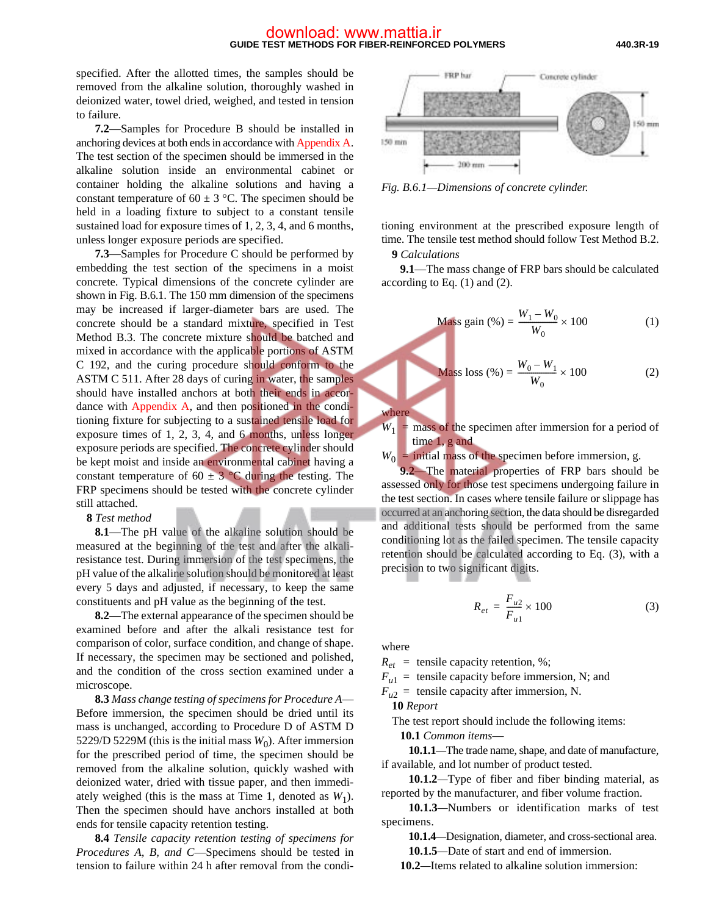specified. After the allotted times, the samples should be removed from the alkaline solution, thoroughly washed in deionized water, towel dried, weighed, and tested in tension to failure.

**7.2**—Samples for Procedure B should be installed in anchoring devices at both ends in accordance with Appendix A. The test section of the specimen should be immersed in the alkaline solution inside an environmental cabinet or container holding the alkaline solutions and having a constant temperature of 60 ± 3 °C. The specimen should be held in a loading fixture to subject to a constant tensile sustained load for exposure times of 1, 2, 3, 4, and 6 months, unless longer exposure periods are specified.

**7.3**—Samples for Procedure C should be performed by embedding the test section of the specimens in a moist concrete. Typical dimensions of the concrete cylinder are shown in Fig. B.6.1. The 150 mm dimension of the specimens may be increased if larger-diameter bars are used. The concrete should be a standard mixture, specified in Test Method B.3. The concrete mixture should be batched and mixed in accordance with the applicable portions of ASTM C 192, and the curing procedure should conform to the ASTM C 511. After 28 days of curing in water, the samples should have installed anchors at both their ends in accordance with Appendix A, and then positioned in the conditioning fixture for subjecting to a sustained tensile load for exposure times of 1, 2, 3, 4, and 6 months, unless longer exposure periods are specified. The concrete cylinder should be kept moist and inside an environmental cabinet having a constant temperature of 60 ± 3 °C during the testing. The FRP specimens should be tested with the concrete cylinder still attached.

FRP bar | Concrete cylinder | 150 mm | 200 mm | 150 mm

*Fig. B.6.1—Dimensions of concrete cylinder.*

**8** *Test method*

**8.1**—The pH value of the alkaline solution should be measured at the beginning of the test and after the alkali-resistance test. During immersion of the test specimens, the pH value of the alkaline solution should be monitored at least every 5 days and adjusted, if necessary, to keep the same constituents and pH value as the beginning of the test.

**8.2**—The external appearance of the specimen should be examined before and after the alkali resistance test for comparison of color, surface condition, and change of shape. If necessary, the specimen may be sectioned and polished, and the condition of the cross section examined under a microscope.

**8.3** *Mass change testing of specimens for Procedure A*—Before immersion, the specimen should be dried until its mass is unchanged, according to Procedure D of ASTM D 5229/D 5229M (this is the initial mass $W_0$). After immersion for the prescribed period of time, the specimen should be removed from the alkaline solution, quickly washed with deionized water, dried with tissue paper, and then immediately weighed (this is the mass at Time 1, denoted as $W_1$). Then the specimen should have anchors installed at both ends for tensile capacity retention testing.

**8.4** *Tensile capacity retention testing of specimens for Procedures A, B, and C*—Specimens should be tested in tension to failure within 24 h after removal from the conditioning environment at the prescribed exposure length of time. The tensile test method should follow Test Method B.2.

**9** *Calculations*

**9.1**—The mass change of FRP bars should be calculated according to Eq. (1) and (2).

$$\text{Mass gain (\%)} = \frac{W_1 - W_0}{W_0} \times 100 \qquad (1)$$

$$\text{Mass loss (\%)} = \frac{W_0 - W_1}{W_0} \times 100 \qquad (2)$$

where

$W_1$ = mass of the specimen after immersion for a period of time 1, g and

$W_0$ = initial mass of the specimen before immersion, g.

**9.2**—The material properties of FRP bars should be assessed only for those test specimens undergoing failure in the test section. In cases where tensile failure or slippage has occurred at an anchoring section, the data should be disregarded and additional tests should be performed from the same conditioning lot as the failed specimen. The tensile capacity retention should be calculated according to Eq. (3), with a precision to two significant digits.

$$R_{et} = \frac{F_{u2}}{F_{u1}} \times 100 \qquad (3)$$

where

$R_{et}$ = tensile capacity retention, %;

$F_{u1}$ = tensile capacity before immersion, N; and

$F_{u2}$ = tensile capacity after immersion, N.

**10** *Report*

The test report should include the following items:

**10.1** *Common items*—

**10.1.1**—The trade name, shape, and date of manufacture, if available, and lot number of product tested.

**10.1.2**—Type of fiber and fiber binding material, as reported by the manufacturer, and fiber volume fraction.

**10.1.3**—Numbers or identification marks of test specimens.

**10.1.4**—Designation, diameter, and cross-sectional area.

**10.1.5**—Date of start and end of immersion.

**10.2**—Items related to alkaline solution immersion: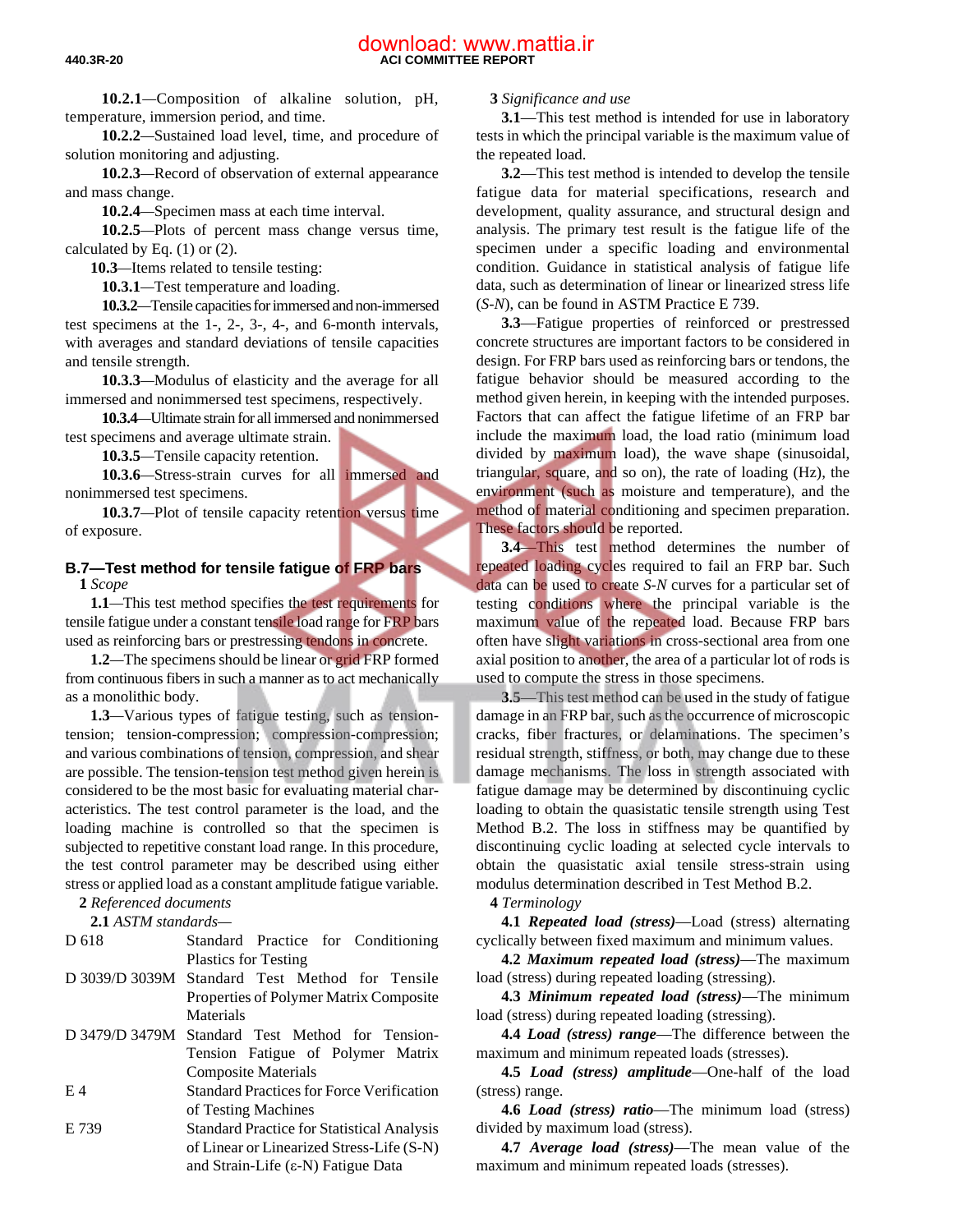**10.2.1**—Composition of alkaline solution, pH, temperature, immersion period, and time.

**10.2.2**—Sustained load level, time, and procedure of solution monitoring and adjusting.

**10.2.3**—Record of observation of external appearance and mass change.

**10.2.4**—Specimen mass at each time interval.

**10.2.5**—Plots of percent mass change versus time, calculated by Eq. (1) or (2).

**10.3**—Items related to tensile testing:

**10.3.1**—Test temperature and loading.

**10.3.2**—Tensile capacities for immersed and non-immersed test specimens at the 1-, 2-, 3-, 4-, and 6-month intervals, with averages and standard deviations of tensile capacities and tensile strength.

**10.3.3**—Modulus of elasticity and the average for all immersed and nonimmersed test specimens, respectively.

**10.3.4**—Ultimate strain for all immersed and nonimmersed test specimens and average ultimate strain.

**10.3.5**—Tensile capacity retention.

**10.3.6**—Stress-strain curves for all immersed and nonimmersed test specimens.

**10.3.7**—Plot of tensile capacity retention versus time of exposure.

## B.7—Test method for tensile fatigue of FRP bars

**1** *Scope*

**1.1**—This test method specifies the test requirements for tensile fatigue under a constant tensile load range for FRP bars used as reinforcing bars or prestressing tendons in concrete.

**1.2**—The specimens should be linear or grid FRP formed from continuous fibers in such a manner as to act mechanically as a monolithic body.

**1.3**—Various types of fatigue testing, such as tension-tension; tension-compression; compression-compression; and various combinations of tension, compression, and shear are possible. The tension-tension test method given herein is considered to be the most basic for evaluating material characteristics. The test control parameter is the load, and the loading machine is controlled so that the specimen is subjected to repetitive constant load range. In this procedure, the test control parameter may be described using either stress or applied load as a constant amplitude fatigue variable.

**2** *Referenced documents*

**2.1** *ASTM standards—*

| | |
|---|---|
| D 618 | Standard Practice for Conditioning Plastics for Testing |
| D 3039/D 3039M | Standard Test Method for Tensile Properties of Polymer Matrix Composite Materials |
| D 3479/D 3479M | Standard Test Method for Tension-Tension Fatigue of Polymer Matrix Composite Materials |
| E 4 | Standard Practices for Force Verification of Testing Machines |
| E 739 | Standard Practice for Statistical Analysis of Linear or Linearized Stress-Life (S-N) and Strain-Life (ε-N) Fatigue Data |

**3** *Significance and use*

**3.1**—This test method is intended for use in laboratory tests in which the principal variable is the maximum value of the repeated load.

**3.2**—This test method is intended to develop the tensile fatigue data for material specifications, research and development, quality assurance, and structural design and analysis. The primary test result is the fatigue life of the specimen under a specific loading and environmental condition. Guidance in statistical analysis of fatigue life data, such as determination of linear or linearized stress life (*S-N*), can be found in ASTM Practice E 739.

**3.3**—Fatigue properties of reinforced or prestressed concrete structures are important factors to be considered in design. For FRP bars used as reinforcing bars or tendons, the fatigue behavior should be measured according to the method given herein, in keeping with the intended purposes. Factors that can affect the fatigue lifetime of an FRP bar include the maximum load, the load ratio (minimum load divided by maximum load), the wave shape (sinusoidal, triangular, square, and so on), the rate of loading (Hz), the environment (such as moisture and temperature), and the method of material conditioning and specimen preparation. These factors should be reported.

**3.4**—This test method determines the number of repeated loading cycles required to fail an FRP bar. Such data can be used to create *S-N* curves for a particular set of testing conditions where the principal variable is the maximum value of the repeated load. Because FRP bars often have slight variations in cross-sectional area from one axial position to another, the area of a particular lot of rods is used to compute the stress in those specimens.

**3.5**—This test method can be used in the study of fatigue damage in an FRP bar, such as the occurrence of microscopic cracks, fiber fractures, or delaminations. The specimen's residual strength, stiffness, or both, may change due to these damage mechanisms. The loss in strength associated with fatigue damage may be determined by discontinuing cyclic loading to obtain the quasistatic tensile strength using Test Method B.2. The loss in stiffness may be quantified by discontinuing cyclic loading at selected cycle intervals to obtain the quasistatic axial tensile stress-strain using modulus determination described in Test Method B.2.

**4** *Terminology*

**4.1** ***Repeated load (stress)***—Load (stress) alternating cyclically between fixed maximum and minimum values.

**4.2** ***Maximum repeated load (stress)***—The maximum load (stress) during repeated loading (stressing).

**4.3** ***Minimum repeated load (stress)***—The minimum load (stress) during repeated loading (stressing).

**4.4** ***Load (stress) range***—The difference between the maximum and minimum repeated loads (stresses).

**4.5** ***Load (stress) amplitude***—One-half of the load (stress) range.

**4.6** ***Load (stress) ratio***—The minimum load (stress) divided by maximum load (stress).

**4.7** ***Average load (stress)***—The mean value of the maximum and minimum repeated loads (stresses).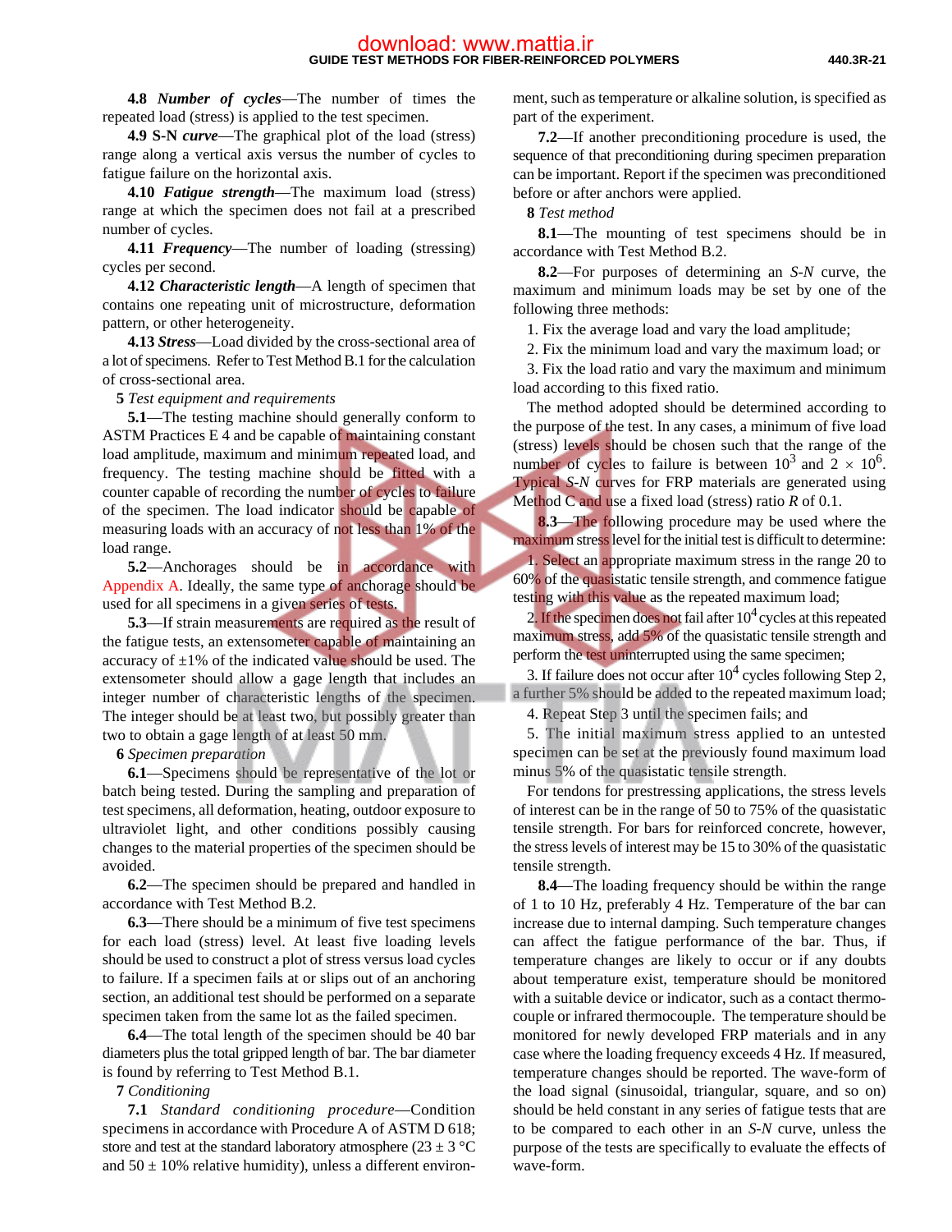**4.8 *Number of cycles***—The number of times the repeated load (stress) is applied to the test specimen.

**4.9 S-N *curve***—The graphical plot of the load (stress) range along a vertical axis versus the number of cycles to fatigue failure on the horizontal axis.

**4.10 *Fatigue strength***—The maximum load (stress) range at which the specimen does not fail at a prescribed number of cycles.

**4.11 *Frequency***—The number of loading (stressing) cycles per second.

**4.12 *Characteristic length***—A length of specimen that contains one repeating unit of microstructure, deformation pattern, or other heterogeneity.

**4.13 *Stress***—Load divided by the cross-sectional area of a lot of specimens. Refer to Test Method B.1 for the calculation of cross-sectional area.

**5** *Test equipment and requirements*

**5.1**—The testing machine should generally conform to ASTM Practices E 4 and be capable of maintaining constant load amplitude, maximum and minimum repeated load, and frequency. The testing machine should be fitted with a counter capable of recording the number of cycles to failure of the specimen. The load indicator should be capable of measuring loads with an accuracy of not less than 1% of the load range.

**5.2**—Anchorages should be in accordance with Appendix A. Ideally, the same type of anchorage should be used for all specimens in a given series of tests.

**5.3**—If strain measurements are required as the result of the fatigue tests, an extensometer capable of maintaining an accuracy of ±1% of the indicated value should be used. The extensometer should allow a gage length that includes an integer number of characteristic lengths of the specimen. The integer should be at least two, but possibly greater than two to obtain a gage length of at least 50 mm.

**6** *Specimen preparation*

**6.1**—Specimens should be representative of the lot or batch being tested. During the sampling and preparation of test specimens, all deformation, heating, outdoor exposure to ultraviolet light, and other conditions possibly causing changes to the material properties of the specimen should be avoided.

**6.2**—The specimen should be prepared and handled in accordance with Test Method B.2.

**6.3**—There should be a minimum of five test specimens for each load (stress) level. At least five loading levels should be used to construct a plot of stress versus load cycles to failure. If a specimen fails at or slips out of an anchoring section, an additional test should be performed on a separate specimen taken from the same lot as the failed specimen.

**6.4**—The total length of the specimen should be 40 bar diameters plus the total gripped length of bar. The bar diameter is found by referring to Test Method B.1.

**7** *Conditioning*

**7.1** *Standard conditioning procedure*—Condition specimens in accordance with Procedure A of ASTM D 618; store and test at the standard laboratory atmosphere (23 ± 3 °C and 50 ± 10% relative humidity), unless a different environment, such as temperature or alkaline solution, is specified as part of the experiment.

**7.2**—If another preconditioning procedure is used, the sequence of that preconditioning during specimen preparation can be important. Report if the specimen was preconditioned before or after anchors were applied.

**8** *Test method*

**8.1**—The mounting of test specimens should be in accordance with Test Method B.2.

**8.2**—For purposes of determining an *S-N* curve, the maximum and minimum loads may be set by one of the following three methods:

1. Fix the average load and vary the load amplitude;
2. Fix the minimum load and vary the maximum load; or
3. Fix the load ratio and vary the maximum and minimum load according to this fixed ratio.

The method adopted should be determined according to the purpose of the test. In any cases, a minimum of five load (stress) levels should be chosen such that the range of the number of cycles to failure is between $10^3$ and $2 \times 10^6$. Typical *S-N* curves for FRP materials are generated using Method C and use a fixed load (stress) ratio $R$ of 0.1.

**8.3**—The following procedure may be used where the maximum stress level for the initial test is difficult to determine:

1. Select an appropriate maximum stress in the range 20 to 60% of the quasistatic tensile strength, and commence fatigue testing with this value as the repeated maximum load;
2. If the specimen does not fail after $10^4$ cycles at this repeated maximum stress, add 5% of the quasistatic tensile strength and perform the test uninterrupted using the same specimen;
3. If failure does not occur after $10^4$ cycles following Step 2, a further 5% should be added to the repeated maximum load;
4. Repeat Step 3 until the specimen fails; and
5. The initial maximum stress applied to an untested specimen can be set at the previously found maximum load minus 5% of the quasistatic tensile strength.

For tendons for prestressing applications, the stress levels of interest can be in the range of 50 to 75% of the quasistatic tensile strength. For bars for reinforced concrete, however, the stress levels of interest may be 15 to 30% of the quasistatic tensile strength.

**8.4**—The loading frequency should be within the range of 1 to 10 Hz, preferably 4 Hz. Temperature of the bar can increase due to internal damping. Such temperature changes can affect the fatigue performance of the bar. Thus, if temperature changes are likely to occur or if any doubts about temperature exist, temperature should be monitored with a suitable device or indicator, such as a contact thermocouple or infrared thermocouple. The temperature should be monitored for newly developed FRP materials and in any case where the loading frequency exceeds 4 Hz. If measured, temperature changes should be reported. The wave-form of the load signal (sinusoidal, triangular, square, and so on) should be held constant in any series of fatigue tests that are to be compared to each other in an *S-N* curve, unless the purpose of the tests are specifically to evaluate the effects of wave-form.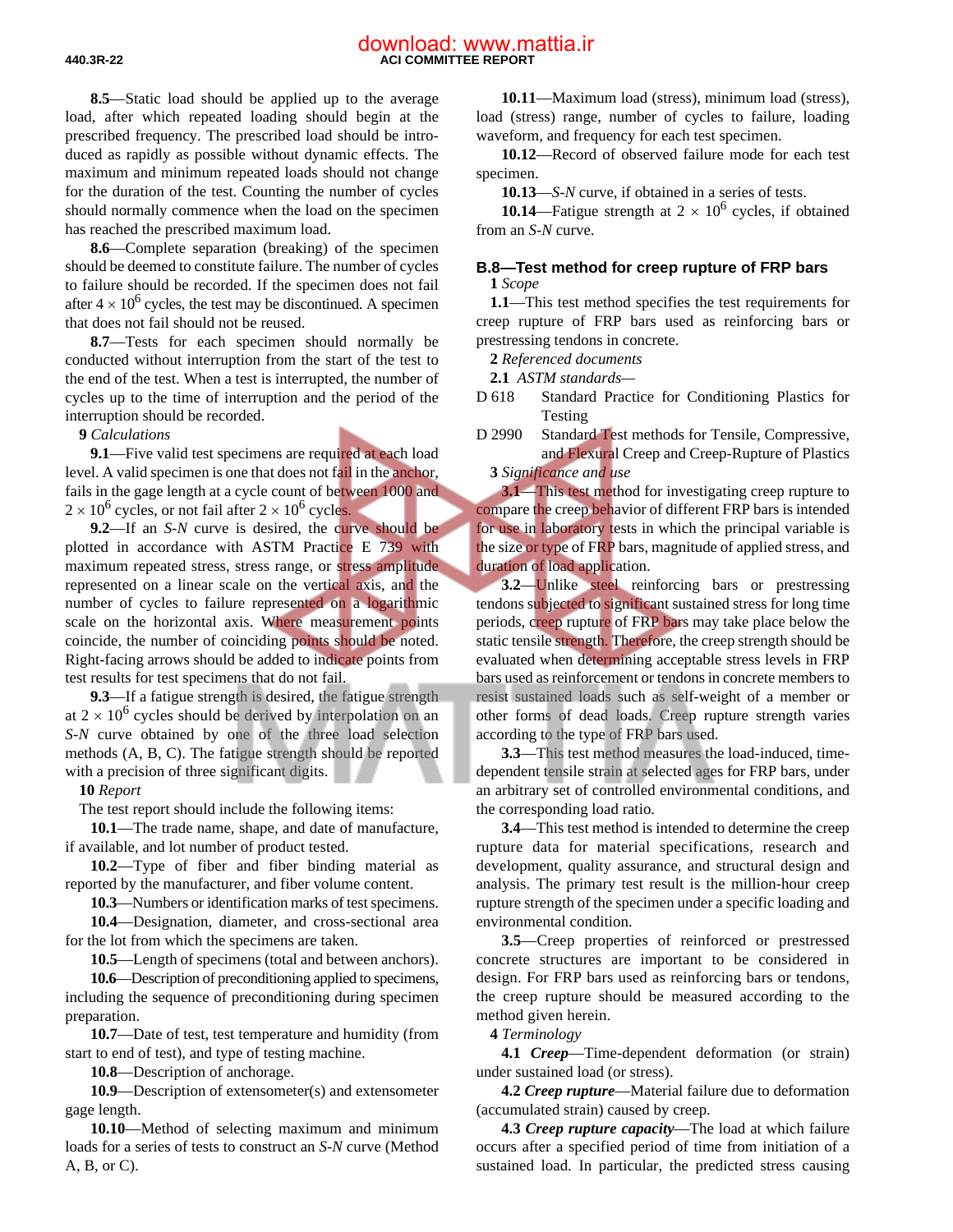**8.5**—Static load should be applied up to the average load, after which repeated loading should begin at the prescribed frequency. The prescribed load should be introduced as rapidly as possible without dynamic effects. The maximum and minimum repeated loads should not change for the duration of the test. Counting the number of cycles should normally commence when the load on the specimen has reached the prescribed maximum load.

**8.6**—Complete separation (breaking) of the specimen should be deemed to constitute failure. The number of cycles to failure should be recorded. If the specimen does not fail after $4 \times 10^6$ cycles, the test may be discontinued. A specimen that does not fail should not be reused.

**8.7**—Tests for each specimen should normally be conducted without interruption from the start of the test to the end of the test. When a test is interrupted, the number of cycles up to the time of interruption and the period of the interruption should be recorded.

**9** *Calculations*

**9.1**—Five valid test specimens are required at each load level. A valid specimen is one that does not fail in the anchor, fails in the gage length at a cycle count of between 1000 and $2 \times 10^6$ cycles, or not fail after $2 \times 10^6$ cycles.

**9.2**—If an *S-N* curve is desired, the curve should be plotted in accordance with ASTM Practice E 739 with maximum repeated stress, stress range, or stress amplitude represented on a linear scale on the vertical axis, and the number of cycles to failure represented on a logarithmic scale on the horizontal axis. Where measurement points coincide, the number of coinciding points should be noted. Right-facing arrows should be added to indicate points from test results for test specimens that do not fail.

**9.3**—If a fatigue strength is desired, the fatigue strength at $2 \times 10^6$ cycles should be derived by interpolation on an *S-N* curve obtained by one of the three load selection methods (A, B, C). The fatigue strength should be reported with a precision of three significant digits.

**10** *Report*

The test report should include the following items:

**10.1**—The trade name, shape, and date of manufacture, if available, and lot number of product tested.

**10.2**—Type of fiber and fiber binding material as reported by the manufacturer, and fiber volume content.

**10.3**—Numbers or identification marks of test specimens.

**10.4**—Designation, diameter, and cross-sectional area for the lot from which the specimens are taken.

**10.5**—Length of specimens (total and between anchors).

**10.6**—Description of preconditioning applied to specimens, including the sequence of preconditioning during specimen preparation.

**10.7**—Date of test, test temperature and humidity (from start to end of test), and type of testing machine.

**10.8**—Description of anchorage.

**10.9**—Description of extensometer(s) and extensometer gage length.

**10.10**—Method of selecting maximum and minimum loads for a series of tests to construct an *S-N* curve (Method A, B, or C).

**10.11**—Maximum load (stress), minimum load (stress), load (stress) range, number of cycles to failure, loading waveform, and frequency for each test specimen.

**10.12**—Record of observed failure mode for each test specimen.

**10.13**—*S-N* curve, if obtained in a series of tests.

**10.14**—Fatigue strength at $2 \times 10^6$ cycles, if obtained from an *S-N* curve.

## B.8—Test method for creep rupture of FRP bars

**1** *Scope*

**1.1**—This test method specifies the test requirements for creep rupture of FRP bars used as reinforcing bars or prestressing tendons in concrete.

**2** *Referenced documents*

**2.1** *ASTM standards*—

D 618 Standard Practice for Conditioning Plastics for Testing

D 2990 Standard Test methods for Tensile, Compressive, and Flexural Creep and Creep-Rupture of Plastics

**3** *Significance and use*

**3.1**—This test method for investigating creep rupture to compare the creep behavior of different FRP bars is intended for use in laboratory tests in which the principal variable is the size or type of FRP bars, magnitude of applied stress, and duration of load application.

**3.2**—Unlike steel reinforcing bars or prestressing tendons subjected to significant sustained stress for long time periods, creep rupture of FRP bars may take place below the static tensile strength. Therefore, the creep strength should be evaluated when determining acceptable stress levels in FRP bars used as reinforcement or tendons in concrete members to resist sustained loads such as self-weight of a member or other forms of dead loads. Creep rupture strength varies according to the type of FRP bars used.

**3.3**—This test method measures the load-induced, time-dependent tensile strain at selected ages for FRP bars, under an arbitrary set of controlled environmental conditions, and the corresponding load ratio.

**3.4**—This test method is intended to determine the creep rupture data for material specifications, research and development, quality assurance, and structural design and analysis. The primary test result is the million-hour creep rupture strength of the specimen under a specific loading and environmental condition.

**3.5**—Creep properties of reinforced or prestressed concrete structures are important to be considered in design. For FRP bars used as reinforcing bars or tendons, the creep rupture should be measured according to the method given herein.

**4** *Terminology*

**4.1** ***Creep***—Time-dependent deformation (or strain) under sustained load (or stress).

**4.2** ***Creep rupture***—Material failure due to deformation (accumulated strain) caused by creep.

**4.3** ***Creep rupture capacity***—The load at which failure occurs after a specified period of time from initiation of a sustained load. In particular, the predicted stress causing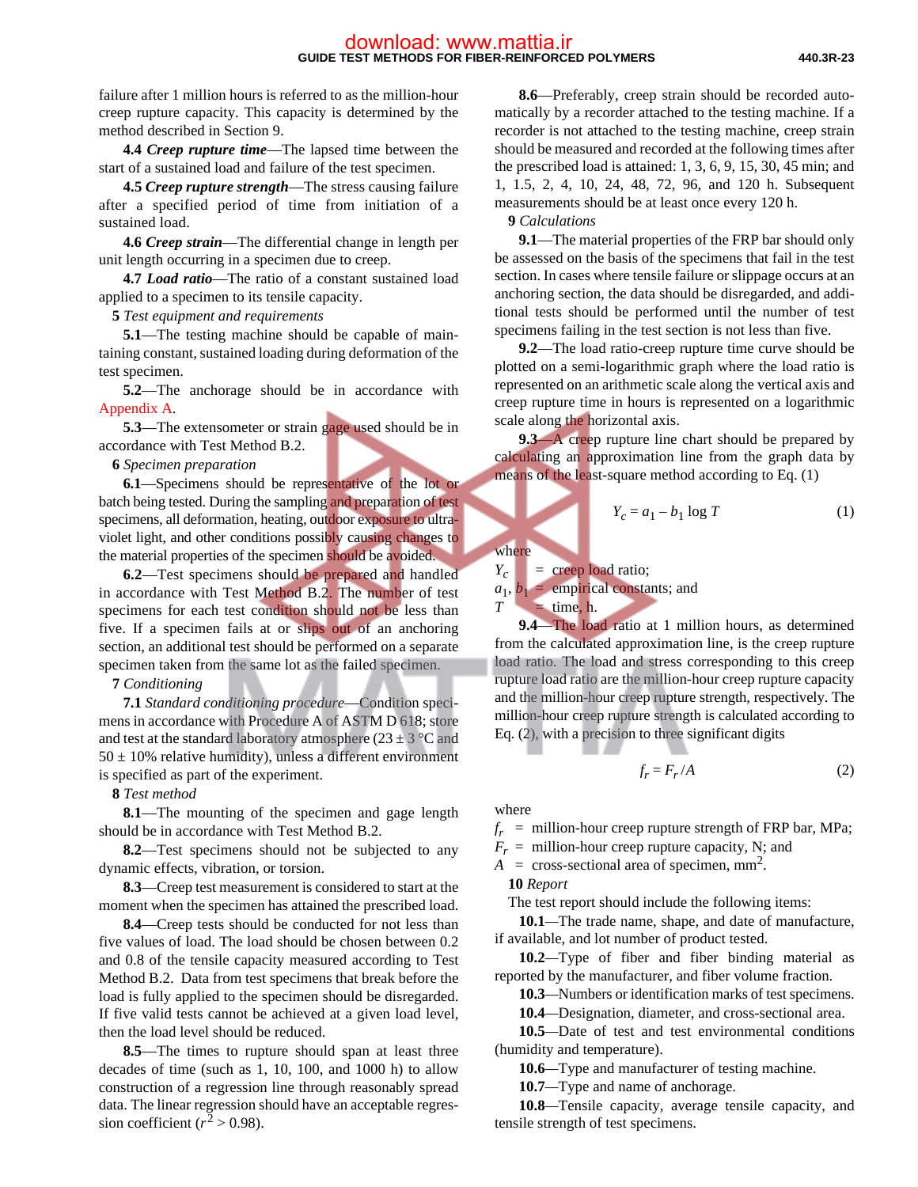failure after 1 million hours is referred to as the million-hour creep rupture capacity. This capacity is determined by the method described in Section 9.

**4.4** ***Creep rupture time***—The lapsed time between the start of a sustained load and failure of the test specimen.

**4.5** ***Creep rupture strength***—The stress causing failure after a specified period of time from initiation of a sustained load.

**4.6** ***Creep strain***—The differential change in length per unit length occurring in a specimen due to creep.

**4.7** ***Load ratio***—The ratio of a constant sustained load applied to a specimen to its tensile capacity.

**5** *Test equipment and requirements*

**5.1**—The testing machine should be capable of maintaining constant, sustained loading during deformation of the test specimen.

**5.2**—The anchorage should be in accordance with Appendix A.

**5.3**—The extensometer or strain gage used should be in accordance with Test Method B.2.

**6** *Specimen preparation*

**6.1**—Specimens should be representative of the lot or batch being tested. During the sampling and preparation of test specimens, all deformation, heating, outdoor exposure to ultraviolet light, and other conditions possibly causing changes to the material properties of the specimen should be avoided.

**6.2**—Test specimens should be prepared and handled in accordance with Test Method B.2. The number of test specimens for each test condition should not be less than five. If a specimen fails at or slips out of an anchoring section, an additional test should be performed on a separate specimen taken from the same lot as the failed specimen.

**7** *Conditioning*

**7.1** *Standard conditioning procedure*—Condition specimens in accordance with Procedure A of ASTM D 618; store and test at the standard laboratory atmosphere (23 ± 3 °C and 50 ± 10% relative humidity), unless a different environment is specified as part of the experiment.

**8** *Test method*

**8.1**—The mounting of the specimen and gage length should be in accordance with Test Method B.2.

**8.2**—Test specimens should not be subjected to any dynamic effects, vibration, or torsion.

**8.3**—Creep test measurement is considered to start at the moment when the specimen has attained the prescribed load.

**8.4**—Creep tests should be conducted for not less than five values of load. The load should be chosen between 0.2 and 0.8 of the tensile capacity measured according to Test Method B.2. Data from test specimens that break before the load is fully applied to the specimen should be disregarded. If five valid tests cannot be achieved at a given load level, then the load level should be reduced.

**8.5**—The times to rupture should span at least three decades of time (such as 1, 10, 100, and 1000 h) to allow construction of a regression line through reasonably spread data. The linear regression should have an acceptable regression coefficient ($r^2 > 0.98$).

**8.6**—Preferably, creep strain should be recorded automatically by a recorder attached to the testing machine. If a recorder is not attached to the testing machine, creep strain should be measured and recorded at the following times after the prescribed load is attained: 1, 3, 6, 9, 15, 30, 45 min; and 1, 1.5, 2, 4, 10, 24, 48, 72, 96, and 120 h. Subsequent measurements should be at least once every 120 h.

**9** *Calculations*

**9.1**—The material properties of the FRP bar should only be assessed on the basis of the specimens that fail in the test section. In cases where tensile failure or slippage occurs at an anchoring section, the data should be disregarded, and additional tests should be performed until the number of test specimens failing in the test section is not less than five.

**9.2**—The load ratio-creep rupture time curve should be plotted on a semi-logarithmic graph where the load ratio is represented on an arithmetic scale along the vertical axis and creep rupture time in hours is represented on a logarithmic scale along the horizontal axis.

**9.3**—A creep rupture line chart should be prepared by calculating an approximation line from the graph data by means of the least-square method according to Eq. (1)

$$Y_c = a_1 - b_1 \log T \tag{1}$$

where

$Y_c$ = creep load ratio;

$a_1$, $b_1$ = empirical constants; and

$T$ = time, h.

**9.4**—The load ratio at 1 million hours, as determined from the calculated approximation line, is the creep rupture load ratio. The load and stress corresponding to this creep rupture load ratio are the million-hour creep rupture capacity and the million-hour creep rupture strength, respectively. The million-hour creep rupture strength is calculated according to Eq. (2), with a precision to three significant digits

$$f_r = F_r / A \tag{2}$$

where

$f_r$ = million-hour creep rupture strength of FRP bar, MPa;

$F_r$ = million-hour creep rupture capacity, N; and

$A$ = cross-sectional area of specimen, mm$^2$.

**10** *Report*

The test report should include the following items:

**10.1**—The trade name, shape, and date of manufacture, if available, and lot number of product tested.

**10.2**—Type of fiber and fiber binding material as reported by the manufacturer, and fiber volume fraction.

**10.3**—Numbers or identification marks of test specimens.

**10.4**—Designation, diameter, and cross-sectional area.

**10.5**—Date of test and test environmental conditions (humidity and temperature).

**10.6**—Type and manufacturer of testing machine.

**10.7**—Type and name of anchorage.

**10.8**—Tensile capacity, average tensile capacity, and tensile strength of test specimens.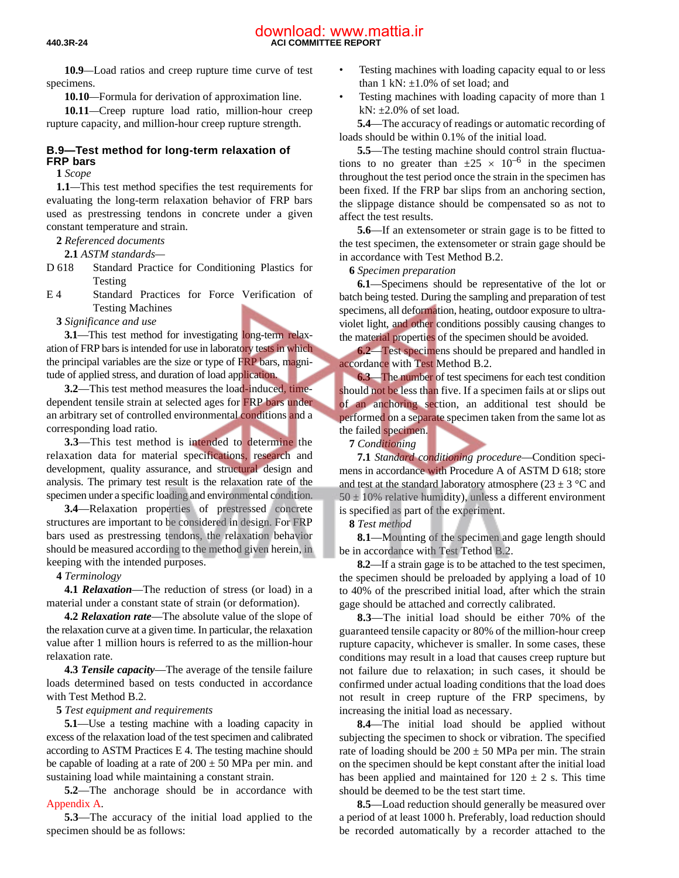**10.9**—Load ratios and creep rupture time curve of test specimens.

**10.10**—Formula for derivation of approximation line.

**10.11**—Creep rupture load ratio, million-hour creep rupture capacity, and million-hour creep rupture strength.

## B.9—Test method for long-term relaxation of FRP bars

**1** *Scope*

**1.1**—This test method specifies the test requirements for evaluating the long-term relaxation behavior of FRP bars used as prestressing tendons in concrete under a given constant temperature and strain.

**2** *Referenced documents*

**2.1** *ASTM standards—*

D 618 Standard Practice for Conditioning Plastics for Testing

E 4 Standard Practices for Force Verification of Testing Machines

**3** *Significance and use*

**3.1**—This test method for investigating long-term relaxation of FRP bars is intended for use in laboratory tests in which the principal variables are the size or type of FRP bars, magnitude of applied stress, and duration of load application.

**3.2**—This test method measures the load-induced, time-dependent tensile strain at selected ages for FRP bars under an arbitrary set of controlled environmental conditions and a corresponding load ratio.

**3.3**—This test method is intended to determine the relaxation data for material specifications, research and development, quality assurance, and structural design and analysis. The primary test result is the relaxation rate of the specimen under a specific loading and environmental condition.

**3.4**—Relaxation properties of prestressed concrete structures are important to be considered in design. For FRP bars used as prestressing tendons, the relaxation behavior should be measured according to the method given herein, in keeping with the intended purposes.

**4** *Terminology*

**4.1** ***Relaxation***—The reduction of stress (or load) in a material under a constant state of strain (or deformation).

**4.2** ***Relaxation rate***—The absolute value of the slope of the relaxation curve at a given time. In particular, the relaxation value after 1 million hours is referred to as the million-hour relaxation rate.

**4.3** ***Tensile capacity***—The average of the tensile failure loads determined based on tests conducted in accordance with Test Method B.2.

**5** *Test equipment and requirements*

**5.1**—Use a testing machine with a loading capacity in excess of the relaxation load of the test specimen and calibrated according to ASTM Practices E 4. The testing machine should be capable of loading at a rate of 200 ± 50 MPa per min. and sustaining load while maintaining a constant strain.

**5.2**—The anchorage should be in accordance with Appendix A.

**5.3**—The accuracy of the initial load applied to the specimen should be as follows:

- Testing machines with loading capacity equal to or less than 1 kN: ±1.0% of set load; and
- Testing machines with loading capacity of more than 1 kN: ±2.0% of set load.

**5.4**—The accuracy of readings or automatic recording of loads should be within 0.1% of the initial load.

**5.5**—The testing machine should control strain fluctuations to no greater than $\pm 25 \times 10^{-6}$ in the specimen throughout the test period once the strain in the specimen has been fixed. If the FRP bar slips from an anchoring section, the slippage distance should be compensated so as not to affect the test results.

**5.6**—If an extensometer or strain gage is to be fitted to the test specimen, the extensometer or strain gage should be in accordance with Test Method B.2.

**6** *Specimen preparation*

**6.1**—Specimens should be representative of the lot or batch being tested. During the sampling and preparation of test specimens, all deformation, heating, outdoor exposure to ultraviolet light, and other conditions possibly causing changes to the material properties of the specimen should be avoided.

**6.2**—Test specimens should be prepared and handled in accordance with Test Method B.2.

**6.3**—The number of test specimens for each test condition should not be less than five. If a specimen fails at or slips out of an anchoring section, an additional test should be performed on a separate specimen taken from the same lot as the failed specimen.

**7** *Conditioning*

**7.1** *Standard conditioning procedure*—Condition specimens in accordance with Procedure A of ASTM D 618; store and test at the standard laboratory atmosphere (23 ± 3 °C and 50 ± 10% relative humidity), unless a different environment is specified as part of the experiment.

**8** *Test method*

**8.1**—Mounting of the specimen and gage length should be in accordance with Test Tethod B.2.

**8.2**—If a strain gage is to be attached to the test specimen, the specimen should be preloaded by applying a load of 10 to 40% of the prescribed initial load, after which the strain gage should be attached and correctly calibrated.

**8.3**—The initial load should be either 70% of the guaranteed tensile capacity or 80% of the million-hour creep rupture capacity, whichever is smaller. In some cases, these conditions may result in a load that causes creep rupture but not failure due to relaxation; in such cases, it should be confirmed under actual loading conditions that the load does not result in creep rupture of the FRP specimens, by increasing the initial load as necessary.

**8.4**—The initial load should be applied without subjecting the specimen to shock or vibration. The specified rate of loading should be 200 ± 50 MPa per min. The strain on the specimen should be kept constant after the initial load has been applied and maintained for 120 ± 2 s. This time should be deemed to be the test start time.

**8.5**—Load reduction should generally be measured over a period of at least 1000 h. Preferably, load reduction should be recorded automatically by a recorder attached to the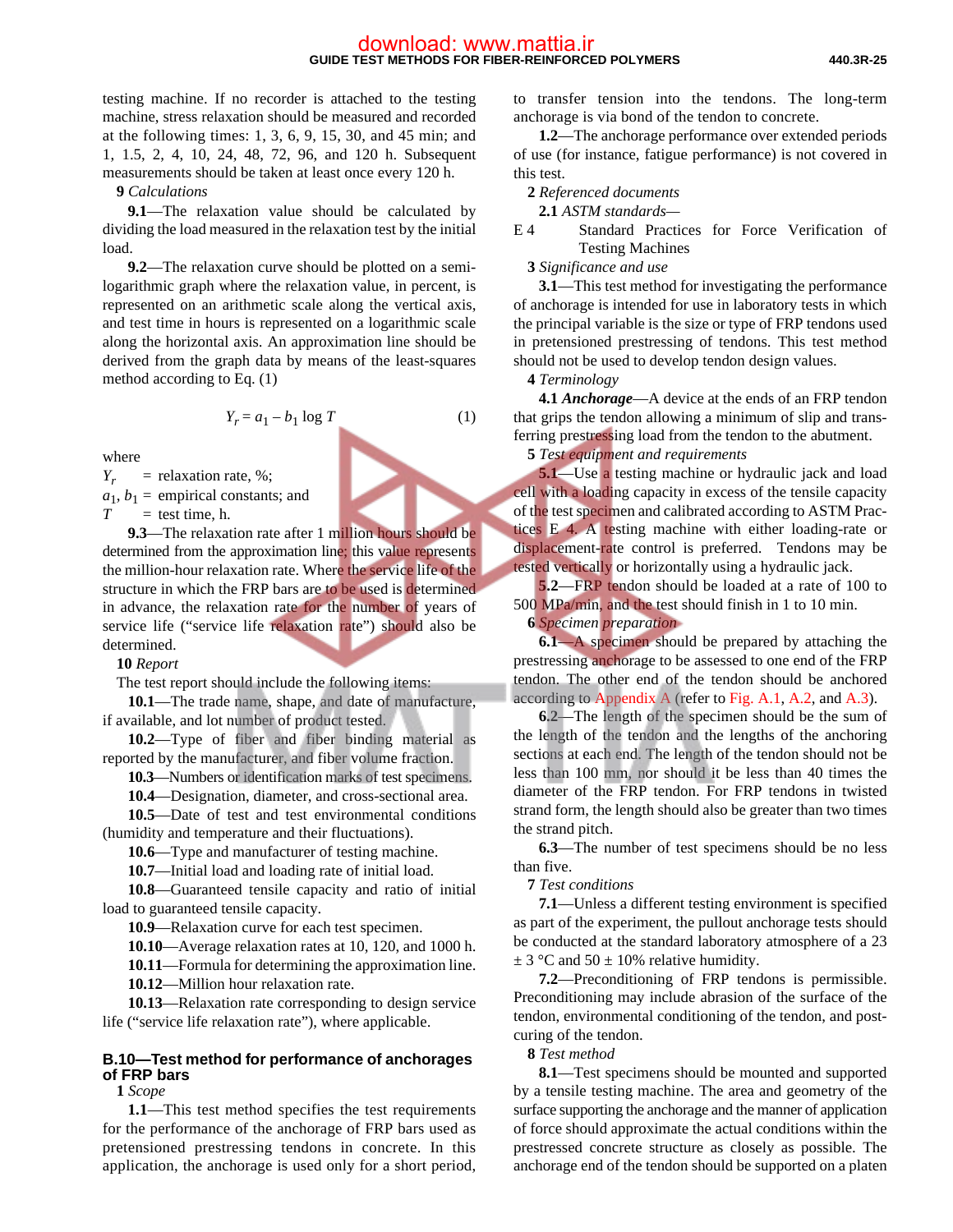testing machine. If no recorder is attached to the testing machine, stress relaxation should be measured and recorded at the following times: 1, 3, 6, 9, 15, 30, and 45 min; and 1, 1.5, 2, 4, 10, 24, 48, 72, 96, and 120 h. Subsequent measurements should be taken at least once every 120 h.

**9** *Calculations*

**9.1**—The relaxation value should be calculated by dividing the load measured in the relaxation test by the initial load.

**9.2**—The relaxation curve should be plotted on a semi-logarithmic graph where the relaxation value, in percent, is represented on an arithmetic scale along the vertical axis, and test time in hours is represented on a logarithmic scale along the horizontal axis. An approximation line should be derived from the graph data by means of the least-squares method according to Eq. (1)

$$Y_r = a_1 - b_1 \log T \tag{1}$$

where

$Y_r$ = relaxation rate, %;

$a_1$, $b_1$ = empirical constants; and

$T$ = test time, h.

**9.3**—The relaxation rate after 1 million hours should be determined from the approximation line; this value represents the million-hour relaxation rate. Where the service life of the structure in which the FRP bars are to be used is determined in advance, the relaxation rate for the number of years of service life ("service life relaxation rate") should also be determined.

**10** *Report*

The test report should include the following items:

**10.1**—The trade name, shape, and date of manufacture, if available, and lot number of product tested.

**10.2**—Type of fiber and fiber binding material as reported by the manufacturer, and fiber volume fraction.

**10.3**—Numbers or identification marks of test specimens.

**10.4**—Designation, diameter, and cross-sectional area.

**10.5**—Date of test and test environmental conditions (humidity and temperature and their fluctuations).

**10.6**—Type and manufacturer of testing machine.

**10.7**—Initial load and loading rate of initial load.

**10.8**—Guaranteed tensile capacity and ratio of initial load to guaranteed tensile capacity.

**10.9**—Relaxation curve for each test specimen.

**10.10**—Average relaxation rates at 10, 120, and 1000 h.

**10.11**—Formula for determining the approximation line.

**10.12**—Million hour relaxation rate.

**10.13**—Relaxation rate corresponding to design service life ("service life relaxation rate"), where applicable.

## B.10—Test method for performance of anchorages of FRP bars

**1** *Scope*

**1.1**—This test method specifies the test requirements for the performance of the anchorage of FRP bars used as pretensioned prestressing tendons in concrete. In this application, the anchorage is used only for a short period, to transfer tension into the tendons. The long-term anchorage is via bond of the tendon to concrete.

**1.2**—The anchorage performance over extended periods of use (for instance, fatigue performance) is not covered in this test.

**2** *Referenced documents*

**2.1** *ASTM standards—*

E 4 Standard Practices for Force Verification of Testing Machines

**3** *Significance and use*

**3.1**—This test method for investigating the performance of anchorage is intended for use in laboratory tests in which the principal variable is the size or type of FRP tendons used in pretensioned prestressing of tendons. This test method should not be used to develop tendon design values.

**4** *Terminology*

**4.1** ***Anchorage***—A device at the ends of an FRP tendon that grips the tendon allowing a minimum of slip and transferring prestressing load from the tendon to the abutment.

**5** *Test equipment and requirements*

**5.1**—Use a testing machine or hydraulic jack and load cell with a loading capacity in excess of the tensile capacity of the test specimen and calibrated according to ASTM Practices E 4. A testing machine with either loading-rate or displacement-rate control is preferred. Tendons may be tested vertically or horizontally using a hydraulic jack.

**5.2**—FRP tendon should be loaded at a rate of 100 to 500 MPa/min, and the test should finish in 1 to 10 min.

**6** *Specimen preparation*

**6.1**—A specimen should be prepared by attaching the prestressing anchorage to be assessed to one end of the FRP tendon. The other end of the tendon should be anchored according to Appendix A (refer to Fig. A.1, A.2, and A.3).

**6.2**—The length of the specimen should be the sum of the length of the tendon and the lengths of the anchoring sections at each end. The length of the tendon should not be less than 100 mm, nor should it be less than 40 times the diameter of the FRP tendon. For FRP tendons in twisted strand form, the length should also be greater than two times the strand pitch.

**6.3**—The number of test specimens should be no less than five.

**7** *Test conditions*

**7.1**—Unless a different testing environment is specified as part of the experiment, the pullout anchorage tests should be conducted at the standard laboratory atmosphere of a 23 ± 3 °C and 50 ± 10% relative humidity.

**7.2**—Preconditioning of FRP tendons is permissible. Preconditioning may include abrasion of the surface of the tendon, environmental conditioning of the tendon, and post-curing of the tendon.

**8** *Test method*

**8.1**—Test specimens should be mounted and supported by a tensile testing machine. The area and geometry of the surface supporting the anchorage and the manner of application of force should approximate the actual conditions within the prestressed concrete structure as closely as possible. The anchorage end of the tendon should be supported on a platen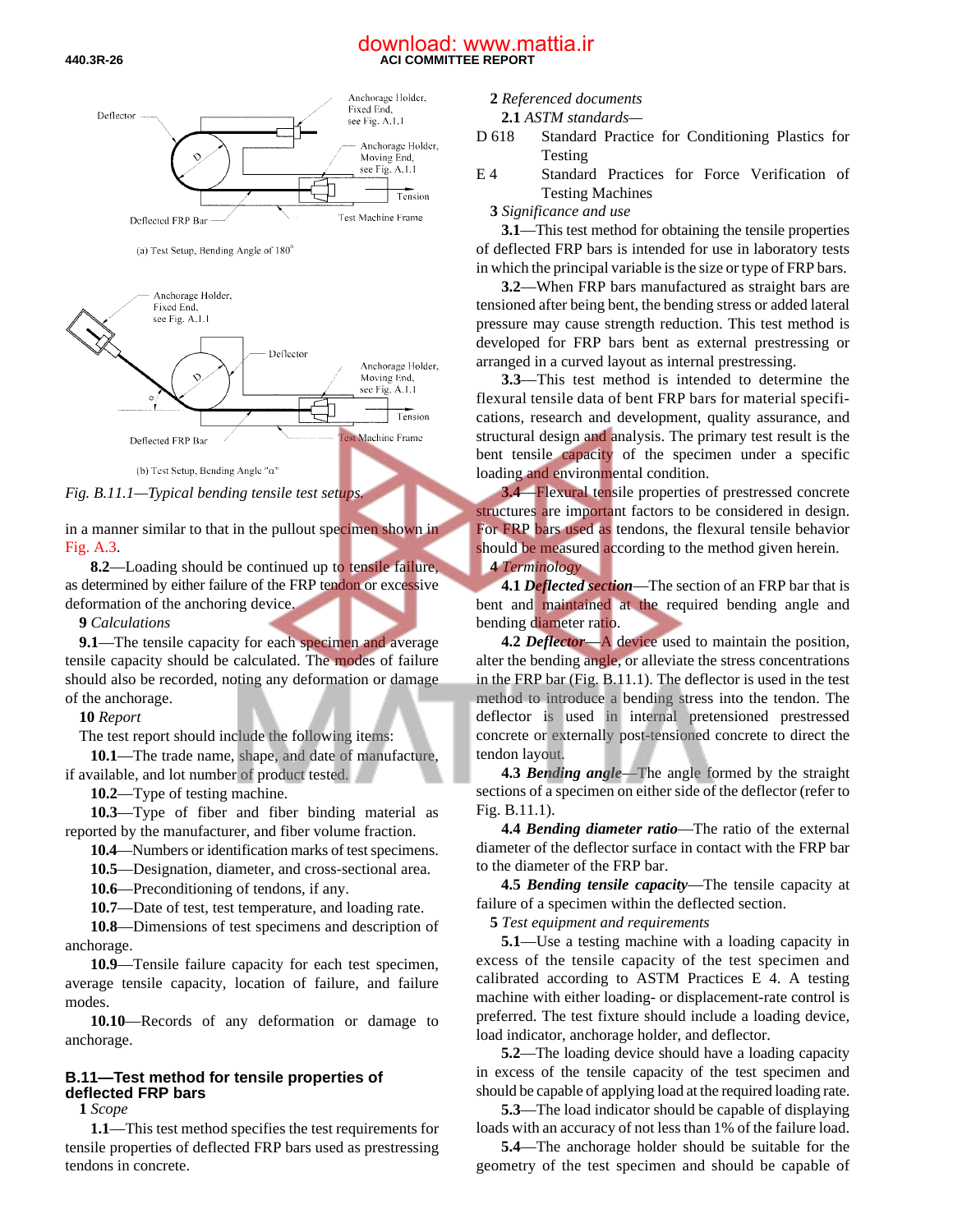Fig. B.11.1—Typical bending tensile test setups.

in a manner similar to that in the pullout specimen shown in Fig. A.3.

**8.2**—Loading should be continued up to tensile failure, as determined by either failure of the FRP tendon or excessive deformation of the anchoring device.

**9** *Calculations*

**9.1**—The tensile capacity for each specimen and average tensile capacity should be calculated. The modes of failure should also be recorded, noting any deformation or damage of the anchorage.

**10** *Report*

The test report should include the following items:

**10.1**—The trade name, shape, and date of manufacture, if available, and lot number of product tested.

**10.2**—Type of testing machine.

**10.3**—Type of fiber and fiber binding material as reported by the manufacturer, and fiber volume fraction.

**10.4**—Numbers or identification marks of test specimens.

**10.5**—Designation, diameter, and cross-sectional area.

**10.6**—Preconditioning of tendons, if any.

**10.7**—Date of test, test temperature, and loading rate.

**10.8**—Dimensions of test specimens and description of anchorage.

**10.9**—Tensile failure capacity for each test specimen, average tensile capacity, location of failure, and failure modes.

**10.10**—Records of any deformation or damage to anchorage.

## B.11—Test method for tensile properties of deflected FRP bars

**1** *Scope*

**1.1**—This test method specifies the test requirements for tensile properties of deflected FRP bars used as prestressing tendons in concrete.

**2** *Referenced documents*

**2.1** *ASTM standards—*

D 618 Standard Practice for Conditioning Plastics for Testing

E 4 Standard Practices for Force Verification of Testing Machines

**3** *Significance and use*

**3.1**—This test method for obtaining the tensile properties of deflected FRP bars is intended for use in laboratory tests in which the principal variable is the size or type of FRP bars.

**3.2**—When FRP bars manufactured as straight bars are tensioned after being bent, the bending stress or added lateral pressure may cause strength reduction. This test method is developed for FRP bars bent as external prestressing or arranged in a curved layout as internal prestressing.

**3.3**—This test method is intended to determine the flexural tensile data of bent FRP bars for material specifications, research and development, quality assurance, and structural design and analysis. The primary test result is the bent tensile capacity of the specimen under a specific loading and environmental condition.

**3.4**—Flexural tensile properties of prestressed concrete structures are important factors to be considered in design. For FRP bars used as tendons, the flexural tensile behavior should be measured according to the method given herein.

**4** *Terminology*

**4.1** ***Deflected section***—The section of an FRP bar that is bent and maintained at the required bending angle and bending diameter ratio.

**4.2** ***Deflector***—A device used to maintain the position, alter the bending angle, or alleviate the stress concentrations in the FRP bar (Fig. B.11.1). The deflector is used in the test method to introduce a bending stress into the tendon. The deflector is used in internal pretensioned prestressed concrete or externally post-tensioned concrete to direct the tendon layout.

**4.3** ***Bending angle***—The angle formed by the straight sections of a specimen on either side of the deflector (refer to Fig. B.11.1).

**4.4** ***Bending diameter ratio***—The ratio of the external diameter of the deflector surface in contact with the FRP bar to the diameter of the FRP bar.

**4.5** ***Bending tensile capacity***—The tensile capacity at failure of a specimen within the deflected section.

**5** *Test equipment and requirements*

**5.1**—Use a testing machine with a loading capacity in excess of the tensile capacity of the test specimen and calibrated according to ASTM Practices E 4. A testing machine with either loading- or displacement-rate control is preferred. The test fixture should include a loading device, load indicator, anchorage holder, and deflector.

**5.2**—The loading device should have a loading capacity in excess of the tensile capacity of the test specimen and should be capable of applying load at the required loading rate.

**5.3**—The load indicator should be capable of displaying loads with an accuracy of not less than 1% of the failure load.

**5.4**—The anchorage holder should be suitable for the geometry of the test specimen and should be capable of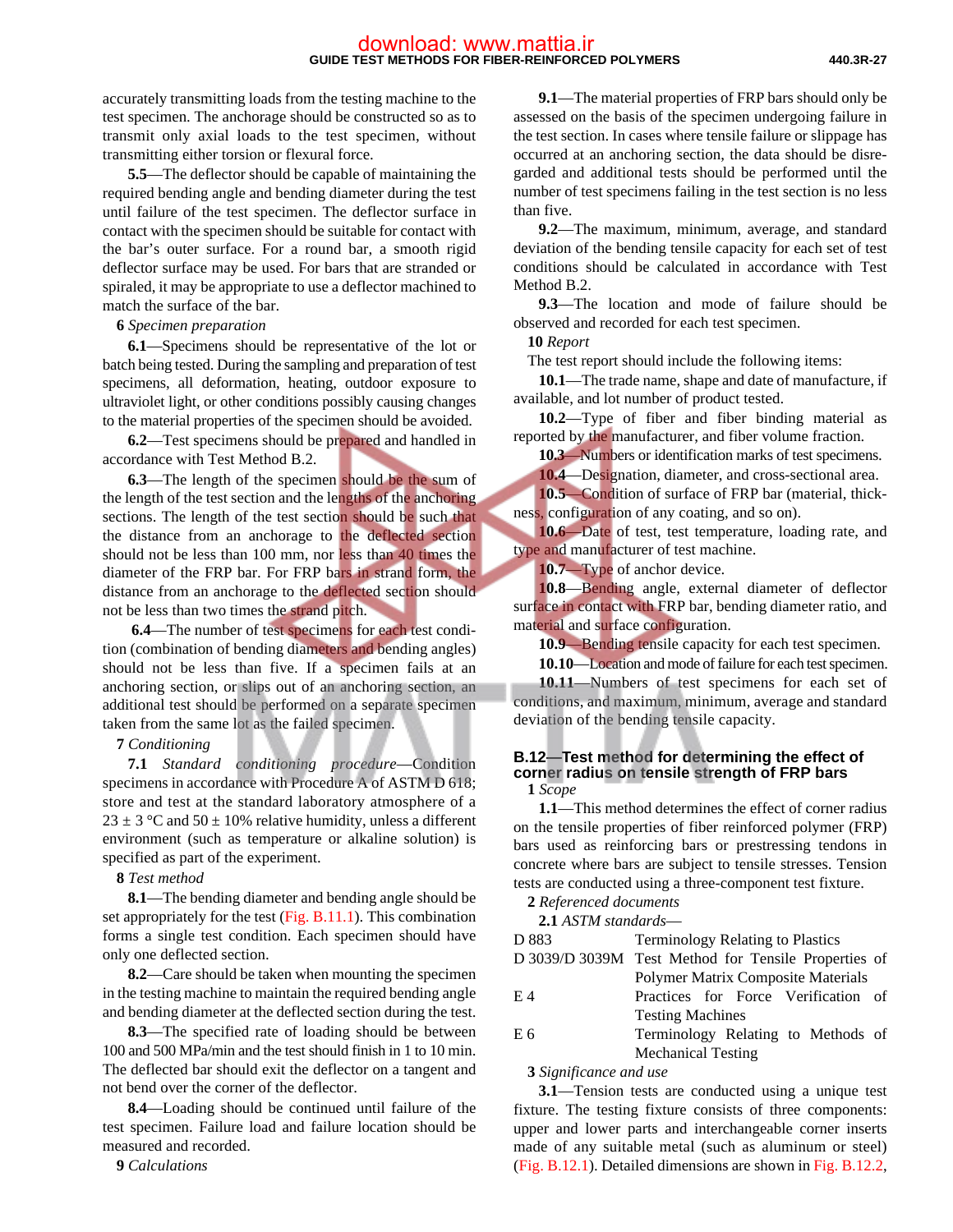accurately transmitting loads from the testing machine to the test specimen. The anchorage should be constructed so as to transmit only axial loads to the test specimen, without transmitting either torsion or flexural force.

**5.5**—The deflector should be capable of maintaining the required bending angle and bending diameter during the test until failure of the test specimen. The deflector surface in contact with the specimen should be suitable for contact with the bar's outer surface. For a round bar, a smooth rigid deflector surface may be used. For bars that are stranded or spiraled, it may be appropriate to use a deflector machined to match the surface of the bar.

**6** *Specimen preparation*

**6.1**—Specimens should be representative of the lot or batch being tested. During the sampling and preparation of test specimens, all deformation, heating, outdoor exposure to ultraviolet light, or other conditions possibly causing changes to the material properties of the specimen should be avoided.

**6.2**—Test specimens should be prepared and handled in accordance with Test Method B.2.

**6.3**—The length of the specimen should be the sum of the length of the test section and the lengths of the anchoring sections. The length of the test section should be such that the distance from an anchorage to the deflected section should not be less than 100 mm, nor less than 40 times the diameter of the FRP bar. For FRP bars in strand form, the distance from an anchorage to the deflected section should not be less than two times the strand pitch.

**6.4**—The number of test specimens for each test condition (combination of bending diameters and bending angles) should not be less than five. If a specimen fails at an anchoring section, or slips out of an anchoring section, an additional test should be performed on a separate specimen taken from the same lot as the failed specimen.

**7** *Conditioning*

**7.1** *Standard conditioning procedure*—Condition specimens in accordance with Procedure A of ASTM D 618; store and test at the standard laboratory atmosphere of a 23 ± 3 °C and 50 ± 10% relative humidity, unless a different environment (such as temperature or alkaline solution) is specified as part of the experiment.

**8** *Test method*

**8.1**—The bending diameter and bending angle should be set appropriately for the test (Fig. B.11.1). This combination forms a single test condition. Each specimen should have only one deflected section.

**8.2**—Care should be taken when mounting the specimen in the testing machine to maintain the required bending angle and bending diameter at the deflected section during the test.

**8.3**—The specified rate of loading should be between 100 and 500 MPa/min and the test should finish in 1 to 10 min. The deflected bar should exit the deflector on a tangent and not bend over the corner of the deflector.

**8.4**—Loading should be continued until failure of the test specimen. Failure load and failure location should be measured and recorded.

**9** *Calculations*

**9.1**—The material properties of FRP bars should only be assessed on the basis of the specimen undergoing failure in the test section. In cases where tensile failure or slippage has occurred at an anchoring section, the data should be disregarded and additional tests should be performed until the number of test specimens failing in the test section is no less than five.

**9.2**—The maximum, minimum, average, and standard deviation of the bending tensile capacity for each set of test conditions should be calculated in accordance with Test Method B.2.

**9.3**—The location and mode of failure should be observed and recorded for each test specimen.

**10** *Report*

The test report should include the following items:

**10.1**—The trade name, shape and date of manufacture, if available, and lot number of product tested.

**10.2**—Type of fiber and fiber binding material as reported by the manufacturer, and fiber volume fraction.

**10.3**—Numbers or identification marks of test specimens.

**10.4**—Designation, diameter, and cross-sectional area.

**10.5**—Condition of surface of FRP bar (material, thickness, configuration of any coating, and so on).

**10.6**—Date of test, test temperature, loading rate, and type and manufacturer of test machine.

**10.7**—Type of anchor device.

**10.8**—Bending angle, external diameter of deflector surface in contact with FRP bar, bending diameter ratio, and material and surface configuration.

**10.9**—Bending tensile capacity for each test specimen.

**10.10**—Location and mode of failure for each test specimen.

**10.11**—Numbers of test specimens for each set of conditions, and maximum, minimum, average and standard deviation of the bending tensile capacity.

## B.12—Test method for determining the effect of corner radius on tensile strength of FRP bars

**1** *Scope*

**1.1**—This method determines the effect of corner radius on the tensile properties of fiber reinforced polymer (FRP) bars used as reinforcing bars or prestressing tendons in concrete where bars are subject to tensile stresses. Tension tests are conducted using a three-component test fixture.

**2** *Referenced documents*

**2.1** *ASTM standards*—

| | |
|---|---|
| D 883 | Terminology Relating to Plastics |
| D 3039/D 3039M | Test Method for Tensile Properties of Polymer Matrix Composite Materials |
| E 4 | Practices for Force Verification of Testing Machines |
| E 6 | Terminology Relating to Methods of Mechanical Testing |

**3** *Significance and use*

**3.1**—Tension tests are conducted using a unique test fixture. The testing fixture consists of three components: upper and lower parts and interchangeable corner inserts made of any suitable metal (such as aluminum or steel) (Fig. B.12.1). Detailed dimensions are shown in Fig. B.12.2,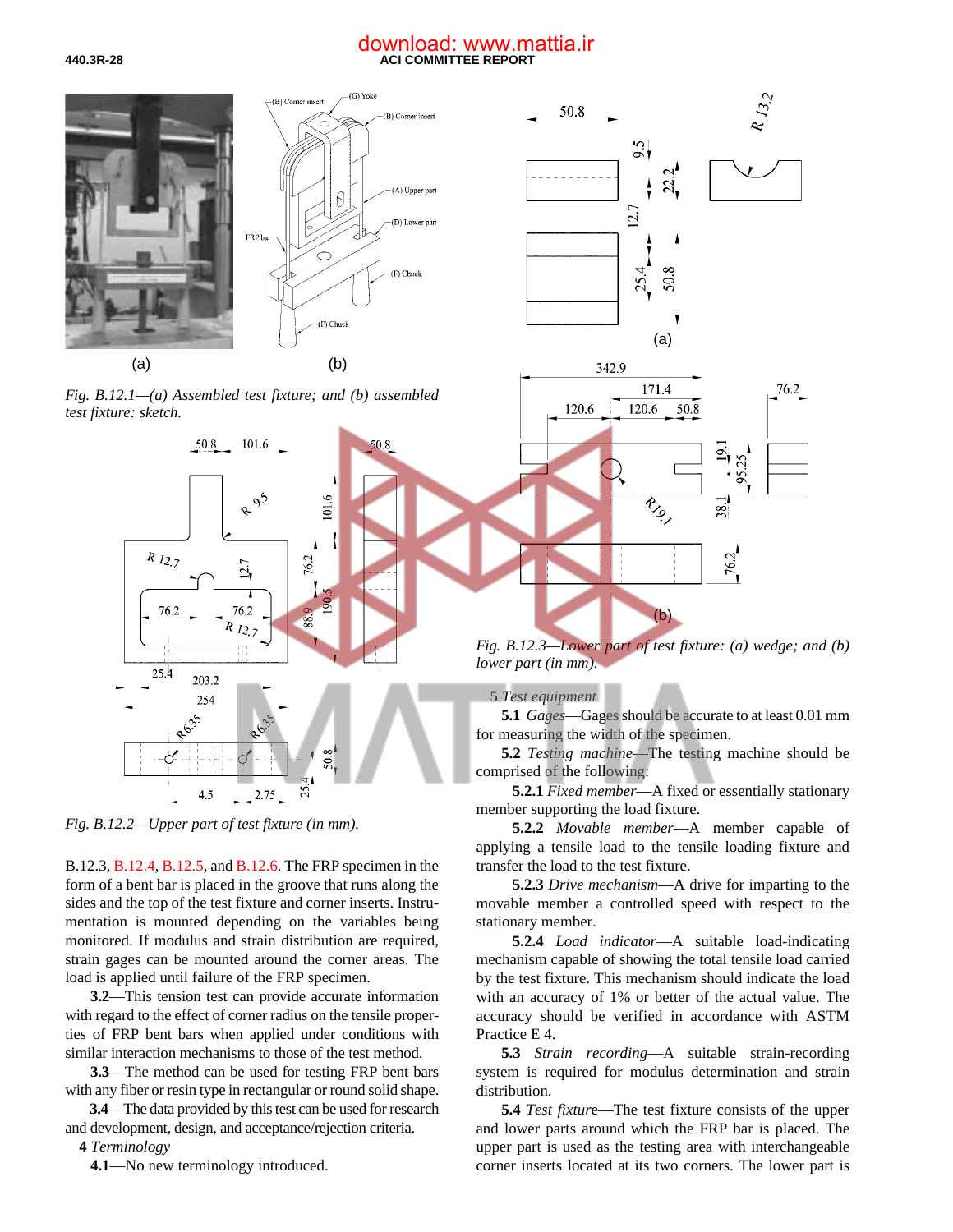Fig. B.12.1—(a) Assembled test fixture; and (b) assembled test fixture: sketch.

Fig. B.12.2—Upper part of test fixture (in mm).

Fig. B.12.3—Lower part of test fixture: (a) wedge; and (b) lower part (in mm).

B.12.3, B.12.4, B.12.5, and B.12.6. The FRP specimen in the form of a bent bar is placed in the groove that runs along the sides and the top of the test fixture and corner inserts. Instrumentation is mounted depending on the variables being monitored. If modulus and strain distribution are required, strain gages can be mounted around the corner areas. The load is applied until failure of the FRP specimen.

**3.2**—This tension test can provide accurate information with regard to the effect of corner radius on the tensile properties of FRP bent bars when applied under conditions with similar interaction mechanisms to those of the test method.

**3.3**—The method can be used for testing FRP bent bars with any fiber or resin type in rectangular or round solid shape.

**3.4**—The data provided by this test can be used for research and development, design, and acceptance/rejection criteria.

**4** *Terminology*

**4.1**—No new terminology introduced.

**5** *Test equipment*

**5.1** *Gages*—Gages should be accurate to at least 0.01 mm for measuring the width of the specimen.

**5.2** *Testing machine*—The testing machine should be comprised of the following:

**5.2.1** *Fixed member*—A fixed or essentially stationary member supporting the load fixture.

**5.2.2** *Movable member*—A member capable of applying a tensile load to the tensile loading fixture and transfer the load to the test fixture.

**5.2.3** *Drive mechanism*—A drive for imparting to the movable member a controlled speed with respect to the stationary member.

**5.2.4** *Load indicator*—A suitable load-indicating mechanism capable of showing the total tensile load carried by the test fixture. This mechanism should indicate the load with an accuracy of 1% or better of the actual value. The accuracy should be verified in accordance with ASTM Practice E 4.

**5.3** *Strain recording*—A suitable strain-recording system is required for modulus determination and strain distribution.

**5.4** *Test fixture*—The test fixture consists of the upper and lower parts around which the FRP bar is placed. The upper part is used as the testing area with interchangeable corner inserts located at its two corners. The lower part is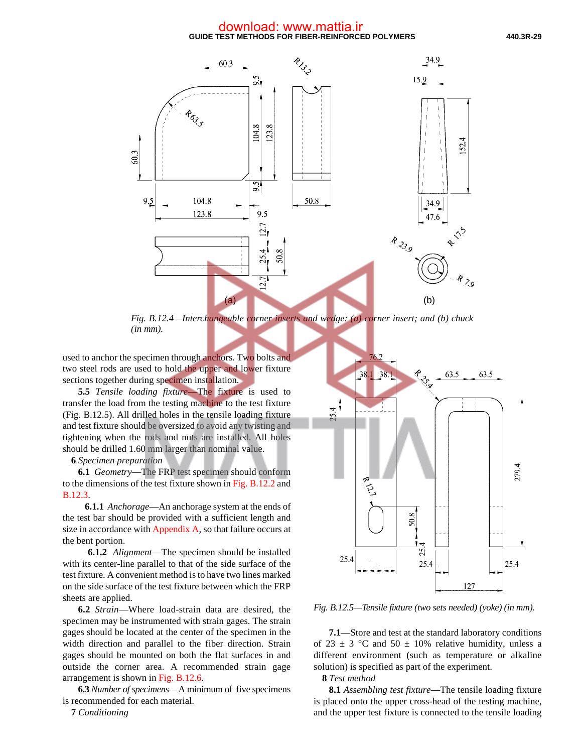Fig. B.12.4—Interchangeable corner inserts and wedge: (a) corner insert; and (b) chuck (in mm).

used to anchor the specimen through anchors. Two bolts and two steel rods are used to hold the upper and lower fixture sections together during specimen installation.

**5.5** *Tensile loading fixture*—The fixture is used to transfer the load from the testing machine to the test fixture (Fig. B.12.5). All drilled holes in the tensile loading fixture and test fixture should be oversized to avoid any twisting and tightening when the rods and nuts are installed. All holes should be drilled 1.60 mm larger than nominal value.

**6** *Specimen preparation*

**6.1** *Geometry*—The FRP test specimen should conform to the dimensions of the test fixture shown in Fig. B.12.2 and B.12.3.

**6.1.1** *Anchorage*—An anchorage system at the ends of the test bar should be provided with a sufficient length and size in accordance with Appendix A, so that failure occurs at the bent portion.

**6.1.2** *Alignment*—The specimen should be installed with its center-line parallel to that of the side surface of the test fixture. A convenient method is to have two lines marked on the side surface of the test fixture between which the FRP sheets are applied.

**6.2** *Strain*—Where load-strain data are desired, the specimen may be instrumented with strain gages. The strain gages should be located at the center of the specimen in the width direction and parallel to the fiber direction. Strain gages should be mounted on both the flat surfaces in and outside the corner area. A recommended strain gage arrangement is shown in Fig. B.12.6.

**6.3** *Number of specimens*—A minimum of five specimens is recommended for each material.

**7** *Conditioning*

Fig. B.12.5—Tensile fixture (two sets needed) (yoke) (in mm).

**7.1**—Store and test at the standard laboratory conditions of 23 ± 3 °C and 50 ± 10% relative humidity, unless a different environment (such as temperature or alkaline solution) is specified as part of the experiment.

**8** *Test method*

**8.1** *Assembling test fixture*—The tensile loading fixture is placed onto the upper cross-head of the testing machine, and the upper test fixture is connected to the tensile loading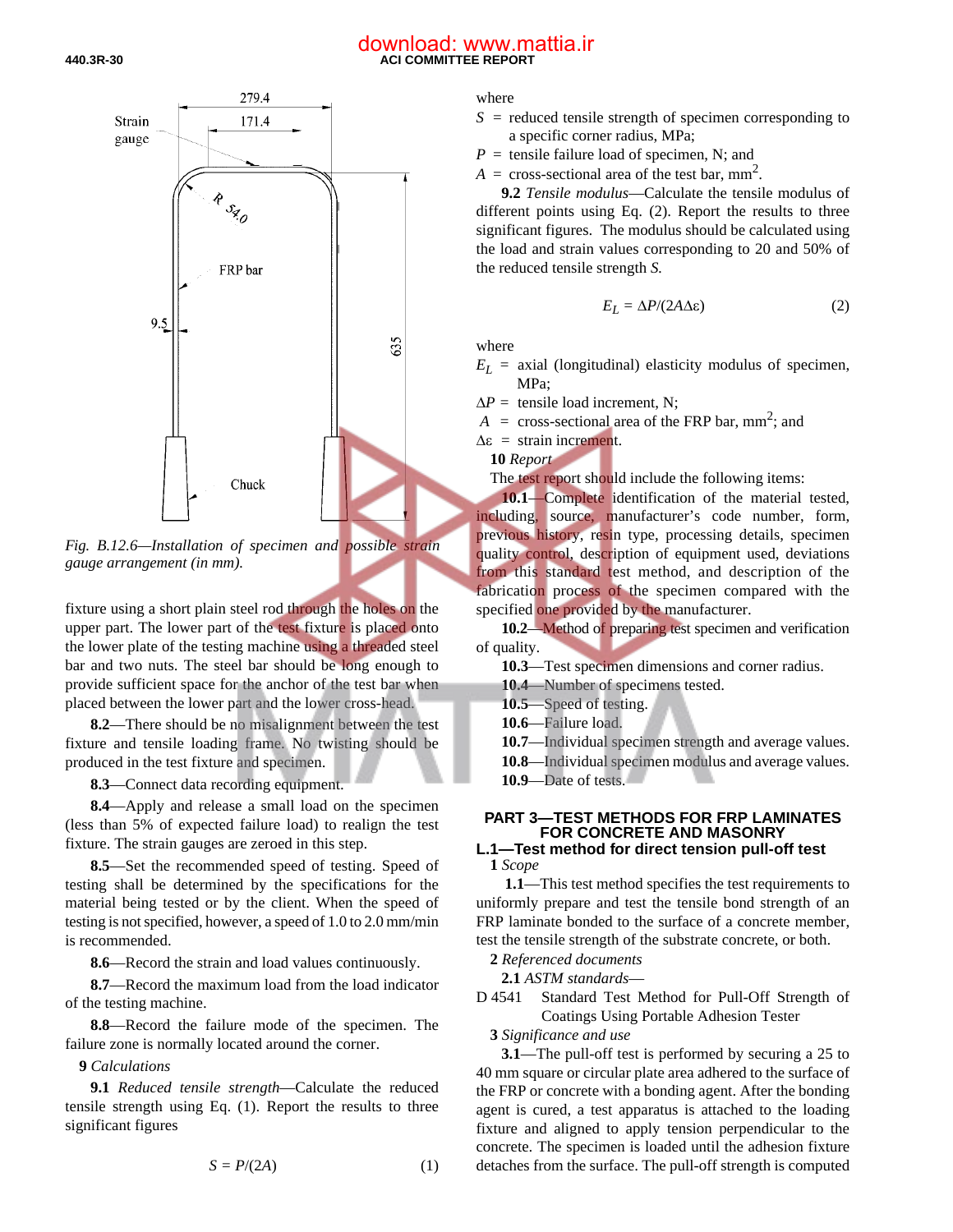Fig. B.12.6—Installation of specimen and possible strain gauge arrangement (in mm).

fixture using a short plain steel rod through the holes on the upper part. The lower part of the test fixture is placed onto the lower plate of the testing machine using a threaded steel bar and two nuts. The steel bar should be long enough to provide sufficient space for the anchor of the test bar when placed between the lower part and the lower cross-head.

**8.2**—There should be no misalignment between the test fixture and tensile loading frame. No twisting should be produced in the test fixture and specimen.

**8.3**—Connect data recording equipment.

**8.4**—Apply and release a small load on the specimen (less than 5% of expected failure load) to realign the test fixture. The strain gauges are zeroed in this step.

**8.5**—Set the recommended speed of testing. Speed of testing shall be determined by the specifications for the material being tested or by the client. When the speed of testing is not specified, however, a speed of 1.0 to 2.0 mm/min is recommended.

**8.6**—Record the strain and load values continuously.

**8.7**—Record the maximum load from the load indicator of the testing machine.

**8.8**—Record the failure mode of the specimen. The failure zone is normally located around the corner.

**9** *Calculations*

**9.1** *Reduced tensile strength*—Calculate the reduced tensile strength using Eq. (1). Report the results to three significant figures

$$S = P/(2A) \qquad (1)$$

where

$S$ = reduced tensile strength of specimen corresponding to a specific corner radius, MPa;

$P$ = tensile failure load of specimen, N; and

$A$ = cross-sectional area of the test bar, mm$^2$.

**9.2** *Tensile modulus*—Calculate the tensile modulus of different points using Eq. (2). Report the results to three significant figures. The modulus should be calculated using the load and strain values corresponding to 20 and 50% of the reduced tensile strength *S*.

$$E_L = \Delta P/(2A\Delta\varepsilon) \qquad (2)$$

where

$E_L$ = axial (longitudinal) elasticity modulus of specimen, MPa;

$\Delta P$ = tensile load increment, N;

$A$ = cross-sectional area of the FRP bar, mm$^2$; and

$\Delta\varepsilon$ = strain increment.

**10** *Report*

The test report should include the following items:

**10.1**—Complete identification of the material tested, including, source, manufacturer's code number, form, previous history, resin type, processing details, specimen quality control, description of equipment used, deviations from this standard test method, and description of the fabrication process of the specimen compared with the specified one provided by the manufacturer.

**10.2**—Method of preparing test specimen and verification of quality.

**10.3**—Test specimen dimensions and corner radius.

**10.4**—Number of specimens tested.

**10.5**—Speed of testing.

**10.6**—Failure load.

**10.7**—Individual specimen strength and average values.

**10.8**—Individual specimen modulus and average values.

**10.9**—Date of tests.

## PART 3—TEST METHODS FOR FRP LAMINATES FOR CONCRETE AND MASONRY

### L.1—Test method for direct tension pull-off test

**1** *Scope*

**1.1**—This test method specifies the test requirements to uniformly prepare and test the tensile bond strength of an FRP laminate bonded to the surface of a concrete member, test the tensile strength of the substrate concrete, or both.

**2** *Referenced documents*

**2.1** *ASTM standards*—

D 4541 Standard Test Method for Pull-Off Strength of Coatings Using Portable Adhesion Tester

**3** *Significance and use*

**3.1**—The pull-off test is performed by securing a 25 to 40 mm square or circular plate area adhered to the surface of the FRP or concrete with a bonding agent. After the bonding agent is cured, a test apparatus is attached to the loading fixture and aligned to apply tension perpendicular to the concrete. The specimen is loaded until the adhesion fixture detaches from the surface. The pull-off strength is computed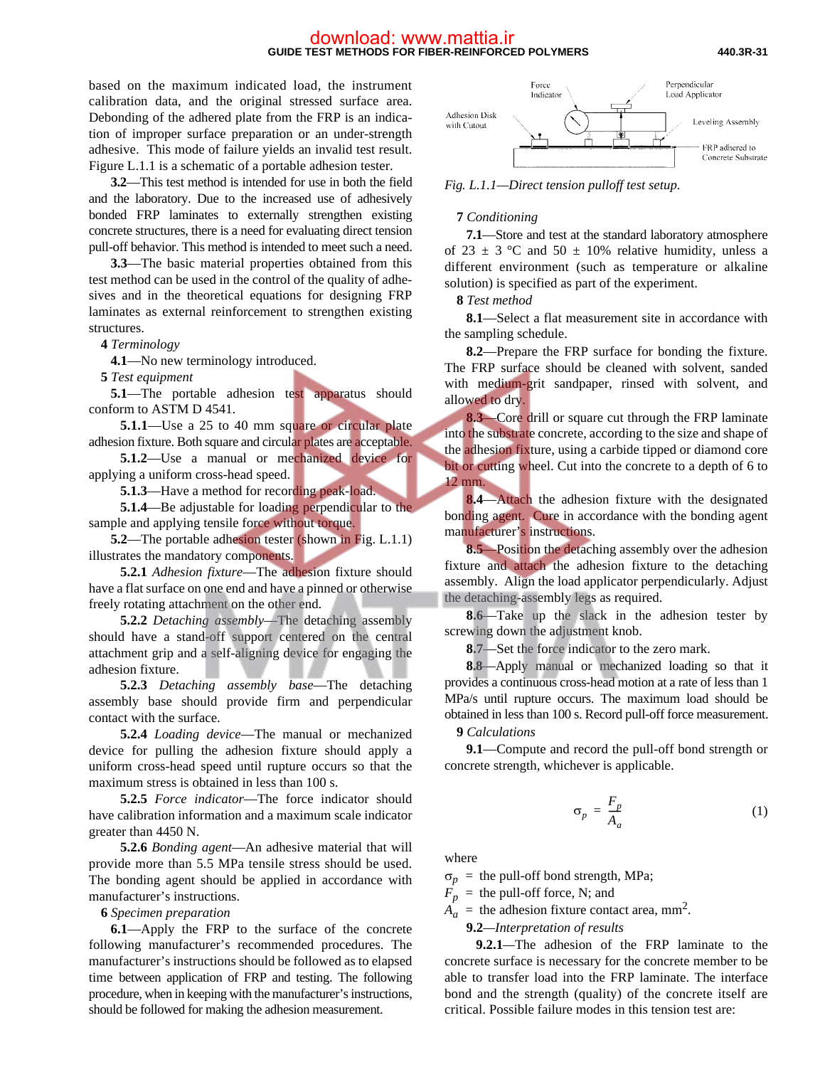based on the maximum indicated load, the instrument calibration data, and the original stressed surface area. Debonding of the adhered plate from the FRP is an indication of improper surface preparation or an under-strength adhesive. This mode of failure yields an invalid test result. Figure L.1.1 is a schematic of a portable adhesion tester.

**3.2**—This test method is intended for use in both the field and the laboratory. Due to the increased use of adhesively bonded FRP laminates to externally strengthen existing concrete structures, there is a need for evaluating direct tension pull-off behavior. This method is intended to meet such a need.

**3.3**—The basic material properties obtained from this test method can be used in the control of the quality of adhesives and in the theoretical equations for designing FRP laminates as external reinforcement to strengthen existing structures.

**4** *Terminology*

**4.1**—No new terminology introduced.

**5** *Test equipment*

**5.1**—The portable adhesion test apparatus should conform to ASTM D 4541.

**5.1.1**—Use a 25 to 40 mm square or circular plate adhesion fixture. Both square and circular plates are acceptable.

**5.1.2**—Use a manual or mechanized device for applying a uniform cross-head speed.

**5.1.3**—Have a method for recording peak-load.

**5.1.4**—Be adjustable for loading perpendicular to the sample and applying tensile force without torque.

**5.2**—The portable adhesion tester (shown in Fig. L.1.1) illustrates the mandatory components.

**5.2.1** *Adhesion fixture*—The adhesion fixture should have a flat surface on one end and have a pinned or otherwise freely rotating attachment on the other end.

**5.2.2** *Detaching assembly*—The detaching assembly should have a stand-off support centered on the central attachment grip and a self-aligning device for engaging the adhesion fixture.

**5.2.3** *Detaching assembly base*—The detaching assembly base should provide firm and perpendicular contact with the surface.

**5.2.4** *Loading device*—The manual or mechanized device for pulling the adhesion fixture should apply a uniform cross-head speed until rupture occurs so that the maximum stress is obtained in less than 100 s.

**5.2.5** *Force indicator*—The force indicator should have calibration information and a maximum scale indicator greater than 4450 N.

**5.2.6** *Bonding agent*—An adhesive material that will provide more than 5.5 MPa tensile stress should be used. The bonding agent should be applied in accordance with manufacturer's instructions.

**6** *Specimen preparation*

**6.1**—Apply the FRP to the surface of the concrete following manufacturer's recommended procedures. The manufacturer's instructions should be followed as to elapsed time between application of FRP and testing. The following procedure, when in keeping with the manufacturer's instructions, should be followed for making the adhesion measurement.

Force Indicator | Perpendicular Load Applicator | Adhesion Disk with Cutout | Leveling Assembly | FRP adhered to Concrete Substrate

*Fig. L.1.1—Direct tension pulloff test setup.*

**7** *Conditioning*

**7.1**—Store and test at the standard laboratory atmosphere of 23 ± 3 °C and 50 ± 10% relative humidity, unless a different environment (such as temperature or alkaline solution) is specified as part of the experiment.

**8** *Test method*

**8.1**—Select a flat measurement site in accordance with the sampling schedule.

**8.2**—Prepare the FRP surface for bonding the fixture. The FRP surface should be cleaned with solvent, sanded with medium-grit sandpaper, rinsed with solvent, and allowed to dry.

**8.3**—Core drill or square cut through the FRP laminate into the substrate concrete, according to the size and shape of the adhesion fixture, using a carbide tipped or diamond core bit or cutting wheel. Cut into the concrete to a depth of 6 to 12 mm.

**8.4**—Attach the adhesion fixture with the designated bonding agent. Cure in accordance with the bonding agent manufacturer's instructions.

**8.5**—Position the detaching assembly over the adhesion fixture and attach the adhesion fixture to the detaching assembly. Align the load applicator perpendicularly. Adjust the detaching-assembly legs as required.

**8.6**—Take up the slack in the adhesion tester by screwing down the adjustment knob.

**8.7**—Set the force indicator to the zero mark.

**8.8**—Apply manual or mechanized loading so that it provides a continuous cross-head motion at a rate of less than 1 MPa/s until rupture occurs. The maximum load should be obtained in less than 100 s. Record pull-off force measurement.

**9** *Calculations*

**9.1**—Compute and record the pull-off bond strength or concrete strength, whichever is applicable.

$$\sigma_p = \frac{F_p}{A_a} \tag{1}$$

where

$\sigma_p$ = the pull-off bond strength, MPa;
$F_p$ = the pull-off force, N; and
$A_a$ = the adhesion fixture contact area, mm$^2$.

**9.2**—*Interpretation of results*

**9.2.1**—The adhesion of the FRP laminate to the concrete surface is necessary for the concrete member to be able to transfer load into the FRP laminate. The interface bond and the strength (quality) of the concrete itself are critical. Possible failure modes in this tension test are: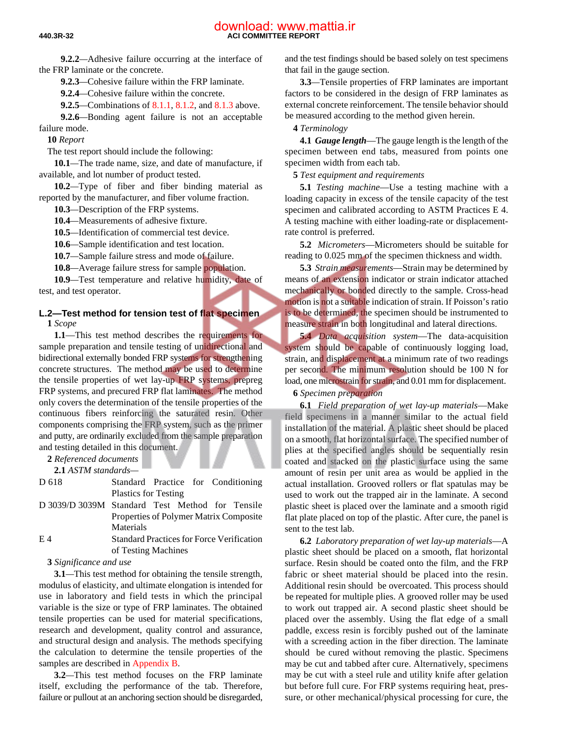**9.2.2**—Adhesive failure occurring at the interface of the FRP laminate or the concrete.

**9.2.3**—Cohesive failure within the FRP laminate.

**9.2.4**—Cohesive failure within the concrete.

**9.2.5**—Combinations of 8.1.1, 8.1.2, and 8.1.3 above.

**9.2.6**—Bonding agent failure is not an acceptable failure mode.

**10** *Report*

The test report should include the following:

**10.1**—The trade name, size, and date of manufacture, if available, and lot number of product tested.

**10.2**—Type of fiber and fiber binding material as reported by the manufacturer, and fiber volume fraction.

**10.3**—Description of the FRP systems.

**10.4**—Measurements of adhesive fixture.

**10.5**—Identification of commercial test device.

**10.6**—Sample identification and test location.

**10.7**—Sample failure stress and mode of failure.

**10.8**—Average failure stress for sample population.

**10.9**—Test temperature and relative humidity, date of test, and test operator.

## L.2—Test method for tension test of flat specimen

**1** *Scope*

**1.1**—This test method describes the requirements for sample preparation and tensile testing of unidirectional and bidirectional externally bonded FRP systems for strengthening concrete structures. The method may be used to determine the tensile properties of wet lay-up FRP systems, prepreg FRP systems, and precured FRP flat laminates. The method only covers the determination of the tensile properties of the continuous fibers reinforcing the saturated resin. Other components comprising the FRP system, such as the primer and putty, are ordinarily excluded from the sample preparation and testing detailed in this document.

**2** *Referenced documents*

**2.1** *ASTM standards*—

| | |
|---|---|
| D 618 | Standard Practice for Conditioning Plastics for Testing |
| D 3039/D 3039M | Standard Test Method for Tensile Properties of Polymer Matrix Composite Materials |
| E 4 | Standard Practices for Force Verification of Testing Machines |

**3** *Significance and use*

**3.1**—This test method for obtaining the tensile strength, modulus of elasticity, and ultimate elongation is intended for use in laboratory and field tests in which the principal variable is the size or type of FRP laminates. The obtained tensile properties can be used for material specifications, research and development, quality control and assurance, and structural design and analysis. The methods specifying the calculation to determine the tensile properties of the samples are described in Appendix B.

**3.2**—This test method focuses on the FRP laminate itself, excluding the performance of the tab. Therefore, failure or pullout at an anchoring section should be disregarded, and the test findings should be based solely on test specimens that fail in the gauge section.

**3.3**—Tensile properties of FRP laminates are important factors to be considered in the design of FRP laminates as external concrete reinforcement. The tensile behavior should be measured according to the method given herein.

**4** *Terminology*

**4.1** ***Gauge length***—The gauge length is the length of the specimen between end tabs, measured from points one specimen width from each tab.

**5** *Test equipment and requirements*

**5.1** *Testing machine*—Use a testing machine with a loading capacity in excess of the tensile capacity of the test specimen and calibrated according to ASTM Practices E 4. A testing machine with either loading-rate or displacement-rate control is preferred.

**5.2** *Micrometers*—Micrometers should be suitable for reading to 0.025 mm of the specimen thickness and width.

**5.3** *Strain measurements*—Strain may be determined by means of an extension indicator or strain indicator attached mechanically or bonded directly to the sample. Cross-head motion is not a suitable indication of strain. If Poisson's ratio is to be determined, the specimen should be instrumented to measure strain in both longitudinal and lateral directions.

**5.4** *Data acquisition system*—The data-acquisition system should be capable of continuously logging load, strain, and displacement at a minimum rate of two readings per second. The minimum resolution should be 100 N for load, one microstrain for strain, and 0.01 mm for displacement.

**6** *Specimen preparation*

**6.1** *Field preparation of wet lay-up materials*—Make field specimens in a manner similar to the actual field installation of the material. A plastic sheet should be placed on a smooth, flat horizontal surface. The specified number of plies at the specified angles should be sequentially resin coated and stacked on the plastic surface using the same amount of resin per unit area as would be applied in the actual installation. Grooved rollers or flat spatulas may be used to work out the trapped air in the laminate. A second plastic sheet is placed over the laminate and a smooth rigid flat plate placed on top of the plastic. After cure, the panel is sent to the test lab.

**6.2** *Laboratory preparation of wet lay-up materials*—A plastic sheet should be placed on a smooth, flat horizontal surface. Resin should be coated onto the film, and the FRP fabric or sheet material should be placed into the resin. Additional resin should be overcoated. This process should be repeated for multiple plies. A grooved roller may be used to work out trapped air. A second plastic sheet should be placed over the assembly. Using the flat edge of a small paddle, excess resin is forcibly pushed out of the laminate with a screeding action in the fiber direction. The laminate should be cured without removing the plastic. Specimens may be cut and tabbed after cure. Alternatively, specimens may be cut with a steel rule and utility knife after gelation but before full cure. For FRP systems requiring heat, pressure, or other mechanical/physical processing for cure, the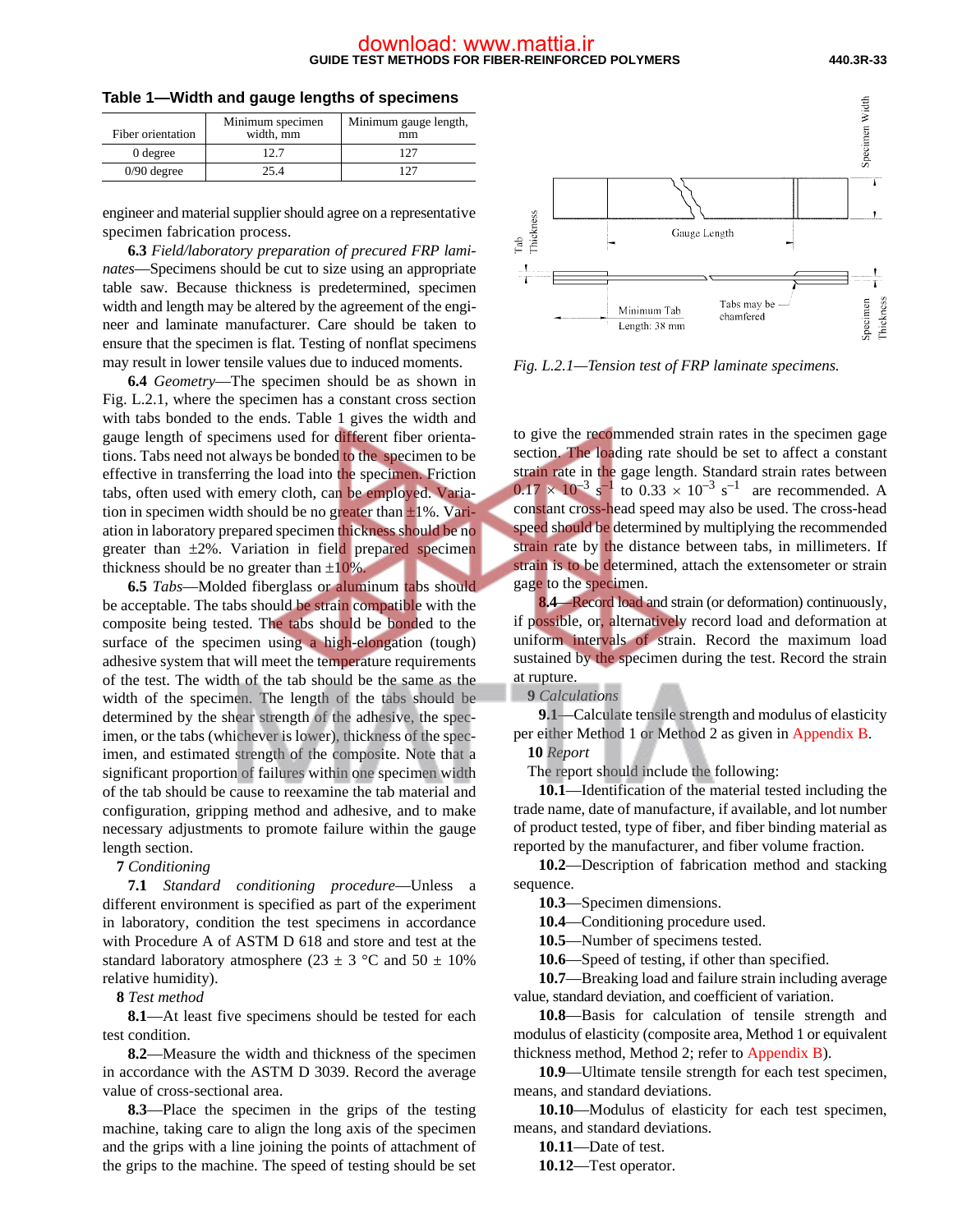**Table 1—Width and gauge lengths of specimens**

| Fiber orientation | Minimum specimen width, mm | Minimum gauge length, mm |
|---|---|---|
| 0 degree | 12.7 | 127 |
| 0/90 degree | 25.4 | 127 |

engineer and material supplier should agree on a representative specimen fabrication process.

**6.3** *Field/laboratory preparation of precured FRP laminates*—Specimens should be cut to size using an appropriate table saw. Because thickness is predetermined, specimen width and length may be altered by the agreement of the engineer and laminate manufacturer. Care should be taken to ensure that the specimen is flat. Testing of nonflat specimens may result in lower tensile values due to induced moments.

**6.4** *Geometry*—The specimen should be as shown in Fig. L.2.1, where the specimen has a constant cross section with tabs bonded to the ends. Table 1 gives the width and gauge length of specimens used for different fiber orientations. Tabs need not always be bonded to the specimen to be effective in transferring the load into the specimen. Friction tabs, often used with emery cloth, can be employed. Variation in specimen width should be no greater than ±1%. Variation in laboratory prepared specimen thickness should be no greater than ±2%. Variation in field prepared specimen thickness should be no greater than ±10%.

**6.5** *Tabs*—Molded fiberglass or aluminum tabs should be acceptable. The tabs should be strain compatible with the composite being tested. The tabs should be bonded to the surface of the specimen using a high-elongation (tough) adhesive system that will meet the temperature requirements of the test. The width of the tab should be the same as the width of the specimen. The length of the tabs should be determined by the shear strength of the adhesive, the specimen, or the tabs (whichever is lower), thickness of the specimen, and estimated strength of the composite. Note that a significant proportion of failures within one specimen width of the tab should be cause to reexamine the tab material and configuration, gripping method and adhesive, and to make necessary adjustments to promote failure within the gauge length section.

**7** *Conditioning*

**7.1** *Standard conditioning procedure*—Unless a different environment is specified as part of the experiment in laboratory, condition the test specimens in accordance with Procedure A of ASTM D 618 and store and test at the standard laboratory atmosphere (23 ± 3 °C and 50 ± 10% relative humidity).

**8** *Test method*

**8.1**—At least five specimens should be tested for each test condition.

**8.2**—Measure the width and thickness of the specimen in accordance with the ASTM D 3039. Record the average value of cross-sectional area.

**8.3**—Place the specimen in the grips of the testing machine, taking care to align the long axis of the specimen and the grips with a line joining the points of attachment of the grips to the machine. The speed of testing should be set to give the recommended strain rates in the specimen gage section. The loading rate should be set to affect a constant strain rate in the gage length. Standard strain rates between $0.17 \times 10^{-3}$ s$^{-1}$ to $0.33 \times 10^{-3}$ s$^{-1}$ are recommended. A constant cross-head speed may also be used. The cross-head speed should be determined by multiplying the recommended strain rate by the distance between tabs, in millimeters. If strain is to be determined, attach the extensometer or strain gage to the specimen.

*Fig. L.2.1—Tension test of FRP laminate specimens.*

**8.4**—Record load and strain (or deformation) continuously, if possible, or, alternatively record load and deformation at uniform intervals of strain. Record the maximum load sustained by the specimen during the test. Record the strain at rupture.

**9** *Calculations*

**9.1**—Calculate tensile strength and modulus of elasticity per either Method 1 or Method 2 as given in Appendix B.

**10** *Report*

The report should include the following:

**10.1**—Identification of the material tested including the trade name, date of manufacture, if available, and lot number of product tested, type of fiber, and fiber binding material as reported by the manufacturer, and fiber volume fraction.

**10.2**—Description of fabrication method and stacking sequence.

**10.3**—Specimen dimensions.

**10.4**—Conditioning procedure used.

**10.5**—Number of specimens tested.

**10.6**—Speed of testing, if other than specified.

**10.7**—Breaking load and failure strain including average value, standard deviation, and coefficient of variation.

**10.8**—Basis for calculation of tensile strength and modulus of elasticity (composite area, Method 1 or equivalent thickness method, Method 2; refer to Appendix B).

**10.9**—Ultimate tensile strength for each test specimen, means, and standard deviations.

**10.10**—Modulus of elasticity for each test specimen, means, and standard deviations.

**10.11**—Date of test.

**10.12**—Test operator.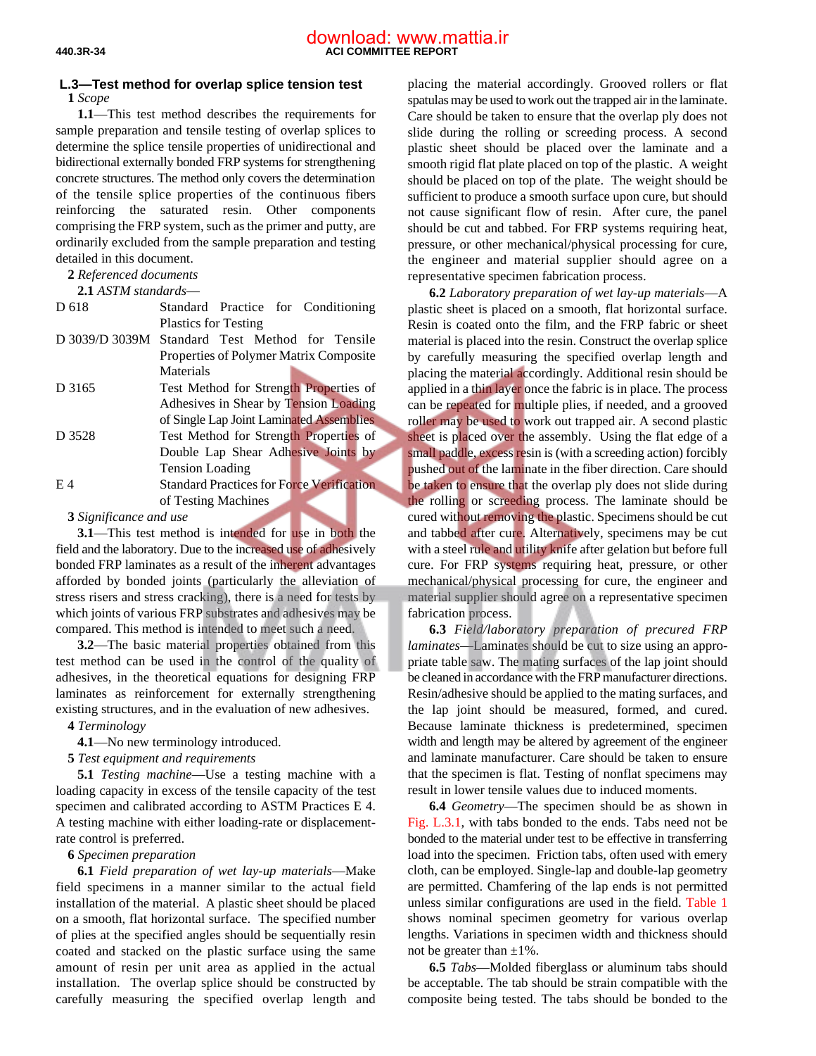## L.3—Test method for overlap splice tension test

**1** *Scope*

**1.1**—This test method describes the requirements for sample preparation and tensile testing of overlap splices to determine the splice tensile properties of unidirectional and bidirectional externally bonded FRP systems for strengthening concrete structures. The method only covers the determination of the tensile splice properties of the continuous fibers reinforcing the saturated resin. Other components comprising the FRP system, such as the primer and putty, are ordinarily excluded from the sample preparation and testing detailed in this document.

**2** *Referenced documents*

**2.1** *ASTM standards*—

| | |
|---|---|
| D 618 | Standard Practice for Conditioning Plastics for Testing |
| D 3039/D 3039M | Standard Test Method for Tensile Properties of Polymer Matrix Composite Materials |
| D 3165 | Test Method for Strength Properties of Adhesives in Shear by Tension Loading of Single Lap Joint Laminated Assemblies |
| D 3528 | Test Method for Strength Properties of Double Lap Shear Adhesive Joints by Tension Loading |
| E 4 | Standard Practices for Force Verification of Testing Machines |

**3** *Significance and use*

**3.1**—This test method is intended for use in both the field and the laboratory. Due to the increased use of adhesively bonded FRP laminates as a result of the inherent advantages afforded by bonded joints (particularly the alleviation of stress risers and stress cracking), there is a need for tests by which joints of various FRP substrates and adhesives may be compared. This method is intended to meet such a need.

**3.2**—The basic material properties obtained from this test method can be used in the control of the quality of adhesives, in the theoretical equations for designing FRP laminates as reinforcement for externally strengthening existing structures, and in the evaluation of new adhesives.

**4** *Terminology*

**4.1**—No new terminology introduced.

**5** *Test equipment and requirements*

**5.1** *Testing machine*—Use a testing machine with a loading capacity in excess of the tensile capacity of the test specimen and calibrated according to ASTM Practices E 4. A testing machine with either loading-rate or displacement-rate control is preferred.

**6** *Specimen preparation*

**6.1** *Field preparation of wet lay-up materials*—Make field specimens in a manner similar to the actual field installation of the material. A plastic sheet should be placed on a smooth, flat horizontal surface. The specified number of plies at the specified angles should be sequentially resin coated and stacked on the plastic surface using the same amount of resin per unit area as applied in the actual installation. The overlap splice should be constructed by carefully measuring the specified overlap length and placing the material accordingly. Grooved rollers or flat spatulas may be used to work out the trapped air in the laminate. Care should be taken to ensure that the overlap ply does not slide during the rolling or screeding process. A second plastic sheet should be placed over the laminate and a smooth rigid flat plate placed on top of the plastic. A weight should be placed on top of the plate. The weight should be sufficient to produce a smooth surface upon cure, but should not cause significant flow of resin. After cure, the panel should be cut and tabbed. For FRP systems requiring heat, pressure, or other mechanical/physical processing for cure, the engineer and material supplier should agree on a representative specimen fabrication process.

**6.2** *Laboratory preparation of wet lay-up materials*—A plastic sheet is placed on a smooth, flat horizontal surface. Resin is coated onto the film, and the FRP fabric or sheet material is placed into the resin. Construct the overlap splice by carefully measuring the specified overlap length and placing the material accordingly. Additional resin should be applied in a thin layer once the fabric is in place. The process can be repeated for multiple plies, if needed, and a grooved roller may be used to work out trapped air. A second plastic sheet is placed over the assembly. Using the flat edge of a small paddle, excess resin is (with a screeding action) forcibly pushed out of the laminate in the fiber direction. Care should be taken to ensure that the overlap ply does not slide during the rolling or screeding process. The laminate should be cured without removing the plastic. Specimens should be cut and tabbed after cure. Alternatively, specimens may be cut with a steel rule and utility knife after gelation but before full cure. For FRP systems requiring heat, pressure, or other mechanical/physical processing for cure, the engineer and material supplier should agree on a representative specimen fabrication process.

**6.3** *Field/laboratory preparation of precured FRP laminates*—Laminates should be cut to size using an appropriate table saw. The mating surfaces of the lap joint should be cleaned in accordance with the FRP manufacturer directions. Resin/adhesive should be applied to the mating surfaces, and the lap joint should be measured, formed, and cured. Because laminate thickness is predetermined, specimen width and length may be altered by agreement of the engineer and laminate manufacturer. Care should be taken to ensure that the specimen is flat. Testing of nonflat specimens may result in lower tensile values due to induced moments.

**6.4** *Geometry*—The specimen should be as shown in Fig. L.3.1, with tabs bonded to the ends. Tabs need not be bonded to the material under test to be effective in transferring load into the specimen. Friction tabs, often used with emery cloth, can be employed. Single-lap and double-lap geometry are permitted. Chamfering of the lap ends is not permitted unless similar configurations are used in the field. Table 1 shows nominal specimen geometry for various overlap lengths. Variations in specimen width and thickness should not be greater than ±1%.

**6.5** *Tabs*—Molded fiberglass or aluminum tabs should be acceptable. The tab should be strain compatible with the composite being tested. The tabs should be bonded to the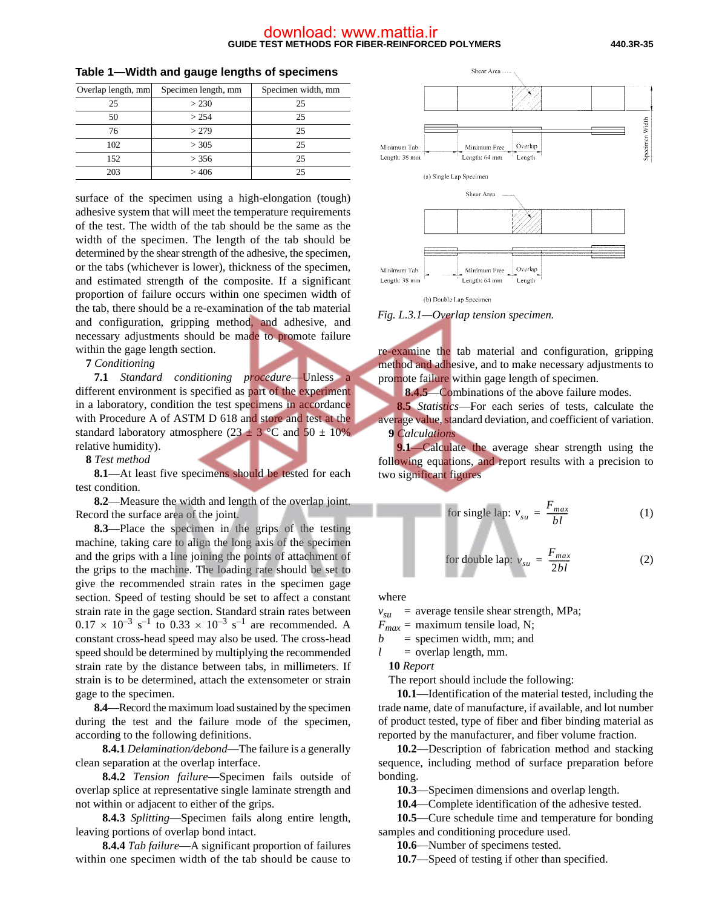**Table 1—Width and gauge lengths of specimens**

| Overlap length, mm | Specimen length, mm | Specimen width, mm |
|---|---|---|
| 25 | > 230 | 25 |
| 50 | > 254 | 25 |
| 76 | > 279 | 25 |
| 102 | > 305 | 25 |
| 152 | > 356 | 25 |
| 203 | > 406 | 25 |

surface of the specimen using a high-elongation (tough) adhesive system that will meet the temperature requirements of the test. The width of the tab should be the same as the width of the specimen. The length of the tab should be determined by the shear strength of the adhesive, the specimen, or the tabs (whichever is lower), thickness of the specimen, and estimated strength of the composite. If a significant proportion of failure occurs within one specimen width of the tab, there should be a re-examination of the tab material and configuration, gripping method, and adhesive, and necessary adjustments should be made to promote failure within the gage length section.

**7** *Conditioning*

**7.1** *Standard conditioning procedure*—Unless a different environment is specified as part of the experiment in a laboratory, condition the test specimens in accordance with Procedure A of ASTM D 618 and store and test at the standard laboratory atmosphere (23 ± 3 °C and 50 ± 10% relative humidity).

**8** *Test method*

**8.1**—At least five specimens should be tested for each test condition.

**8.2**—Measure the width and length of the overlap joint. Record the surface area of the joint.

**8.3**—Place the specimen in the grips of the testing machine, taking care to align the long axis of the specimen and the grips with a line joining the points of attachment of the grips to the machine. The loading rate should be set to give the recommended strain rates in the specimen gage section. Speed of testing should be set to affect a constant strain rate in the gage section. Standard strain rates between $0.17 \times 10^{-3}$ s$^{-1}$ to $0.33 \times 10^{-3}$ s$^{-1}$ are recommended. A constant cross-head speed may also be used. The cross-head speed should be determined by multiplying the recommended strain rate by the distance between tabs, in millimeters. If strain is to be determined, attach the extensometer or strain gage to the specimen.

**8.4**—Record the maximum load sustained by the specimen during the test and the failure mode of the specimen, according to the following definitions.

**8.4.1** *Delamination/debond*—The failure is a generally clean separation at the overlap interface.

**8.4.2** *Tension failure*—Specimen fails outside of overlap splice at representative single laminate strength and not within or adjacent to either of the grips.

**8.4.3** *Splitting*—Specimen fails along entire length, leaving portions of overlap bond intact.

**8.4.4** *Tab failure*—A significant proportion of failures within one specimen width of the tab should be cause to re-examine the tab material and configuration, gripping method and adhesive, and to make necessary adjustments to promote failure within gage length of specimen.

**8.4.5**—Combinations of the above failure modes.

**8.5** *Statistics*—For each series of tests, calculate the average value, standard deviation, and coefficient of variation.

Shear Area

Minimum Tab Length: 38 mm | Minimum Free Length: 64 mm | Overlap Length | Specimen Width

(a) Single Lap Specimen

Shear Area

Minimum Tab Length: 38 mm | Minimum Free Length: 64 mm | Overlap Length

(b) Double Lap Specimen

*Fig. L.3.1—Overlap tension specimen.*

**9** *Calculations*

**9.1**—Calculate the average shear strength using the following equations, and report results with a precision to two significant figures

$$\text{for single lap: } v_{su} = \frac{F_{max}}{bl} \quad (1)$$

$$\text{for double lap: } v_{su} = \frac{F_{max}}{2bl} \quad (2)$$

where

$v_{su}$ = average tensile shear strength, MPa;
$F_{max}$ = maximum tensile load, N;
$b$ = specimen width, mm; and
$l$ = overlap length, mm.

**10** *Report*

The report should include the following:

**10.1**—Identification of the material tested, including the trade name, date of manufacture, if available, and lot number of product tested, type of fiber and fiber binding material as reported by the manufacturer, and fiber volume fraction.

**10.2**—Description of fabrication method and stacking sequence, including method of surface preparation before bonding.

**10.3**—Specimen dimensions and overlap length.

**10.4**—Complete identification of the adhesive tested.

**10.5**—Cure schedule time and temperature for bonding samples and conditioning procedure used.

**10.6**—Number of specimens tested.

**10.7**—Speed of testing if other than specified.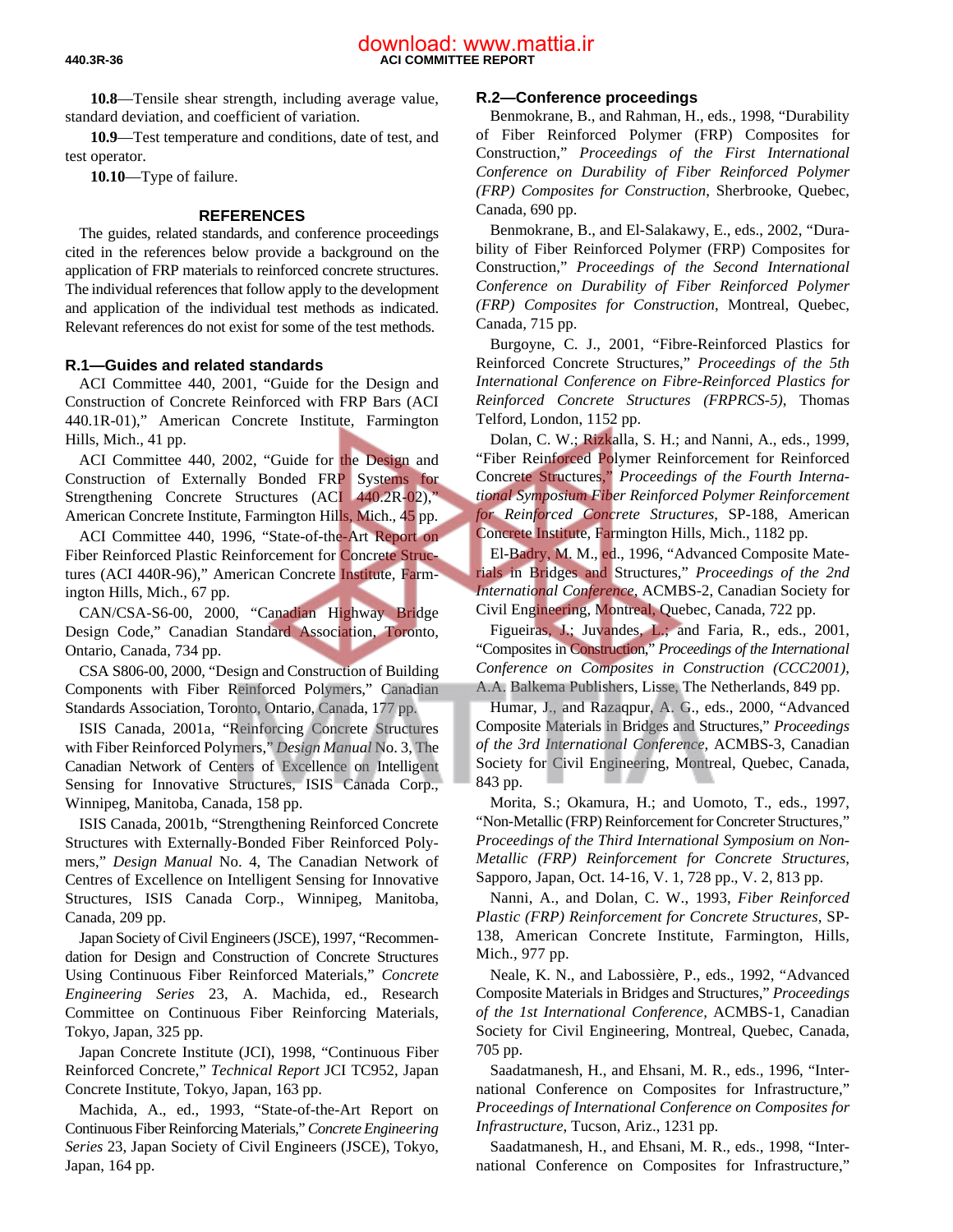**10.8**—Tensile shear strength, including average value, standard deviation, and coefficient of variation.

**10.9**—Test temperature and conditions, date of test, and test operator.

**10.10**—Type of failure.

## REFERENCES

The guides, related standards, and conference proceedings cited in the references below provide a background on the application of FRP materials to reinforced concrete structures. The individual references that follow apply to the development and application of the individual test methods as indicated. Relevant references do not exist for some of the test methods.

### R.1—Guides and related standards

ACI Committee 440, 2001, "Guide for the Design and Construction of Concrete Reinforced with FRP Bars (ACI 440.1R-01)," American Concrete Institute, Farmington Hills, Mich., 41 pp.

ACI Committee 440, 2002, "Guide for the Design and Construction of Externally Bonded FRP Systems for Strengthening Concrete Structures (ACI 440.2R-02)," American Concrete Institute, Farmington Hills, Mich., 45 pp.

ACI Committee 440, 1996, "State-of-the-Art Report on Fiber Reinforced Plastic Reinforcement for Concrete Structures (ACI 440R-96)," American Concrete Institute, Farmington Hills, Mich., 67 pp.

CAN/CSA-S6-00, 2000, "Canadian Highway Bridge Design Code," Canadian Standard Association, Toronto, Ontario, Canada, 734 pp.

CSA S806-00, 2000, "Design and Construction of Building Components with Fiber Reinforced Polymers," Canadian Standards Association, Toronto, Ontario, Canada, 177 pp.

ISIS Canada, 2001a, "Reinforcing Concrete Structures with Fiber Reinforced Polymers," *Design Manual* No. 3, The Canadian Network of Centers of Excellence on Intelligent Sensing for Innovative Structures, ISIS Canada Corp., Winnipeg, Manitoba, Canada, 158 pp.

ISIS Canada, 2001b, "Strengthening Reinforced Concrete Structures with Externally-Bonded Fiber Reinforced Polymers," *Design Manual* No. 4, The Canadian Network of Centres of Excellence on Intelligent Sensing for Innovative Structures, ISIS Canada Corp., Winnipeg, Manitoba, Canada, 209 pp.

Japan Society of Civil Engineers (JSCE), 1997, "Recommendation for Design and Construction of Concrete Structures Using Continuous Fiber Reinforced Materials," *Concrete Engineering Series* 23, A. Machida, ed., Research Committee on Continuous Fiber Reinforcing Materials, Tokyo, Japan, 325 pp.

Japan Concrete Institute (JCI), 1998, "Continuous Fiber Reinforced Concrete," *Technical Report* JCI TC952, Japan Concrete Institute, Tokyo, Japan, 163 pp.

Machida, A., ed., 1993, "State-of-the-Art Report on Continuous Fiber Reinforcing Materials," *Concrete Engineering Series* 23, Japan Society of Civil Engineers (JSCE), Tokyo, Japan, 164 pp.

### R.2—Conference proceedings

Benmokrane, B., and Rahman, H., eds., 1998, "Durability of Fiber Reinforced Polymer (FRP) Composites for Construction," *Proceedings of the First International Conference on Durability of Fiber Reinforced Polymer (FRP) Composites for Construction*, Sherbrooke, Quebec, Canada, 690 pp.

Benmokrane, B., and El-Salakawy, E., eds., 2002, "Durability of Fiber Reinforced Polymer (FRP) Composites for Construction," *Proceedings of the Second International Conference on Durability of Fiber Reinforced Polymer (FRP) Composites for Construction*, Montreal, Quebec, Canada, 715 pp.

Burgoyne, C. J., 2001, "Fibre-Reinforced Plastics for Reinforced Concrete Structures," *Proceedings of the 5th International Conference on Fibre-Reinforced Plastics for Reinforced Concrete Structures (FRPRCS-5)*, Thomas Telford, London, 1152 pp.

Dolan, C. W.; Rizkalla, S. H.; and Nanni, A., eds., 1999, "Fiber Reinforced Polymer Reinforcement for Reinforced Concrete Structures," *Proceedings of the Fourth International Symposium Fiber Reinforced Polymer Reinforcement for Reinforced Concrete Structures*, SP-188, American Concrete Institute, Farmington Hills, Mich., 1182 pp.

El-Badry, M. M., ed., 1996, "Advanced Composite Materials in Bridges and Structures," *Proceedings of the 2nd International Conference*, ACMBS-2, Canadian Society for Civil Engineering, Montreal, Quebec, Canada, 722 pp.

Figueiras, J.; Juvandes, L.; and Faria, R., eds., 2001, "Composites in Construction," *Proceedings of the International Conference on Composites in Construction (CCC2001)*, A.A. Balkema Publishers, Lisse, The Netherlands, 849 pp.

Humar, J., and Razaqpur, A. G., eds., 2000, "Advanced Composite Materials in Bridges and Structures," *Proceedings of the 3rd International Conference*, ACMBS-3, Canadian Society for Civil Engineering, Montreal, Quebec, Canada, 843 pp.

Morita, S.; Okamura, H.; and Uomoto, T., eds., 1997, "Non-Metallic (FRP) Reinforcement for Concreter Structures," *Proceedings of the Third International Symposium on Non-Metallic (FRP) Reinforcement for Concrete Structures*, Sapporo, Japan, Oct. 14-16, V. 1, 728 pp., V. 2, 813 pp.

Nanni, A., and Dolan, C. W., 1993, *Fiber Reinforced Plastic (FRP) Reinforcement for Concrete Structures*, SP-138, American Concrete Institute, Farmington, Hills, Mich., 977 pp.

Neale, K. N., and Labossière, P., eds., 1992, "Advanced Composite Materials in Bridges and Structures," *Proceedings of the 1st International Conference*, ACMBS-1, Canadian Society for Civil Engineering, Montreal, Quebec, Canada, 705 pp.

Saadatmanesh, H., and Ehsani, M. R., eds., 1996, "International Conference on Composites for Infrastructure," *Proceedings of International Conference on Composites for Infrastructure*, Tucson, Ariz., 1231 pp.

Saadatmanesh, H., and Ehsani, M. R., eds., 1998, "International Conference on Composites for Infrastructure,"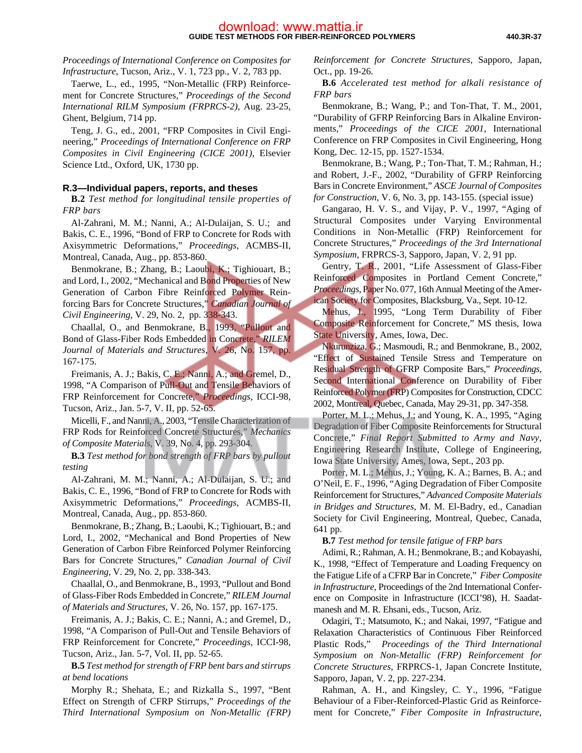*Proceedings of International Conference on Composites for Infrastructure*, Tucson, Ariz., V. 1, 723 pp., V. 2, 783 pp.

Taerwe, L., ed., 1995, "Non-Metallic (FRP) Reinforcement for Concrete Structures," *Proceedings of the Second International RILM Symposium (FRPRCS-2)*, Aug. 23-25, Ghent, Belgium, 714 pp.

Teng, J. G., ed., 2001, "FRP Composites in Civil Engineering," *Proceedings of International Conference on FRP Composites in Civil Engineering (CICE 2001)*, Elsevier Science Ltd., Oxford, UK, 1730 pp.

### R.3—Individual papers, reports, and theses

**B.2** *Test method for longitudinal tensile properties of FRP bars*

Al-Zahrani, M. M.; Nanni, A.; Al-Dulaijan, S. U.; and Bakis, C. E., 1996, "Bond of FRP to Concrete for Rods with Axisymmetric Deformations," *Proceedings*, ACMBS-II, Montreal, Canada, Aug., pp. 853-860.

Benmokrane, B.; Zhang, B.; Laoubi, K.; Tighiouart, B.; and Lord, I., 2002, "Mechanical and Bond Properties of New Generation of Carbon Fibre Reinforced Polymer Reinforcing Bars for Concrete Structures," *Canadian Journal of Civil Engineering*, V. 29, No. 2, pp. 338-343.

Chaallal, O., and Benmokrane, B., 1993, "Pullout and Bond of Glass-Fiber Rods Embedded in Concrete," *RILEM Journal of Materials and Structures*, V. 26, No. 157, pp. 167-175.

Freimanis, A. J.; Bakis, C. E.; Nanni, A.; and Gremel, D., 1998, "A Comparison of Pull-Out and Tensile Behaviors of FRP Reinforcement for Concrete," *Proceedings*, ICCI-98, Tucson, Ariz., Jan. 5-7, V. II, pp. 52-65.

Micelli, F., and Nanni, A., 2003, "Tensile Characterization of FRP Rods for Reinforced Concrete Structures," *Mechanics of Composite Materials*, V. 39, No. 4, pp. 293-304.

**B.3** *Test method for bond strength of FRP bars by pullout testing*

Al-Zahrani, M. M.; Nanni, A.; Al-Dulaijan, S. U.; and Bakis, C. E., 1996, "Bond of FRP to Concrete for Rods with Axisymmetric Deformations," *Proceedings*, ACMBS-II, Montreal, Canada, Aug., pp. 853-860.

Benmokrane, B.; Zhang, B.; Laoubi, K.; Tighiouart, B.; and Lord, I., 2002, "Mechanical and Bond Properties of New Generation of Carbon Fibre Reinforced Polymer Reinforcing Bars for Concrete Structures," *Canadian Journal of Civil Engineering*, V. 29, No. 2, pp. 338-343.

Chaallal, O., and Benmokrane, B., 1993, "Pullout and Bond of Glass-Fiber Rods Embedded in Concrete," *RILEM Journal of Materials and Structures*, V. 26, No. 157, pp. 167-175.

Freimanis, A. J.; Bakis, C. E.; Nanni, A.; and Gremel, D., 1998, "A Comparison of Pull-Out and Tensile Behaviors of FRP Reinforcement for Concrete," *Proceedings*, ICCI-98, Tucson, Ariz., Jan. 5-7, Vol. II, pp. 52-65.

**B.5** *Test method for strength of FRP bent bars and stirrups at bend locations*

Morphy R.; Shehata, E.; and Rizkalla S., 1997, "Bent Effect on Strength of CFRP Stirrups," *Proceedings of the Third International Symposium on Non-Metallic (FRP) Reinforcement for Concrete Structures*, Sapporo, Japan, Oct., pp. 19-26.

**B.6** *Accelerated test method for alkali resistance of FRP bars*

Benmokrane, B.; Wang, P.; and Ton-That, T. M., 2001, "Durability of GFRP Reinforcing Bars in Alkaline Environments," *Proceedings of the CICE 2001*, International Conference on FRP Composites in Civil Engineering, Hong Kong, Dec. 12-15, pp. 1527-1534.

Benmokrane, B.; Wang, P.; Ton-That, T. M.; Rahman, H.; and Robert, J.-F., 2002, "Durability of GFRP Reinforcing Bars in Concrete Environment," *ASCE Journal of Composites for Construction*, V. 6, No. 3, pp. 143-155. (special issue)

Gangarao, H. V. S., and Vijay, P. V., 1997, "Aging of Structural Composites under Varying Environmental Conditions in Non-Metallic (FRP) Reinforcement for Concrete Structures," *Proceedings of the 3rd International Symposium*, FRPRCS-3, Sapporo, Japan, V. 2, 91 pp.

Gentry, T. R., 2001, "Life Assessment of Glass-Fiber Reinforced Composites in Portland Cement Concrete," *Proceedings*, Paper No. 077, 16th Annual Meeting of the American Society for Composites, Blacksburg, Va., Sept. 10-12.

Mehus, J., 1995, "Long Term Durability of Fiber Composite Reinforcement for Concrete," MS thesis, Iowa State University, Ames, Iowa, Dec.

Nkurunziza, G.; Masmoudi, R.; and Benmokrane, B., 2002, "Effect of Sustained Tensile Stress and Temperature on Residual Strength of GFRP Composite Bars," *Proceedings*, Second International Conference on Durability of Fiber Reinforced Polymer (FRP) Composites for Construction, CDCC 2002, Montreal, Quebec, Canada, May 29-31, pp. 347-358.

Porter, M. L.; Mehus, J.; and Young, K. A., 1995, "Aging Degradation of Fiber Composite Reinforcements for Structural Concrete," *Final Report Submitted to Army and Navy*, Engineering Research Institute, College of Engineering, Iowa State University, Ames, Iowa, Sept., 203 pp.

Porter, M. L.; Mehus, J.; Young, K. A.; Barnes, B. A.; and O'Neil, E. F., 1996, "Aging Degradation of Fiber Composite Reinforcements for Structures," *Advanced Composite Materials in Bridges and Structures*, M. M. El-Badry, ed., Canadian Society for Civil Engineering, Montreal, Quebec, Canada, 641 pp.

**B.7** *Test method for tensile fatigue of FRP bars*

Adimi, R.; Rahman, A. H.; Benmokrane, B.; and Kobayashi, K., 1998, "Effect of Temperature and Loading Frequency on the Fatigue Life of a CFRP Bar in Concrete," *Fiber Composite in Infrastructure*, Proceedings of the 2nd International Conference on Composite in Infrastructure (ICCI'98), H. Saadatmanesh and M. R. Ehsani, eds., Tucson, Ariz.

Odagiri, T.; Matsumoto, K.; and Nakai, H., 1997, "Fatigue and Relaxation Characteristics of Continuous Fiber Reinforced Plastic Rods," *Proceedings of the Third International Symposium on Non-Metallic (FRP) Reinforcement for Concrete Structures*, FRPRCS-1, Japan Concrete Institute, Sapporo, Japan, V. 2, pp. 227-234.

Rahman, A. H., and Kingsley, C. Y., 1996, "Fatigue Behaviour of a Fiber-Reinforced-Plastic Grid as Reinforcement for Concrete," *Fiber Composite in Infrastructure*,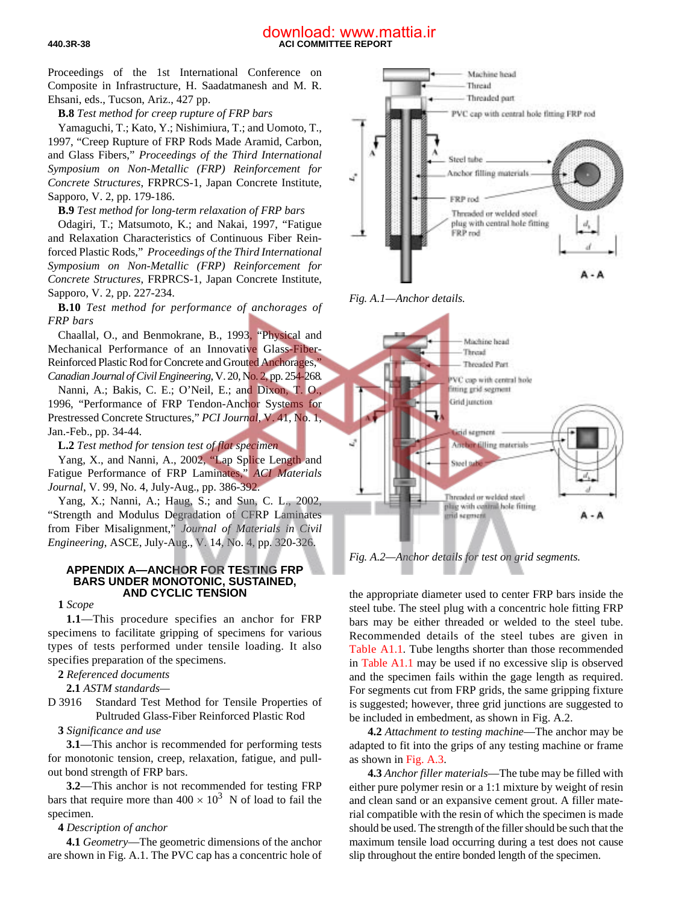Proceedings of the 1st International Conference on Composite in Infrastructure, H. Saadatmanesh and M. R. Ehsani, eds., Tucson, Ariz., 427 pp.

**B.8** *Test method for creep rupture of FRP bars*

Yamaguchi, T.; Kato, Y.; Nishimiura, T.; and Uomoto, T., 1997, "Creep Rupture of FRP Rods Made Aramid, Carbon, and Glass Fibers," *Proceedings of the Third International Symposium on Non-Metallic (FRP) Reinforcement for Concrete Structures*, FRPRCS-1, Japan Concrete Institute, Sapporo, V. 2, pp. 179-186.

**B.9** *Test method for long-term relaxation of FRP bars*

Odagiri, T.; Matsumoto, K.; and Nakai, 1997, "Fatigue and Relaxation Characteristics of Continuous Fiber Reinforced Plastic Rods," *Proceedings of the Third International Symposium on Non-Metallic (FRP) Reinforcement for Concrete Structures*, FRPRCS-1, Japan Concrete Institute, Sapporo, V. 2, pp. 227-234.

**B.10** *Test method for performance of anchorages of FRP bars*

Chaallal, O., and Benmokrane, B., 1993, "Physical and Mechanical Performance of an Innovative Glass-Fiber-Reinforced Plastic Rod for Concrete and Grouted Anchorages," *Canadian Journal of Civil Engineering*, V. 20, No. 2, pp. 254-268.

Nanni, A.; Bakis, C. E.; O'Neil, E.; and Dixon, T. O., 1996, "Performance of FRP Tendon-Anchor Systems for Prestressed Concrete Structures," *PCI Journal*, V. 41, No. 1, Jan.-Feb., pp. 34-44.

**L.2** *Test method for tension test of flat specimen*

Yang, X., and Nanni, A., 2002, "Lap Splice Length and Fatigue Performance of FRP Laminates," *ACI Materials Journal*, V. 99, No. 4, July-Aug., pp. 386-392.

Yang, X.; Nanni, A.; Haug, S.; and Sun, C. L., 2002, "Strength and Modulus Degradation of CFRP Laminates from Fiber Misalignment," *Journal of Materials in Civil Engineering*, ASCE, July-Aug., V. 14, No. 4, pp. 320-326.

## APPENDIX A—ANCHOR FOR TESTING FRP BARS UNDER MONOTONIC, SUSTAINED, AND CYCLIC TENSION

**1** *Scope*

**1.1**—This procedure specifies an anchor for FRP specimens to facilitate gripping of specimens for various types of tests performed under tensile loading. It also specifies preparation of the specimens.

**2** *Referenced documents*

**2.1** *ASTM standards*—

D 3916 Standard Test Method for Tensile Properties of Pultruded Glass-Fiber Reinforced Plastic Rod

**3** *Significance and use*

**3.1**—This anchor is recommended for performing tests for monotonic tension, creep, relaxation, fatigue, and pull-out bond strength of FRP bars.

**3.2**—This anchor is not recommended for testing FRP bars that require more than $400 \times 10^3$ N of load to fail the specimen.

**4** *Description of anchor*

**4.1** *Geometry*—The geometric dimensions of the anchor are shown in Fig. A.1. The PVC cap has a concentric hole of the appropriate diameter used to center FRP bars inside the steel tube. The steel plug with a concentric hole fitting FRP bars may be either threaded or welded to the steel tube. Recommended details of the steel tubes are given in Table A1.1. Tube lengths shorter than those recommended in Table A1.1 may be used if no excessive slip is observed and the specimen fails within the gage length as required. For segments cut from FRP grids, the same gripping fixture is suggested; however, three grid junctions are suggested to be included in embedment, as shown in Fig. A.2.

**4.2** *Attachment to testing machine*—The anchor may be adapted to fit into the grips of any testing machine or frame as shown in Fig. A.3.

**4.3** *Anchor filler materials*—The tube may be filled with either pure polymer resin or a 1:1 mixture by weight of resin and clean sand or an expansive cement grout. A filler material compatible with the resin of which the specimen is made should be used. The strength of the filler should be such that the maximum tensile load occurring during a test does not cause slip throughout the entire bonded length of the specimen.

*Fig. A.1—Anchor details.*

*Fig. A.2—Anchor details for test on grid segments.*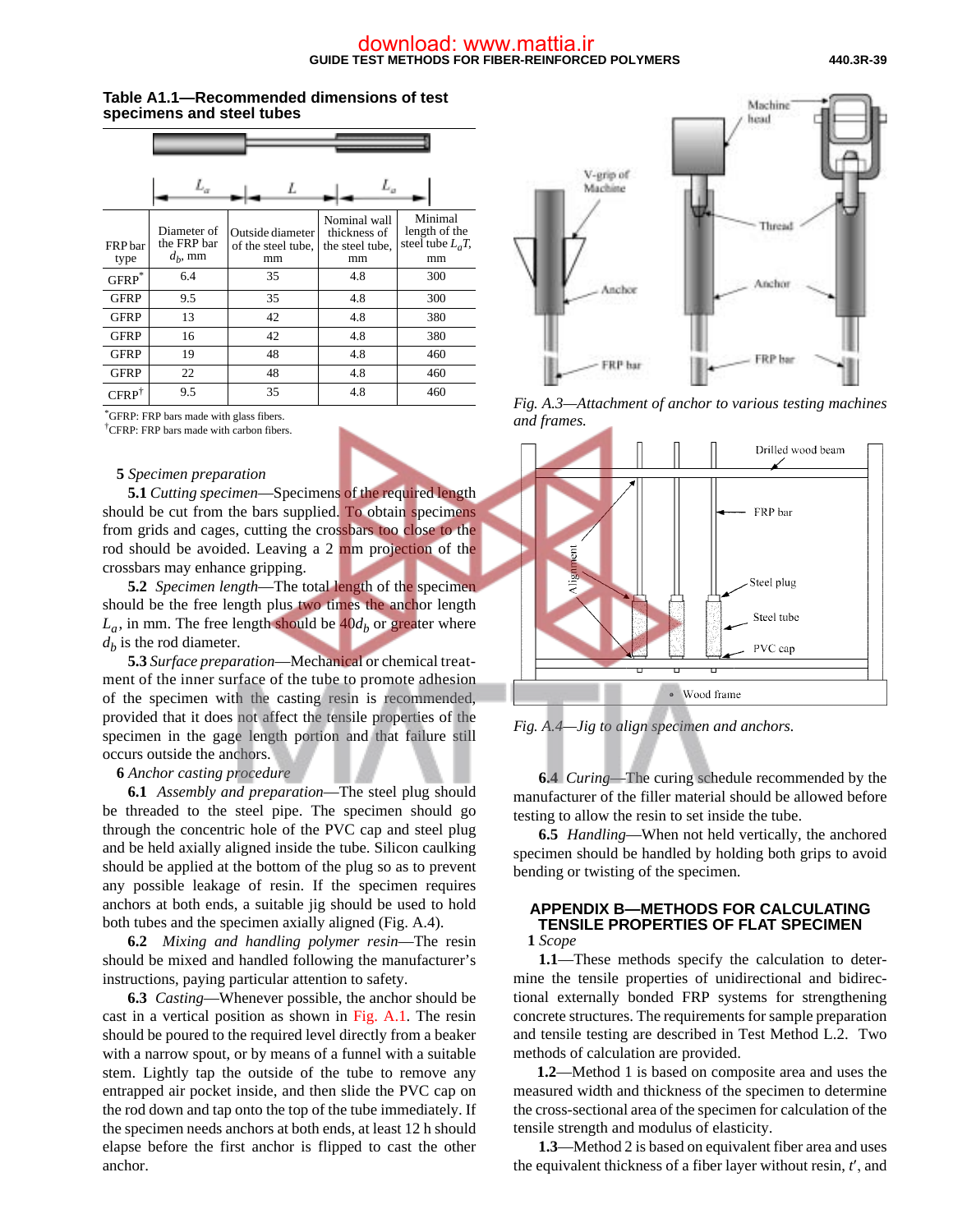**Table A1.1—Recommended dimensions of test specimens and steel tubes**

| FRP bar type | Diameter of the FRP bar $d_b$, mm | Outside diameter of the steel tube, mm | Nominal wall thickness of the steel tube, mm | Minimal length of the steel tube $L_a T$, mm |
|---|---|---|---|---|
| GFRP* | 6.4 | 35 | 4.8 | 300 |
| GFRP | 9.5 | 35 | 4.8 | 300 |
| GFRP | 13 | 42 | 4.8 | 380 |
| GFRP | 16 | 42 | 4.8 | 380 |
| GFRP | 19 | 48 | 4.8 | 460 |
| GFRP | 22 | 48 | 4.8 | 460 |
| CFRP† | 9.5 | 35 | 4.8 | 460 |

*GFRP: FRP bars made with glass fibers.
†CFRP: FRP bars made with carbon fibers.

**5** *Specimen preparation*

**5.1** *Cutting specimen*—Specimens of the required length should be cut from the bars supplied. To obtain specimens from grids and cages, cutting the crossbars too close to the rod should be avoided. Leaving a 2 mm projection of the crossbars may enhance gripping.

**5.2** *Specimen length*—The total length of the specimen should be the free length plus two times the anchor length $L_a$, in mm. The free length should be $40d_b$ or greater where $d_b$ is the rod diameter.

**5.3** *Surface preparation*—Mechanical or chemical treatment of the inner surface of the tube to promote adhesion of the specimen with the casting resin is recommended, provided that it does not affect the tensile properties of the specimen in the gage length portion and that failure still occurs outside the anchors.

**6** *Anchor casting procedure*

**6.1** *Assembly and preparation*—The steel plug should be threaded to the steel pipe. The specimen should go through the concentric hole of the PVC cap and steel plug and be held axially aligned inside the tube. Silicon caulking should be applied at the bottom of the plug so as to prevent any possible leakage of resin. If the specimen requires anchors at both ends, a suitable jig should be used to hold both tubes and the specimen axially aligned (Fig. A.4).

**6.2** *Mixing and handling polymer resin*—The resin should be mixed and handled following the manufacturer's instructions, paying particular attention to safety.

**6.3** *Casting*—Whenever possible, the anchor should be cast in a vertical position as shown in Fig. A.1. The resin should be poured to the required level directly from a beaker with a narrow spout, or by means of a funnel with a suitable stem. Lightly tap the outside of the tube to remove any entrapped air pocket inside, and then slide the PVC cap on the rod down and tap onto the top of the tube immediately. If the specimen needs anchors at both ends, at least 12 h should elapse before the first anchor is flipped to cast the other anchor.

*Fig. A.3—Attachment of anchor to various testing machines and frames.*

*Fig. A.4—Jig to align specimen and anchors.*

**6.4** *Curing*—The curing schedule recommended by the manufacturer of the filler material should be allowed before testing to allow the resin to set inside the tube.

**6.5** *Handling*—When not held vertically, the anchored specimen should be handled by holding both grips to avoid bending or twisting of the specimen.

## APPENDIX B—METHODS FOR CALCULATING TENSILE PROPERTIES OF FLAT SPECIMEN

**1** *Scope*

**1.1**—These methods specify the calculation to determine the tensile properties of unidirectional and bidirectional externally bonded FRP systems for strengthening concrete structures. The requirements for sample preparation and tensile testing are described in Test Method L.2. Two methods of calculation are provided.

**1.2**—Method 1 is based on composite area and uses the measured width and thickness of the specimen to determine the cross-sectional area of the specimen for calculation of the tensile strength and modulus of elasticity.

**1.3**—Method 2 is based on equivalent fiber area and uses the equivalent thickness of a fiber layer without resin, $t'$, and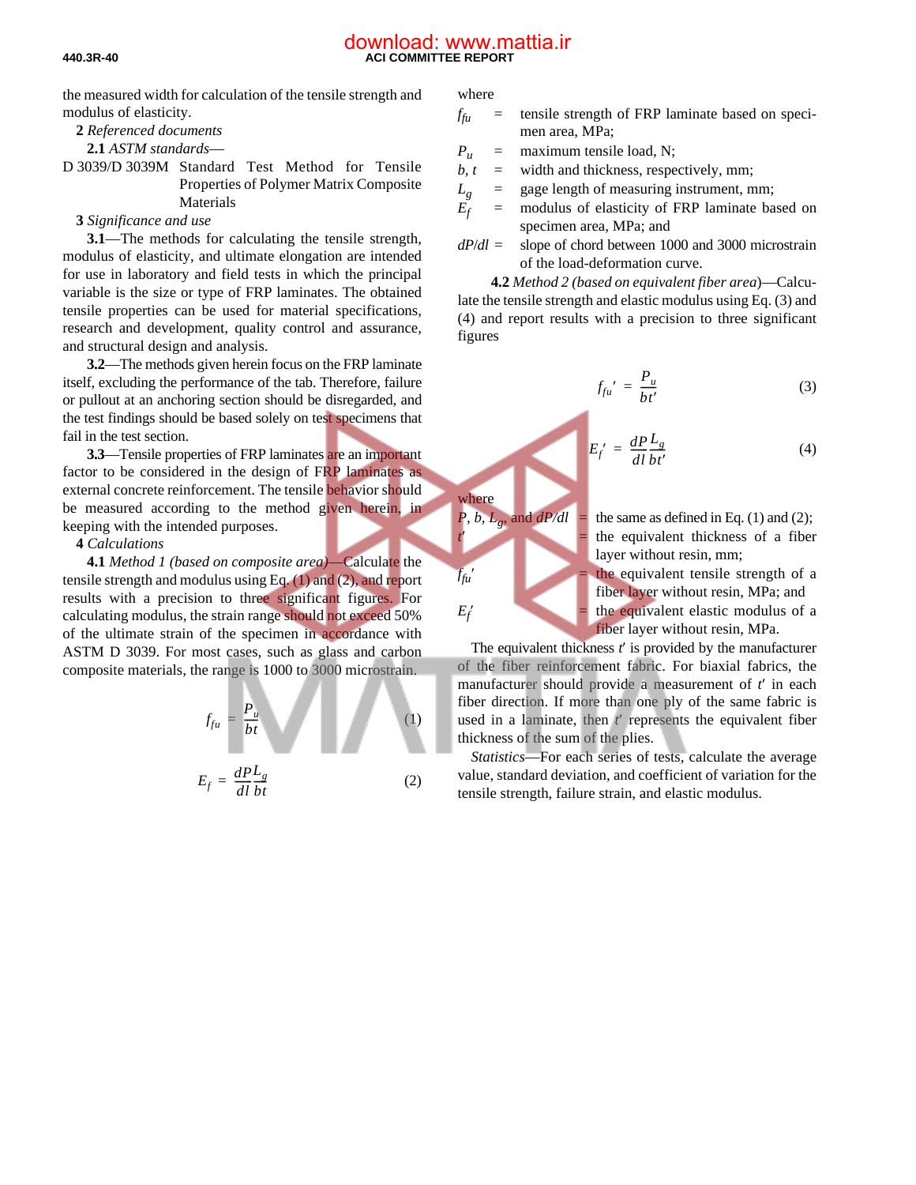the measured width for calculation of the tensile strength and modulus of elasticity.

**2** *Referenced documents*

**2.1** *ASTM standards*—

D 3039/D 3039M Standard Test Method for Tensile Properties of Polymer Matrix Composite Materials

**3** *Significance and use*

**3.1**—The methods for calculating the tensile strength, modulus of elasticity, and ultimate elongation are intended for use in laboratory and field tests in which the principal variable is the size or type of FRP laminates. The obtained tensile properties can be used for material specifications, research and development, quality control and assurance, and structural design and analysis.

**3.2**—The methods given herein focus on the FRP laminate itself, excluding the performance of the tab. Therefore, failure or pullout at an anchoring section should be disregarded, and the test findings should be based solely on test specimens that fail in the test section.

**3.3**—Tensile properties of FRP laminates are an important factor to be considered in the design of FRP laminates as external concrete reinforcement. The tensile behavior should be measured according to the method given herein, in keeping with the intended purposes.

**4** *Calculations*

**4.1** *Method 1 (based on composite area)*—Calculate the tensile strength and modulus using Eq. (1) and (2), and report results with a precision to three significant figures. For calculating modulus, the strain range should not exceed 50% of the ultimate strain of the specimen in accordance with ASTM D 3039. For most cases, such as glass and carbon composite materials, the range is 1000 to 3000 microstrain.

$$f_{fu} = \frac{P_u}{bt} \tag{1}$$

$$E_f = \frac{dP}{dl}\frac{L_g}{bt} \tag{2}$$

where

$f_{fu}$ = tensile strength of FRP laminate based on specimen area, MPa;

$P_u$ = maximum tensile load, N;

$b$, $t$ = width and thickness, respectively, mm;

$L_g$ = gage length of measuring instrument, mm;

$E_f$ = modulus of elasticity of FRP laminate based on specimen area, MPa; and

$dP/dl$ = slope of chord between 1000 and 3000 microstrain of the load-deformation curve.

**4.2** *Method 2 (based on equivalent fiber area)*—Calculate the tensile strength and elastic modulus using Eq. (3) and (4) and report results with a precision to three significant figures

$$f_{fu}' = \frac{P_u}{bt'} \tag{3}$$

$$E_f' = \frac{dP}{dl}\frac{L_g}{bt'} \tag{4}$$

where

$P$, $b$, $L_g$, and $dP/dl$ = the same as defined in Eq. (1) and (2);

$t'$ = the equivalent thickness of a fiber layer without resin, mm;

$f_{fu}'$ = the equivalent tensile strength of a fiber layer without resin, MPa; and

$E_f'$ = the equivalent elastic modulus of a fiber layer without resin, MPa.

The equivalent thickness $t'$ is provided by the manufacturer of the fiber reinforcement fabric. For biaxial fabrics, the manufacturer should provide a measurement of $t'$ in each fiber direction. If more than one ply of the same fabric is used in a laminate, then $t'$ represents the equivalent fiber thickness of the sum of the plies.

*Statistics*—For each series of tests, calculate the average value, standard deviation, and coefficient of variation for the tensile strength, failure strain, and elastic modulus.